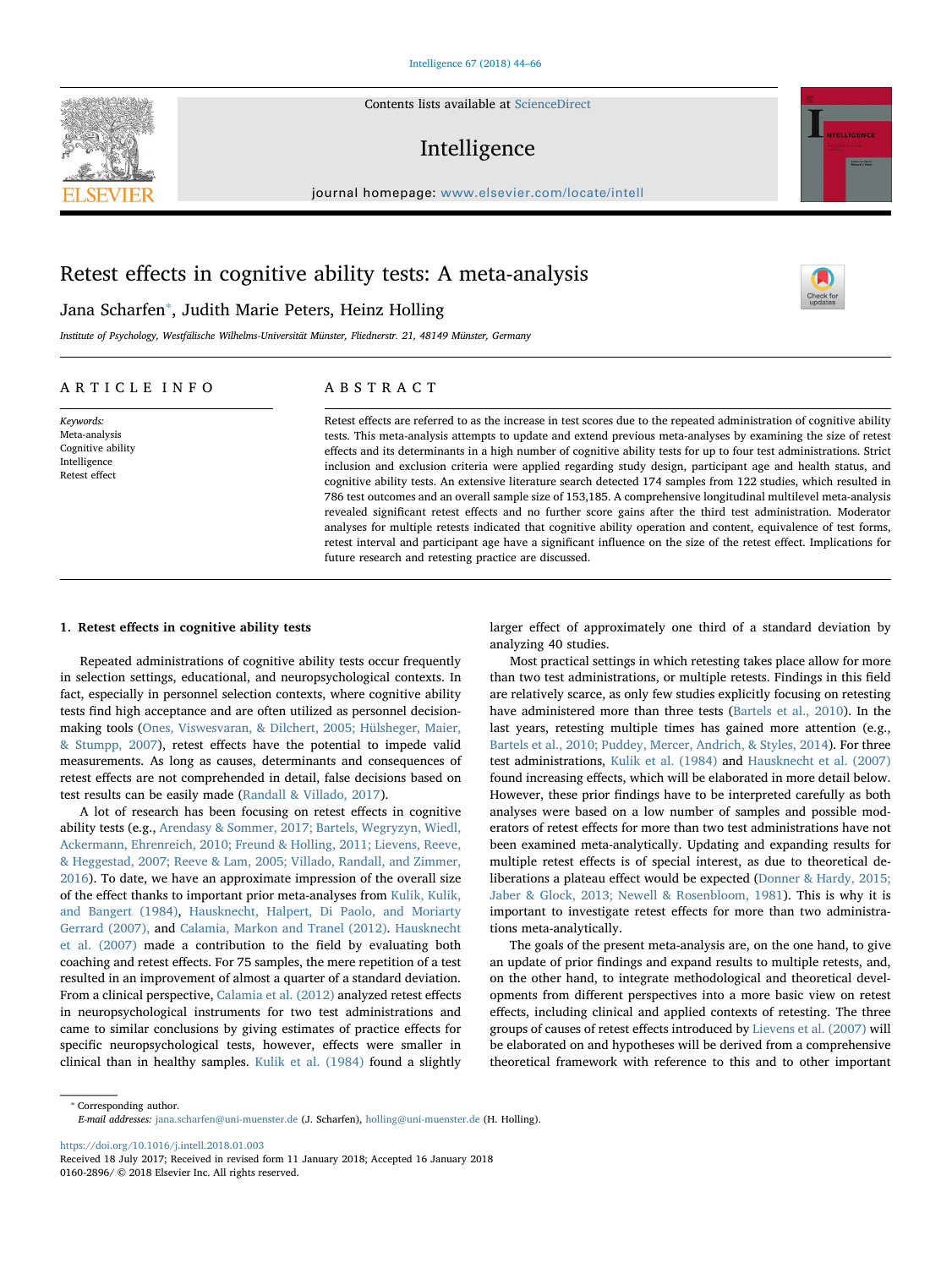# Retest effects in cognitive ability tests: A meta-analysis

Jana Scharfen*, Judith Marie Peters, Heinz Holling

*Institute of Psychology, Westfälische Wilhelms-Universität Münster, Fliednerstr. 21, 48149 Münster, Germany*

## ARTICLE INFO

*Keywords:*
Meta-analysis
Cognitive ability
Intelligence
Retest effect

## ABSTRACT

Retest effects are referred to as the increase in test scores due to the repeated administration of cognitive ability tests. This meta-analysis attempts to update and extend previous meta-analyses by examining the size of retest effects and its determinants in a high number of cognitive ability tests for up to four test administrations. Strict inclusion and exclusion criteria were applied regarding study design, participant age and health status, and cognitive ability tests. An extensive literature search detected 174 samples from 122 studies, which resulted in 786 test outcomes and an overall sample size of 153,185. A comprehensive longitudinal multilevel meta-analysis revealed significant retest effects and no further score gains after the third test administration. Moderator analyses for multiple retests indicated that cognitive ability operation and content, equivalence of test forms, retest interval and participant age have a significant influence on the size of the retest effect. Implications for future research and retesting practice are discussed.

## 1. Retest effects in cognitive ability tests

Repeated administrations of cognitive ability tests occur frequently in selection settings, educational, and neuropsychological contexts. In fact, especially in personnel selection contexts, where cognitive ability tests find high acceptance and are often utilized as personnel decision-making tools (Ones, Viswesvaran, & Dilchert, 2005; Hülsheger, Maier, & Stumpp, 2007), retest effects have the potential to impede valid measurements. As long as causes, determinants and consequences of retest effects are not comprehended in detail, false decisions based on test results can be easily made (Randall & Villado, 2017).

A lot of research has been focusing on retest effects in cognitive ability tests (e.g., Arendasy & Sommer, 2017; Bartels, Wegryzyn, Wiedl, Ackermann, Ehrenreich, 2010; Freund & Holling, 2011; Lievens, Reeve, & Heggestad, 2007; Reeve & Lam, 2005; Villado, Randall, and Zimmer, 2016). To date, we have an approximate impression of the overall size of the effect thanks to important prior meta-analyses from Kulik, Kulik, and Bangert (1984), Hausknecht, Halpert, Di Paolo, and Moriarty Gerrard (2007), and Calamia, Markon and Tranel (2012). Hausknecht et al. (2007) made a contribution to the field by evaluating both coaching and retest effects. For 75 samples, the mere repetition of a test resulted in an improvement of almost a quarter of a standard deviation. From a clinical perspective, Calamia et al. (2012) analyzed retest effects in neuropsychological instruments for two test administrations and came to similar conclusions by giving estimates of practice effects for specific neuropsychological tests, however, effects were smaller in clinical than in healthy samples. Kulik et al. (1984) found a slightly larger effect of approximately one third of a standard deviation by analyzing 40 studies.

Most practical settings in which retesting takes place allow for more than two test administrations, or multiple retests. Findings in this field are relatively scarce, as only few studies explicitly focusing on retesting have administered more than three tests (Bartels et al., 2010). In the last years, retesting multiple times has gained more attention (e.g., Bartels et al., 2010; Puddey, Mercer, Andrich, & Styles, 2014). For three test administrations, Kulik et al. (1984) and Hausknecht et al. (2007) found increasing effects, which will be elaborated in more detail below. However, these prior findings have to be interpreted carefully as both analyses were based on a low number of samples and possible moderators of retest effects for more than two test administrations have not been examined meta-analytically. Updating and expanding results for multiple retest effects is of special interest, as due to theoretical deliberations a plateau effect would be expected (Donner & Hardy, 2015; Jaber & Glock, 2013; Newell & Rosenbloom, 1981). This is why it is important to investigate retest effects for more than two administrations meta-analytically.

The goals of the present meta-analysis are, on the one hand, to give an update of prior findings and expand results to multiple retests, and, on the other hand, to integrate methodological and theoretical developments from different perspectives into a more basic view on retest effects, including clinical and applied contexts of retesting. The three groups of causes of retest effects introduced by Lievens et al. (2007) will be elaborated on and hypotheses will be derived from a comprehensive theoretical framework with reference to this and to other important

---

* Corresponding author.
*E-mail addresses:* jana.scharfen@uni-muenster.de (J. Scharfen), holling@uni-muenster.de (H. Holling).

https://doi.org/10.1016/j.intell.2018.01.003
Received 18 July 2017; Received in revised form 11 January 2018; Accepted 16 January 2018
0160-2896/ © 2018 Elsevier Inc. All rights reserved.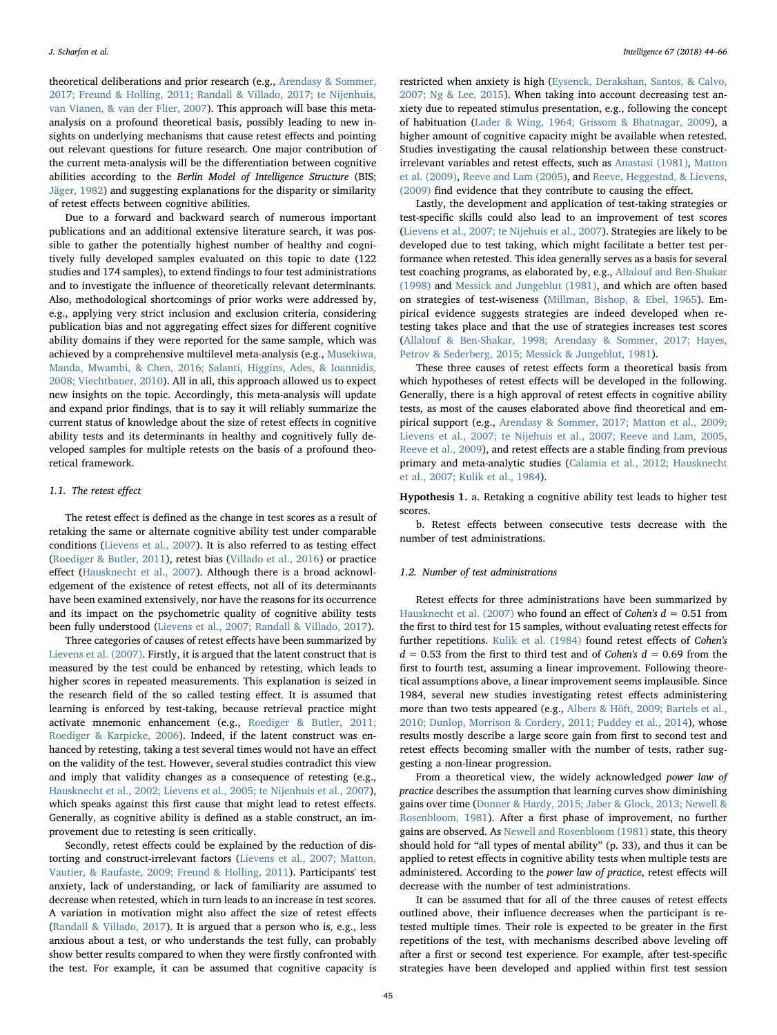theoretical deliberations and prior research (e.g., Arendasy & Sommer, 2017; Freund & Holling, 2011; Randall & Villado, 2017; te Nijenhuis, van Vianen, & van der Flier, 2007). This approach will base this meta-analysis on a profound theoretical basis, possibly leading to new insights on underlying mechanisms that cause retest effects and pointing out relevant questions for future research. One major contribution of the current meta-analysis will be the differentiation between cognitive abilities according to the *Berlin Model of Intelligence Structure* (BIS; Jäger, 1982) and suggesting explanations for the disparity or similarity of retest effects between cognitive abilities.

Due to a forward and backward search of numerous important publications and an additional extensive literature search, it was possible to gather the potentially highest number of healthy and cognitively fully developed samples evaluated on this topic to date (122 studies and 174 samples), to extend findings to four test administrations and to investigate the influence of theoretically relevant determinants. Also, methodological shortcomings of prior works were addressed by, e.g., applying very strict inclusion and exclusion criteria, considering publication bias and not aggregating effect sizes for different cognitive ability domains if they were reported for the same sample, which was achieved by a comprehensive multilevel meta-analysis (e.g., Musekiwa, Manda, Mwambi, & Chen, 2016; Salanti, Higgins, Ades, & Ioannidis, 2008; Viechtbauer, 2010). All in all, this approach allowed us to expect new insights on the topic. Accordingly, this meta-analysis will update and expand prior findings, that is to say it will reliably summarize the current status of knowledge about the size of retest effects in cognitive ability tests and its determinants in healthy and cognitively fully developed samples for multiple retests on the basis of a profound theoretical framework.

### 1.1. The retest effect

The retest effect is defined as the change in test scores as a result of retaking the same or alternate cognitive ability test under comparable conditions (Lievens et al., 2007). It is also referred to as testing effect (Roediger & Butler, 2011), retest bias (Villado et al., 2016) or practice effect (Hausknecht et al., 2007). Although there is a broad acknowledgement of the existence of retest effects, not all of its determinants have been examined extensively, nor have the reasons for its occurrence and its impact on the psychometric quality of cognitive ability tests been fully understood (Lievens et al., 2007; Randall & Villado, 2017).

Three categories of causes of retest effects have been summarized by Lievens et al. (2007). Firstly, it is argued that the latent construct that is measured by the test could be enhanced by retesting, which leads to higher scores in repeated measurements. This explanation is seized in the research field of the so called testing effect. It is assumed that learning is enforced by test-taking, because retrieval practice might activate mnemonic enhancement (e.g., Roediger & Butler, 2011; Roediger & Karpicke, 2006). Indeed, if the latent construct was enhanced by retesting, taking a test several times would not have an effect on the validity of the test. However, several studies contradict this view and imply that validity changes as a consequence of retesting (e.g., Hausknecht et al., 2002; Lievens et al., 2005; te Nijenhuis et al., 2007), which speaks against this first cause that might lead to retest effects. Generally, as cognitive ability is defined as a stable construct, an improvement due to retesting is seen critically.

Secondly, retest effects could be explained by the reduction of distorting and construct-irrelevant factors (Lievens et al., 2007; Matton, Vautier, & Raufaste, 2009; Freund & Holling, 2011). Participants' test anxiety, lack of understanding, or lack of familiarity are assumed to decrease when retested, which in turn leads to an increase in test scores. A variation in motivation might also affect the size of retest effects (Randall & Villado, 2017). It is argued that a person who is, e.g., less anxious about a test, or who understands the test fully, can probably show better results compared to when they were firstly confronted with the test. For example, it can be assumed that cognitive capacity is restricted when anxiety is high (Eysenck, Derakshan, Santos, & Calvo, 2007; Ng & Lee, 2015). When taking into account decreasing test anxiety due to repeated stimulus presentation, e.g., following the concept of habituation (Lader & Wing, 1964; Grissom & Bhatnagar, 2009), a higher amount of cognitive capacity might be available when retested. Studies investigating the causal relationship between these construct-irrelevant variables and retest effects, such as Anastasi (1981), Matton et al. (2009), Reeve and Lam (2005), and Reeve, Heggestad, & Lievens, (2009) find evidence that they contribute to causing the effect.

Lastly, the development and application of test-taking strategies or test-specific skills could also lead to an improvement of test scores (Lievens et al., 2007; te Nijehuis et al., 2007). Strategies are likely to be developed due to test taking, which might facilitate a better test performance when retested. This idea generally serves as a basis for several test coaching programs, as elaborated by, e.g., Allalouf and Ben-Shakar (1998) and Messick and Jungeblut (1981), and which are often based on strategies of test-wiseness (Millman, Bishop, & Ebel, 1965). Empirical evidence suggests strategies are indeed developed when retesting takes place and that the use of strategies increases test scores (Allalouf & Ben-Shakar, 1998; Arendasy & Sommer, 2017; Hayes, Petrov & Sederberg, 2015; Messick & Jungeblut, 1981).

These three causes of retest effects form a theoretical basis from which hypotheses of retest effects will be developed in the following. Generally, there is a high approval of retest effects in cognitive ability tests, as most of the causes elaborated above find theoretical and empirical support (e.g., Arendasy & Sommer, 2017; Matton et al., 2009; Lievens et al., 2007; te Nijehuis et al., 2007; Reeve and Lam, 2005, Reeve et al., 2009), and retest effects are a stable finding from previous primary and meta-analytic studies (Calamia et al., 2012; Hausknecht et al., 2007; Kulik et al., 1984).

**Hypothesis 1.** a. Retaking a cognitive ability test leads to higher test scores.

b. Retest effects between consecutive tests decrease with the number of test administrations.

### 1.2. Number of test administrations

Retest effects for three administrations have been summarized by Hausknecht et al. (2007) who found an effect of *Cohen's d* = 0.51 from the first to third test for 15 samples, without evaluating retest effects for further repetitions. Kulik et al. (1984) found retest effects of *Cohen's d* = 0.53 from the first to third test and of *Cohen's d* = 0.69 from the first to fourth test, assuming a linear improvement. Following theoretical assumptions above, a linear improvement seems implausible. Since 1984, several new studies investigating retest effects administering more than two tests appeared (e.g., Albers & Höft, 2009; Bartels et al., 2010; Dunlop, Morrison & Cordery, 2011; Puddey et al., 2014), whose results mostly describe a large score gain from first to second test and retest effects becoming smaller with the number of tests, rather suggesting a non-linear progression.

From a theoretical view, the widely acknowledged *power law of practice* describes the assumption that learning curves show diminishing gains over time (Donner & Hardy, 2015; Jaber & Glock, 2013; Newell & Rosenbloom, 1981). After a first phase of improvement, no further gains are observed. As Newell and Rosenbloom (1981) state, this theory should hold for "all types of mental ability" (p. 33), and thus it can be applied to retest effects in cognitive ability tests when multiple tests are administered. According to the *power law of practice*, retest effects will decrease with the number of test administrations.

It can be assumed that for all of the three causes of retest effects outlined above, their influence decreases when the participant is retested multiple times. Their role is expected to be greater in the first repetitions of the test, with mechanisms described above leveling off after a first or second test experience. For example, after test-specific strategies have been developed and applied within first test session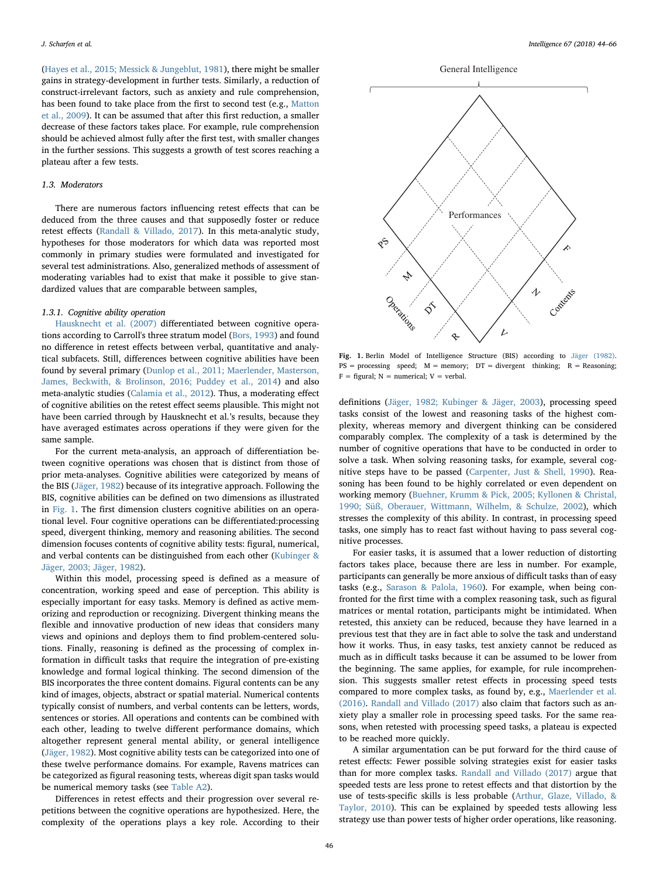(Hayes et al., 2015; Messick & Jungeblut, 1981), there might be smaller gains in strategy-development in further tests. Similarly, a reduction of construct-irrelevant factors, such as anxiety and rule comprehension, has been found to take place from the first to second test (e.g., Matton et al., 2009). It can be assumed that after this first reduction, a smaller decrease of these factors takes place. For example, rule comprehension should be achieved almost fully after the first test, with smaller changes in the further sessions. This suggests a growth of test scores reaching a plateau after a few tests.

### 1.3. Moderators

There are numerous factors influencing retest effects that can be deduced from the three causes and that supposedly foster or reduce retest effects (Randall & Villado, 2017). In this meta-analytic study, hypotheses for those moderators for which data was reported most commonly in primary studies were formulated and investigated for several test administrations. Also, generalized methods of assessment of moderating variables had to exist that make it possible to give standardized values that are comparable between samples,

#### 1.3.1. Cognitive ability operation

Hausknecht et al. (2007) differentiated between cognitive operations according to Carroll's three stratum model (Bors, 1993) and found no difference in retest effects between verbal, quantitative and analytical subfacets. Still, differences between cognitive abilities have been found by several primary (Dunlop et al., 2011; Maerlender, Masterson, James, Beckwith, & Brolinson, 2016; Puddey et al., 2014) and also meta-analytic studies (Calamia et al., 2012). Thus, a moderating effect of cognitive abilities on the retest effect seems plausible. This might not have been carried through by Hausknecht et al.'s results, because they have averaged estimates across operations if they were given for the same sample.

For the current meta-analysis, an approach of differentiation between cognitive operations was chosen that is distinct from those of prior meta-analyses. Cognitive abilities were categorized by means of the BIS (Jäger, 1982) because of its integrative approach. Following the BIS, cognitive abilities can be defined on two dimensions as illustrated in Fig. 1. The first dimension clusters cognitive abilities on an operational level. Four cognitive operations can be differentiated:processing speed, divergent thinking, memory and reasoning abilities. The second dimension focuses contents of cognitive ability tests: figural, numerical, and verbal contents can be distinguished from each other (Kubinger & Jäger, 2003; Jäger, 1982).

Within this model, processing speed is defined as a measure of concentration, working speed and ease of perception. This ability is especially important for easy tasks. Memory is defined as active memorizing and reproduction or recognizing. Divergent thinking means the flexible and innovative production of new ideas that considers many views and opinions and deploys them to find problem-centered solutions. Finally, reasoning is defined as the processing of complex information in difficult tasks that require the integration of pre-existing knowledge and formal logical thinking. The second dimension of the BIS incorporates the three content domains. Figural contents can be any kind of images, objects, abstract or spatial material. Numerical contents typically consist of numbers, and verbal contents can be letters, words, sentences or stories. All operations and contents can be combined with each other, leading to twelve different performance domains, which altogether represent general mental ability, or general intelligence (Jäger, 1982). Most cognitive ability tests can be categorized into one of these twelve performance domains. For example, Ravens matrices can be categorized as figural reasoning tests, whereas digit span tasks would be numerical memory tasks (see Table A2).

Differences in retest effects and their progression over several repetitions between the cognitive operations are hypothesized. Here, the complexity of the operations plays a key role. According to their

**Fig. 1.** Berlin Model of Intelligence Structure (BIS) according to Jäger (1982). PS = processing speed; M = memory; DT = divergent thinking; R = Reasoning; F = figural; N = numerical; V = verbal.

definitions (Jäger, 1982; Kubinger & Jäger, 2003), processing speed tasks consist of the lowest and reasoning tasks of the highest complexity, whereas memory and divergent thinking can be considered comparably complex. The complexity of a task is determined by the number of cognitive operations that have to be conducted in order to solve a task. When solving reasoning tasks, for example, several cognitive steps have to be passed (Carpenter, Just & Shell, 1990). Reasoning has been found to be highly correlated or even dependent on working memory (Buehner, Krumm & Pick, 2005; Kyllonen & Christal, 1990; Süß, Oberauer, Wittmann, Wilhelm, & Schulze, 2002), which stresses the complexity of this ability. In contrast, in processing speed tasks, one simply has to react fast without having to pass several cognitive processes.

For easier tasks, it is assumed that a lower reduction of distorting factors takes place, because there are less in number. For example, participants can generally be more anxious of difficult tasks than of easy tasks (e.g., Sarason & Palola, 1960). For example, when being confronted for the first time with a complex reasoning task, such as figural matrices or mental rotation, participants might be intimidated. When retested, this anxiety can be reduced, because they have learned in a previous test that they are in fact able to solve the task and understand how it works. Thus, in easy tasks, test anxiety cannot be reduced as much as in difficult tasks because it can be assumed to be lower from the beginning. The same applies, for example, for rule incomprehension. This suggests smaller retest effects in processing speed tests compared to more complex tasks, as found by, e.g., Maerlender et al. (2016). Randall and Villado (2017) also claim that factors such as anxiety play a smaller role in processing speed tasks. For the same reasons, when retested with processing speed tasks, a plateau is expected to be reached more quickly.

A similar argumentation can be put forward for the third cause of retest effects: Fewer possible solving strategies exist for easier tasks than for more complex tasks. Randall and Villado (2017) argue that speeded tests are less prone to retest effects and that distortion by the use of tests-specific skills is less probable (Arthur, Glaze, Villado, & Taylor, 2010). This can be explained by speeded tests allowing less strategy use than power tests of higher order operations, like reasoning.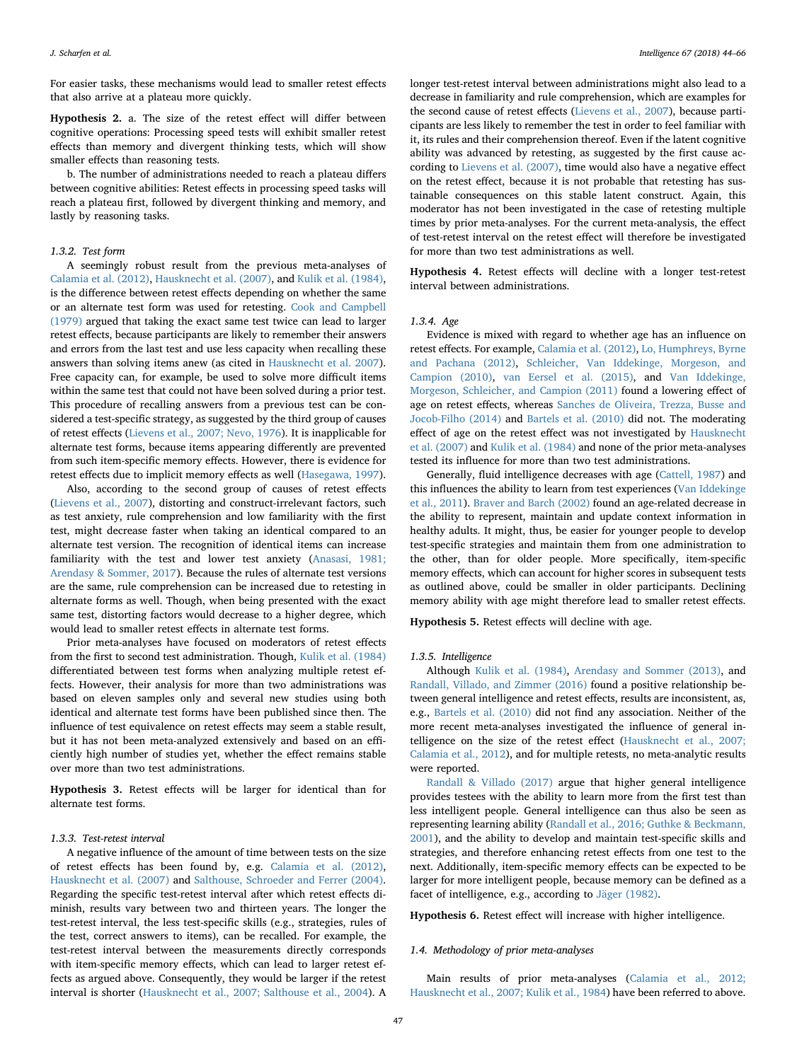For easier tasks, these mechanisms would lead to smaller retest effects that also arrive at a plateau more quickly.

**Hypothesis 2.** a. The size of the retest effect will differ between cognitive operations: Processing speed tests will exhibit smaller retest effects than memory and divergent thinking tests, which will show smaller effects than reasoning tests.

b. The number of administrations needed to reach a plateau differs between cognitive abilities: Retest effects in processing speed tasks will reach a plateau first, followed by divergent thinking and memory, and lastly by reasoning tasks.

#### 1.3.2. Test form

A seemingly robust result from the previous meta-analyses of Calamia et al. (2012), Hausknecht et al. (2007), and Kulik et al. (1984), is the difference between retest effects depending on whether the same or an alternate test form was used for retesting. Cook and Campbell (1979) argued that taking the exact same test twice can lead to larger retest effects, because participants are likely to remember their answers and errors from the last test and use less capacity when recalling these answers than solving items anew (as cited in Hausknecht et al. 2007). Free capacity can, for example, be used to solve more difficult items within the same test that could not have been solved during a prior test. This procedure of recalling answers from a previous test can be considered a test-specific strategy, as suggested by the third group of causes of retest effects (Lievens et al., 2007; Nevo, 1976). It is inapplicable for alternate test forms, because items appearing differently are prevented from such item-specific memory effects. However, there is evidence for retest effects due to implicit memory effects as well (Hasegawa, 1997).

Also, according to the second group of causes of retest effects (Lievens et al., 2007), distorting and construct-irrelevant factors, such as test anxiety, rule comprehension and low familiarity with the first test, might decrease faster when taking an identical compared to an alternate test version. The recognition of identical items can increase familiarity with the test and lower test anxiety (Anasasi, 1981; Arendasy & Sommer, 2017). Because the rules of alternate test versions are the same, rule comprehension can be increased due to retesting in alternate forms as well. Though, when being presented with the exact same test, distorting factors would decrease to a higher degree, which would lead to smaller retest effects in alternate test forms.

Prior meta-analyses have focused on moderators of retest effects from the first to second test administration. Though, Kulik et al. (1984) differentiated between test forms when analyzing multiple retest effects. However, their analysis for more than two administrations was based on eleven samples only and several new studies using both identical and alternate test forms have been published since then. The influence of test equivalence on retest effects may seem a stable result, but it has not been meta-analyzed extensively and based on an efficiently high number of studies yet, whether the effect remains stable over more than two test administrations.

**Hypothesis 3.** Retest effects will be larger for identical than for alternate test forms.

#### 1.3.3. Test-retest interval

A negative influence of the amount of time between tests on the size of retest effects has been found by, e.g. Calamia et al. (2012), Hausknecht et al. (2007) and Salthouse, Schroeder and Ferrer (2004). Regarding the specific test-retest interval after which retest effects diminish, results vary between two and thirteen years. The longer the test-retest interval, the less test-specific skills (e.g., strategies, rules of the test, correct answers to items), can be recalled. For example, the test-retest interval between the measurements directly corresponds with item-specific memory effects, which can lead to larger retest effects as argued above. Consequently, they would be larger if the retest interval is shorter (Hausknecht et al., 2007; Salthouse et al., 2004). A longer test-retest interval between administrations might also lead to a decrease in familiarity and rule comprehension, which are examples for the second cause of retest effects (Lievens et al., 2007), because participants are less likely to remember the test in order to feel familiar with it, its rules and their comprehension thereof. Even if the latent cognitive ability was advanced by retesting, as suggested by the first cause according to Lievens et al. (2007), time would also have a negative effect on the retest effect, because it is not probable that retesting has sustainable consequences on this stable latent construct. Again, this moderator has not been investigated in the case of retesting multiple times by prior meta-analyses. For the current meta-analysis, the effect of test-retest interval on the retest effect will therefore be investigated for more than two test administrations as well.

**Hypothesis 4.** Retest effects will decline with a longer test-retest interval between administrations.

#### 1.3.4. Age

Evidence is mixed with regard to whether age has an influence on retest effects. For example, Calamia et al. (2012), Lo, Humphreys, Byrne and Pachana (2012), Schleicher, Van Iddekinge, Morgeson, and Campion (2010), van Eersel et al. (2015), and Van Iddekinge, Morgeson, Schleicher, and Campion (2011) found a lowering effect of age on retest effects, whereas Sanches de Oliveira, Trezza, Busse and Jocob-Filho (2014) and Bartels et al. (2010) did not. The moderating effect of age on the retest effect was not investigated by Hausknecht et al. (2007) and Kulik et al. (1984) and none of the prior meta-analyses tested its influence for more than two test administrations.

Generally, fluid intelligence decreases with age (Cattell, 1987) and this influences the ability to learn from test experiences (Van Iddekinge et al., 2011). Braver and Barch (2002) found an age-related decrease in the ability to represent, maintain and update context information in healthy adults. It might, thus, be easier for younger people to develop test-specific strategies and maintain them from one administration to the other, than for older people. More specifically, item-specific memory effects, which can account for higher scores in subsequent tests as outlined above, could be smaller in older participants. Declining memory ability with age might therefore lead to smaller retest effects.

**Hypothesis 5.** Retest effects will decline with age.

#### 1.3.5. Intelligence

Although Kulik et al. (1984), Arendasy and Sommer (2013), and Randall, Villado, and Zimmer (2016) found a positive relationship between general intelligence and retest effects, results are inconsistent, as, e.g., Bartels et al. (2010) did not find any association. Neither of the more recent meta-analyses investigated the influence of general intelligence on the size of the retest effect (Hausknecht et al., 2007; Calamia et al., 2012), and for multiple retests, no meta-analytic results were reported.

Randall & Villado (2017) argue that higher general intelligence provides testees with the ability to learn more from the first test than less intelligent people. General intelligence can thus also be seen as representing learning ability (Randall et al., 2016; Guthke & Beckmann, 2001), and the ability to develop and maintain test-specific skills and strategies, and therefore enhancing retest effects from one test to the next. Additionally, item-specific memory effects can be expected to be larger for more intelligent people, because memory can be defined as a facet of intelligence, e.g., according to Jäger (1982).

**Hypothesis 6.** Retest effect will increase with higher intelligence.

### 1.4. Methodology of prior meta-analyses

Main results of prior meta-analyses (Calamia et al., 2012; Hausknecht et al., 2007; Kulik et al., 1984) have been referred to above.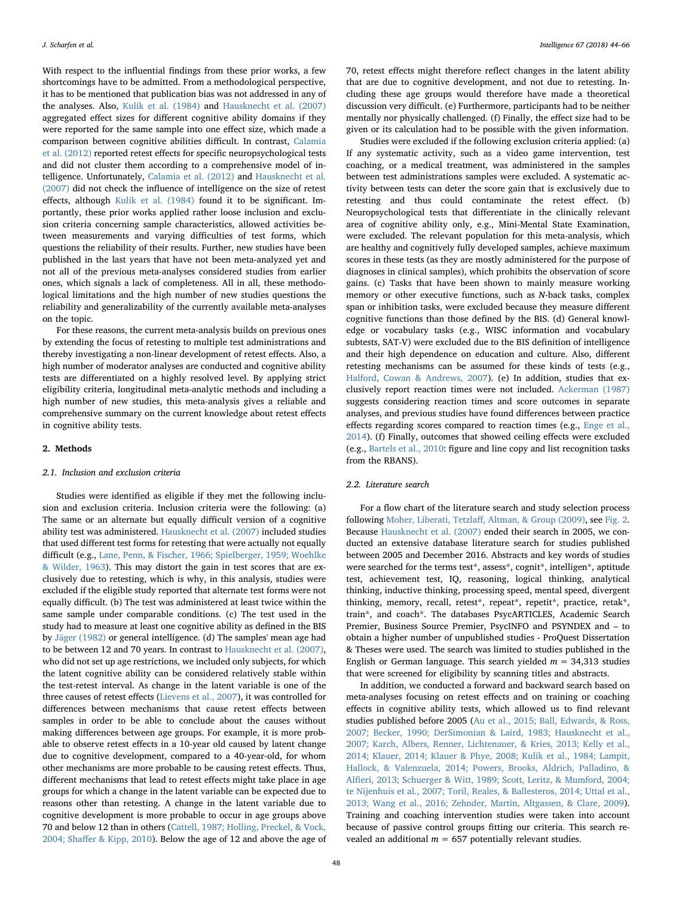With respect to the influential findings from these prior works, a few shortcomings have to be admitted. From a methodological perspective, it has to be mentioned that publication bias was not addressed in any of the analyses. Also, Kulik et al. (1984) and Hausknecht et al. (2007) aggregated effect sizes for different cognitive ability domains if they were reported for the same sample into one effect size, which made a comparison between cognitive abilities difficult. In contrast, Calamia et al. (2012) reported retest effects for specific neuropsychological tests and did not cluster them according to a comprehensive model of intelligence. Unfortunately, Calamia et al. (2012) and Hausknecht et al. (2007) did not check the influence of intelligence on the size of retest effects, although Kulik et al. (1984) found it to be significant. Importantly, these prior works applied rather loose inclusion and exclusion criteria concerning sample characteristics, allowed activities between measurements and varying difficulties of test forms, which questions the reliability of their results. Further, new studies have been published in the last years that have not been meta-analyzed yet and not all of the previous meta-analyses considered studies from earlier ones, which signals a lack of completeness. All in all, these methodological limitations and the high number of new studies questions the reliability and generalizability of the currently available meta-analyses on the topic.

For these reasons, the current meta-analysis builds on previous ones by extending the focus of retesting to multiple test administrations and thereby investigating a non-linear development of retest effects. Also, a high number of moderator analyses are conducted and cognitive ability tests are differentiated on a highly resolved level. By applying strict eligibility criteria, longitudinal meta-analytic methods and including a high number of new studies, this meta-analysis gives a reliable and comprehensive summary on the current knowledge about retest effects in cognitive ability tests.

## 2. Methods

### 2.1. Inclusion and exclusion criteria

Studies were identified as eligible if they met the following inclusion and exclusion criteria. Inclusion criteria were the following: (a) The same or an alternate but equally difficult version of a cognitive ability test was administered. Hausknecht et al. (2007) included studies that used different test forms for retesting that were actually not equally difficult (e.g., Lane, Penn, & Fischer, 1966; Spielberger, 1959; Woehlke & Wilder, 1963). This may distort the gain in test scores that are exclusively due to retesting, which is why, in this analysis, studies were excluded if the eligible study reported that alternate test forms were not equally difficult. (b) The test was administered at least twice within the same sample under comparable conditions. (c) The test used in the study had to measure at least one cognitive ability as defined in the BIS by Jäger (1982) or general intelligence. (d) The samples' mean age had to be between 12 and 70 years. In contrast to Hausknecht et al. (2007), who did not set up age restrictions, we included only subjects, for which the latent cognitive ability can be considered relatively stable within the test-retest interval. As change in the latent variable is one of the three causes of retest effects (Lievens et al., 2007), it was controlled for differences between mechanisms that cause retest effects between samples in order to be able to conclude about the causes without making differences between age groups. For example, it is more probable to observe retest effects in a 10-year old caused by latent change due to cognitive development, compared to a 40-year-old, for whom other mechanisms are more probable to be causing retest effects. Thus, different mechanisms that lead to retest effects might take place in age groups for which a change in the latent variable can be expected due to reasons other than retesting. A change in the latent variable due to cognitive development is more probable to occur in age groups above 70 and below 12 than in others (Cattell, 1987; Holling, Preckel, & Vock, 2004; Shaffer & Kipp, 2010). Below the age of 12 and above the age of 70, retest effects might therefore reflect changes in the latent ability that are due to cognitive development, and not due to retesting. Including these age groups would therefore have made a theoretical discussion very difficult. (e) Furthermore, participants had to be neither mentally nor physically challenged. (f) Finally, the effect size had to be given or its calculation had to be possible with the given information.

Studies were excluded if the following exclusion criteria applied: (a) If any systematic activity, such as a video game intervention, test coaching, or a medical treatment, was administered in the samples between test administrations samples were excluded. A systematic activity between tests can deter the score gain that is exclusively due to retesting and thus could contaminate the retest effect. (b) Neuropsychological tests that differentiate in the clinically relevant area of cognitive ability only, e.g., Mini-Mental State Examination, were excluded. The relevant population for this meta-analysis, which are healthy and cognitively fully developed samples, achieve maximum scores in these tests (as they are mostly administered for the purpose of diagnoses in clinical samples), which prohibits the observation of score gains. (c) Tasks that have been shown to mainly measure working memory or other executive functions, such as *N*-back tasks, complex span or inhibition tasks, were excluded because they measure different cognitive functions than those defined by the BIS. (d) General knowledge or vocabulary tasks (e.g., WISC information and vocabulary subtests, SAT-V) were excluded due to the BIS definition of intelligence and their high dependence on education and culture. Also, different retesting mechanisms can be assumed for these kinds of tests (e.g., Halford, Cowan & Andrews, 2007). (e) In addition, studies that exclusively report reaction times were not included. Ackerman (1987) suggests considering reaction times and score outcomes in separate analyses, and previous studies have found differences between practice effects regarding scores compared to reaction times (e.g., Enge et al., 2014). (f) Finally, outcomes that showed ceiling effects were excluded (e.g., Bartels et al., 2010: figure and line copy and list recognition tasks from the RBANS).

### 2.2. Literature search

For a flow chart of the literature search and study selection process following Moher, Liberati, Tetzlaff, Altman, & Group (2009), see Fig. 2. Because Hausknecht et al. (2007) ended their search in 2005, we conducted an extensive database literature search for studies published between 2005 and December 2016. Abstracts and key words of studies were searched for the terms test*, assess*, cognit*, intelligen*, aptitude test, achievement test, IQ, reasoning, logical thinking, analytical thinking, inductive thinking, processing speed, mental speed, divergent thinking, memory, recall, retest*, repeat*, repetit*, practice, retak*, train*, and coach*. The databases PsycARTICLES, Academic Search Premier, Business Source Premier, PsycINFO and PSYNDEX and – to obtain a higher number of unpublished studies - ProQuest Dissertation & Theses were used. The search was limited to studies published in the English or German language. This search yielded $m = 34{,}313$ studies that were screened for eligibility by scanning titles and abstracts.

In addition, we conducted a forward and backward search based on meta-analyses focusing on retest effects and on training or coaching effects in cognitive ability tests, which allowed us to find relevant studies published before 2005 (Au et al., 2015; Ball, Edwards, & Ross, 2007; Becker, 1990; DerSimonian & Laird, 1983; Hausknecht et al., 2007; Karch, Albers, Renner, Lichtenauer, & Kries, 2013; Kelly et al., 2014; Klauer, 2014; Klauer & Phye, 2008; Kulik et al., 1984; Lampit, Hallock, & Valenzuela, 2014; Powers, Brooks, Aldrich, Palladino, & Alfieri, 2013; Schuerger & Witt, 1989; Scott, Leritz, & Mumford, 2004; te Nijenhuis et al., 2007; Toril, Reales, & Ballesteros, 2014; Uttal et al., 2013; Wang et al., 2016; Zehnder, Martin, Altgassen, & Clare, 2009). Training and coaching intervention studies were taken into account because of passive control groups fitting our criteria. This search revealed an additional $m = 657$ potentially relevant studies.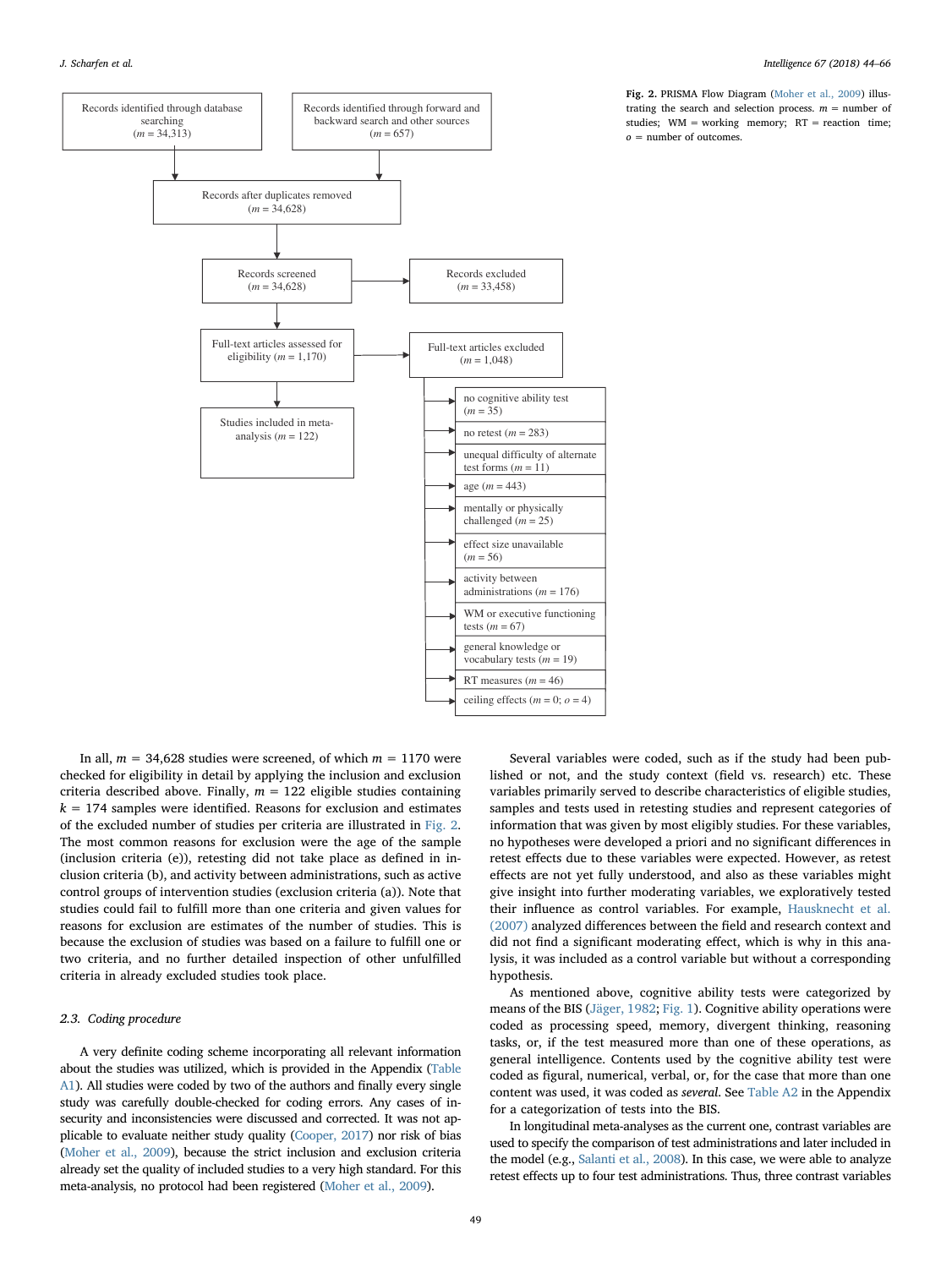Records identified through database searching ($m = 34,313$)

Records identified through forward and backward search and other sources ($m = 657$)

Records after duplicates removed ($m = 34,628$)

Records screened ($m = 34,628$)

Records excluded ($m = 33,458$)

Full-text articles assessed for eligibility ($m = 1,170$)

Full-text articles excluded ($m = 1,048$)

- no cognitive ability test ($m = 35$)
- no retest ($m = 283$)
- unequal difficulty of alternate test forms ($m = 11$)
- age ($m = 443$)
- mentally or physically challenged ($m = 25$)
- effect size unavailable ($m = 56$)
- activity between administrations ($m = 176$)
- WM or executive functioning tests ($m = 67$)
- general knowledge or vocabulary tests ($m = 19$)
- RT measures ($m = 46$)
- ceiling effects ($m = 0$; $o = 4$)

Studies included in meta-analysis ($m = 122$)

**Fig. 2.** PRISMA Flow Diagram (Moher et al., 2009) illustrating the search and selection process. $m$ = number of studies; WM = working memory; RT = reaction time; $o$ = number of outcomes.

In all, $m = 34,628$ studies were screened, of which $m = 1170$ were checked for eligibility in detail by applying the inclusion and exclusion criteria described above. Finally, $m = 122$ eligible studies containing $k = 174$ samples were identified. Reasons for exclusion and estimates of the excluded number of studies per criteria are illustrated in Fig. 2. The most common reasons for exclusion were the age of the sample (inclusion criteria (e)), retesting did not take place as defined in inclusion criteria (b), and activity between administrations, such as active control groups of intervention studies (exclusion criteria (a)). Note that studies could fail to fulfill more than one criteria and given values for reasons for exclusion are estimates of the number of studies. This is because the exclusion of studies was based on a failure to fulfill one or two criteria, and no further detailed inspection of other unfulfilled criteria in already excluded studies took place.

### 2.3. Coding procedure

A very definite coding scheme incorporating all relevant information about the studies was utilized, which is provided in the Appendix (Table A1). All studies were coded by two of the authors and finally every single study was carefully double-checked for coding errors. Any cases of insecurity and inconsistencies were discussed and corrected. It was not applicable to evaluate neither study quality (Cooper, 2017) nor risk of bias (Moher et al., 2009), because the strict inclusion and exclusion criteria already set the quality of included studies to a very high standard. For this meta-analysis, no protocol had been registered (Moher et al., 2009).

Several variables were coded, such as if the study had been published or not, and the study context (field vs. research) etc. These variables primarily served to describe characteristics of eligible studies, samples and tests used in retesting studies and represent categories of information that was given by most eligibly studies. For these variables, no hypotheses were developed a priori and no significant differences in retest effects due to these variables were expected. However, as retest effects are not yet fully understood, and also as these variables might give insight into further moderating variables, we exploratively tested their influence as control variables. For example, Hausknecht et al. (2007) analyzed differences between the field and research context and did not find a significant moderating effect, which is why in this analysis, it was included as a control variable but without a corresponding hypothesis.

As mentioned above, cognitive ability tests were categorized by means of the BIS (Jäger, 1982; Fig. 1). Cognitive ability operations were coded as processing speed, memory, divergent thinking, reasoning tasks, or, if the test measured more than one of these operations, as general intelligence. Contents used by the cognitive ability test were coded as figural, numerical, verbal, or, for the case that more than one content was used, it was coded as *several*. See Table A2 in the Appendix for a categorization of tests into the BIS.

In longitudinal meta-analyses as the current one, contrast variables are used to specify the comparison of test administrations and later included in the model (e.g., Salanti et al., 2008). In this case, we were able to analyze retest effects up to four test administrations. Thus, three contrast variables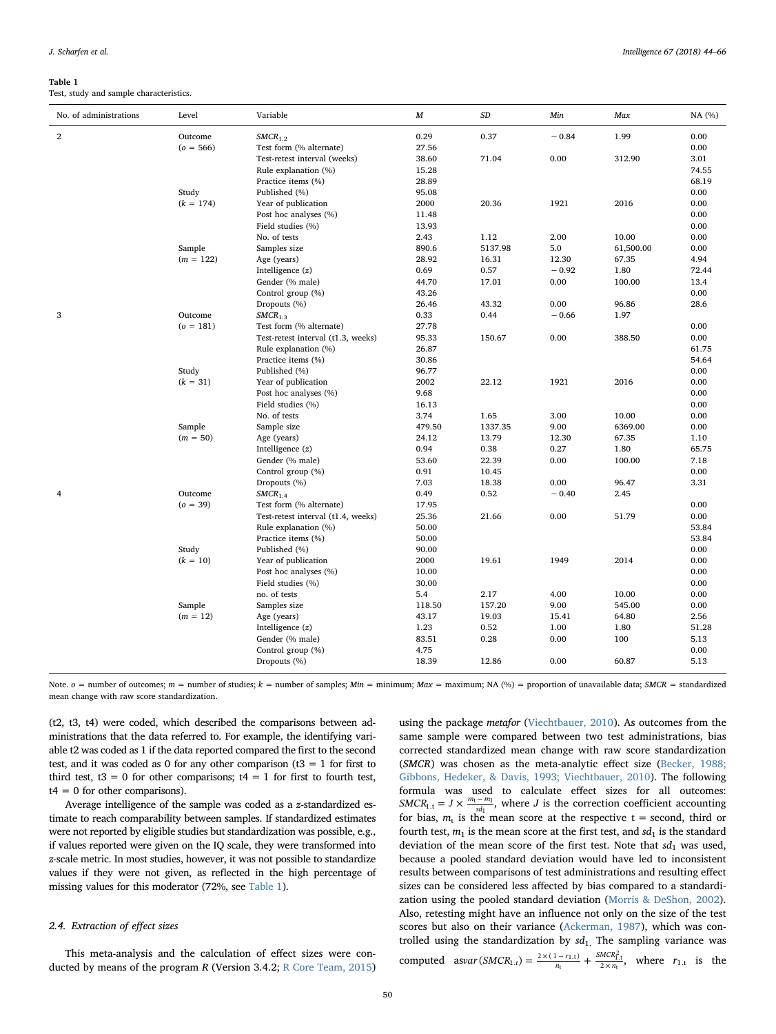**Table 1**
Test, study and sample characteristics.

| No. of administrations | Level | Variable | *M* | *SD* | *Min* | *Max* | NA (%) |
|---|---|---|---|---|---|---|---|
| 2 | Outcome | $SMCR_{1.2}$ | 0.29 | 0.37 | −0.84 | 1.99 | 0.00 |
| | ($o$ = 566) | Test form (% alternate) | 27.56 | | | | 0.00 |
| | | Test-retest interval (weeks) | 38.60 | 71.04 | 0.00 | 312.90 | 3.01 |
| | | Rule explanation (%) | 15.28 | | | | 74.55 |
| | | Practice items (%) | 28.89 | | | | 68.19 |
| | Study | Published (%) | 95.08 | | | | 0.00 |
| | ($k$ = 174) | Year of publication | 2000 | 20.36 | 1921 | 2016 | 0.00 |
| | | Post hoc analyses (%) | 11.48 | | | | 0.00 |
| | | Field studies (%) | 13.93 | | | | 0.00 |
| | | No. of tests | 2.43 | 1.12 | 2.00 | 10.00 | 0.00 |
| | Sample | Samples size | 890.6 | 5137.98 | 5.0 | 61,500.00 | 0.00 |
| | ($m$ = 122) | Age (years) | 28.92 | 16.31 | 12.30 | 67.35 | 4.94 |
| | | Intelligence ($z$) | 0.69 | 0.57 | −0.92 | 1.80 | 72.44 |
| | | Gender (% male) | 44.70 | 17.01 | 0.00 | 100.00 | 13.4 |
| | | Control group (%) | 43.26 | | | | 0.00 |
| | | Dropouts (%) | 26.46 | 43.32 | 0.00 | 96.86 | 28.6 |
| 3 | Outcome | $SMCR_{1.3}$ | 0.33 | 0.44 | −0.66 | 1.97 | |
| | ($o$ = 181) | Test form (% alternate) | 27.78 | | | | 0.00 |
| | | Test-retest interval (t1.3, weeks) | 95.33 | 150.67 | 0.00 | 388.50 | 0.00 |
| | | Rule explanation (%) | 26.87 | | | | 61.75 |
| | | Practice items (%) | 30.86 | | | | 54.64 |
| | Study | Published (%) | 96.77 | | | | 0.00 |
| | ($k$ = 31) | Year of publication | 2002 | 22.12 | 1921 | 2016 | 0.00 |
| | | Post hoc analyses (%) | 9.68 | | | | 0.00 |
| | | Field studies (%) | 16.13 | | | | 0.00 |
| | | No. of tests | 3.74 | 1.65 | 3.00 | 10.00 | 0.00 |
| | Sample | Sample size | 479.50 | 1337.35 | 9.00 | 6369.00 | 0.00 |
| | ($m$ = 50) | Age (years) | 24.12 | 13.79 | 12.30 | 67.35 | 1.10 |
| | | Intelligence ($z$) | 0.94 | 0.38 | 0.27 | 1.80 | 65.75 |
| | | Gender (% male) | 53.60 | 22.39 | 0.00 | 100.00 | 7.18 |
| | | Control group (%) | 0.91 | 10.45 | | | 0.00 |
| | | Dropouts (%) | 7.03 | 18.38 | 0.00 | 96.47 | 3.31 |
| 4 | Outcome | $SMCR_{1.4}$ | 0.49 | 0.52 | −0.40 | 2.45 | |
| | ($o$ = 39) | Test form (% alternate) | 17.95 | | | | 0.00 |
| | | Test-retest interval (t1.4, weeks) | 25.36 | 21.66 | 0.00 | 51.79 | 0.00 |
| | | Rule explanation (%) | 50.00 | | | | 53.84 |
| | | Practice items (%) | 50.00 | | | | 53.84 |
| | Study | Published (%) | 90.00 | | | | 0.00 |
| | ($k$ = 10) | Year of publication | 2000 | 19.61 | 1949 | 2014 | 0.00 |
| | | Post hoc analyses (%) | 10.00 | | | | 0.00 |
| | | Field studies (%) | 30.00 | | | | 0.00 |
| | | no. of tests | 5.4 | 2.17 | 4.00 | 10.00 | 0.00 |
| | Sample | Samples size | 118.50 | 157.20 | 9.00 | 545.00 | 0.00 |
| | ($m$ = 12) | Age (years) | 43.17 | 19.03 | 15.41 | 64.80 | 2.56 |
| | | Intelligence ($z$) | 1.23 | 0.52 | 1.00 | 1.80 | 51.28 |
| | | Gender (% male) | 83.51 | 0.28 | 0.00 | 100 | 5.13 |
| | | Control group (%) | 4.75 | | | | 0.00 |
| | | Dropouts (%) | 18.39 | 12.86 | 0.00 | 60.87 | 5.13 |

Note. $o$ = number of outcomes; $m$ = number of studies; $k$ = number of samples; *Min* = minimum; *Max* = maximum; NA (%) = proportion of unavailable data; *SMCR* = standardized mean change with raw score standardization.

(t2, t3, t4) were coded, which described the comparisons between administrations that the data referred to. For example, the identifying variable t2 was coded as 1 if the data reported compared the first to the second test, and it was coded as 0 for any other comparison (t3 = 1 for first to third test, t3 = 0 for other comparisons; t4 = 1 for first to fourth test, t4 = 0 for other comparisons).

Average intelligence of the sample was coded as a z-standardized estimate to reach comparability between samples. If standardized estimates were not reported by eligible studies but standardization was possible, e.g., if values reported were given on the IQ scale, they were transformed into z-scale metric. In most studies, however, it was not possible to standardize values if they were not given, as reflected in the high percentage of missing values for this moderator (72%, see Table 1).

### 2.4. Extraction of effect sizes

This meta-analysis and the calculation of effect sizes were conducted by means of the program R (Version 3.4.2; R Core Team, 2015) using the package *metafor* (Viechtbauer, 2010). As outcomes from the same sample were compared between two test administrations, bias corrected standardized mean change with raw score standardization (*SMCR*) was chosen as the meta-analytic effect size (Becker, 1988; Gibbons, Hedeker, & Davis, 1993; Viechtbauer, 2010). The following formula was used to calculate effect sizes for all outcomes: $SMCR_{1.t} = J \times \frac{m_t - m_1}{sd_1}$, where $J$ is the correction coefficient accounting for bias, $m_t$ is the mean score at the respective t = second, third or fourth test, $m_1$ is the mean score at the first test, and $sd_1$ is the standard deviation of the mean score of the first test. Note that $sd_1$ was used, because a pooled standard deviation would have led to inconsistent results between comparisons of test administrations and resulting effect sizes can be considered less affected by bias compared to a standardization using the pooled standard deviation (Morris & DeShon, 2002). Also, retesting might have an influence not only on the size of the test scores but also on their variance (Ackerman, 1987), which was controlled using the standardization by $sd_1$. The sampling variance was computed $asvar(SMCR_{1.t}) = \frac{2 \times (1 - r_{1.t})}{n_t} + \frac{SMCR_{1.t}^2}{2 \times n_t}$, where $r_{1.t}$ is the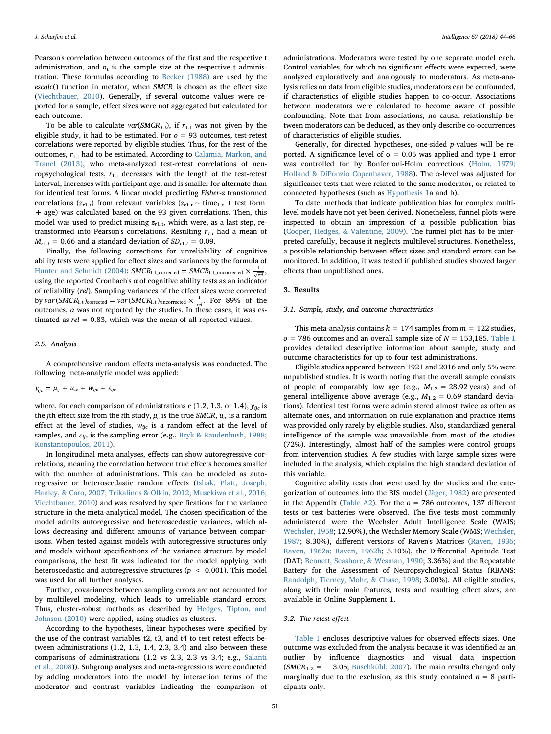Pearson's correlation between outcomes of the first and the respective t administration, and $n_t$ is the sample size at the respective t administration. These formulas according to Becker (1988) are used by the *escalc*() function in metafor, when *SMCR* is chosen as the effect size (Viechtbauer, 2010). Generally, if several outcome values were reported for a sample, effect sizes were not aggregated but calculated for each outcome.

To be able to calculate $var(SMCR_{1.t})$, if $r_{1.t}$ was not given by the eligible study, it had to be estimated. For $o = 93$ outcomes, test-retest correlations were reported by eligible studies. Thus, for the rest of the outcomes, $r_{1.t}$ had to be estimated. According to Calamia, Markon, and Tranel (2013), who meta-analyzed test-retest correlations of neuropsychological tests, $r_{1.t}$ decreases with the length of the test-retest interval, increases with participant age, and is smaller for alternate than for identical test forms. A linear model predicting *Fisher-z* transformed correlations ($z_{r1.t}$) from relevant variables ($z_{r1.t} \sim \text{time}_{1.t} + \text{test form} + \text{age}$) was calculated based on the 93 given correlations. Then, this model was used to predict missing $z_{r1.t}$, which were, as a last step, retransformed into Pearson's correlations. Resulting $r_{1.t}$ had a mean of $M_{r1.t} = 0.66$ and a standard deviation of $SD_{r1.t} = 0.09$.

Finally, the following corrections for unreliability of cognitive ability tests were applied for effect sizes and variances by the formula of Hunter and Schmidt (2004): $SMCR_{1.t\_corrected} = SMCR_{1.t\_uncorrected} \times \frac{1}{\sqrt{rel}}$, using the reported Cronbach's $\alpha$ of cognitive ability tests as an indicator of reliability (*rel*). Sampling variances of the effect sizes were corrected by $var(SMCR_{1.t})_{corrected} = var(SMCR_{1.t})_{uncorrected} \times \frac{1}{rel}$. For 89% of the outcomes, $\alpha$ was not reported by the studies. In these cases, it was estimated as $rel = 0.83$, which was the mean of all reported values.

### 2.5. Analysis

A comprehensive random effects meta-analysis was conducted. The following meta-analytic model was applied:

$$y_{ijc} = \mu_c + u_{ic} + w_{ijc} + \varepsilon_{ijc}$$

where, for each comparison of administrations c (1.2, 1.3, or 1.4), $y_{ijc}$ is the *j*th effect size from the *i*th study, $\mu_c$ is the true *SMCR*, $u_{ic}$ is a random effect at the level of studies, $w_{ijc}$ is a random effect at the level of samples, and $\varepsilon_{ijc}$ is the sampling error (e.g., Bryk & Raudenbush, 1988; Konstantopoulos, 2011).

In longitudinal meta-analyses, effects can show autoregressive correlations, meaning the correlation between true effects becomes smaller with the number of administrations. This can be modeled as autoregressive or heteroscedastic random effects (Ishak, Platt, Joseph, Hanley, & Caro, 2007; Trikalinos & Olkin, 2012; Musekiwa et al., 2016; Viechtbauer, 2010) and was resolved by specifications for the variance structure in the meta-analytical model. The chosen specification of the model admits autoregressive and heteroscedastic variances, which allows decreasing and different amounts of variance between comparisons. When tested against models with autoregressive structures only and models without specifications of the variance structure by model comparisons, the best fit was indicated for the model applying both heteroscedastic and autoregressive structures ($p < 0.001$). This model was used for all further analyses.

Further, covariances between sampling errors are not accounted for by multilevel modeling, which leads to unreliable standard errors. Thus, cluster-robust methods as described by Hedges, Tipton, and Johnson (2010) were applied, using studies as clusters.

According to the hypotheses, linear hypotheses were specified by the use of the contrast variables t2, t3, and t4 to test retest effects between administrations (1.2, 1.3, 1.4, 2.3, 3.4) and also between these comparisons of administrations (1.2 vs 2.3, 2.3 vs 3.4; e.g., Salanti et al., 2008)). Subgroup analyses and meta-regressions were conducted by adding moderators into the model by interaction terms of the moderator and contrast variables indicating the comparison of administrations. Moderators were tested by one separate model each. Control variables, for which no significant effects were expected, were analyzed exploratively and analogously to moderators. As meta-analysis relies on data from eligible studies, moderators can be confounded, if characteristics of eligible studies happen to co-occur. Associations between moderators were calculated to become aware of possible confounding. Note that from associations, no causal relationship between moderators can be deduced, as they only describe co-occurrences of characteristics of eligible studies.

Generally, for directed hypotheses, one-sided *p*-values will be reported. A significance level of $\alpha = 0.05$ was applied and type-1 error was controlled for by Bonferroni-Holm corrections (Holm, 1979; Holland & DiPonzio Copenhaver, 1988). The $\alpha$-level was adjusted for significance tests that were related to the same moderator, or related to connected hypotheses (such as Hypothesis 1a and b).

To date, methods that indicate publication bias for complex multilevel models have not yet been derived. Nonetheless, funnel plots were inspected to obtain an impression of a possible publication bias (Cooper, Hedges, & Valentine, 2009). The funnel plot has to be interpreted carefully, because it neglects multilevel structures. Nonetheless, a possible relationship between effect sizes and standard errors can be monitored. In addition, it was tested if published studies showed larger effects than unpublished ones.

## 3. Results

### 3.1. Sample, study, and outcome characteristics

This meta-analysis contains $k = 174$ samples from $m = 122$ studies, $o = 786$ outcomes and an overall sample size of $N = 153{,}185$. Table 1 provides detailed descriptive information about sample, study and outcome characteristics for up to four test administrations.

Eligible studies appeared between 1921 and 2016 and only 5% were unpublished studies. It is worth noting that the overall sample consists of people of comparably low age (e.g., $M_{1.2} = 28.92$ years) and of general intelligence above average (e.g., $M_{1.2} = 0.69$ standard deviations). Identical test forms were administered almost twice as often as alternate ones, and information on rule explanation and practice items was provided only rarely by eligible studies. Also, standardized general intelligence of the sample was unavailable from most of the studies (72%). Interestingly, almost half of the samples were control groups from intervention studies. A few studies with large sample sizes were included in the analysis, which explains the high standard deviation of this variable.

Cognitive ability tests that were used by the studies and the categorization of outcomes into the BIS model (Jäger, 1982) are presented in the Appendix (Table A2). For the $o = 786$ outcomes, 137 different tests or test batteries were observed. The five tests most commonly administered were the Wechsler Adult Intelligence Scale (WAIS; Wechsler, 1958; 12.90%), the Wechsler Memory Scale (WMS; Wechsler, 1987; 8.30%), different versions of Raven's Matrices (Raven, 1936; Raven, 1962a; Raven, 1962b; 5.10%), the Differential Aptitude Test (DAT; Bennett, Seashore, & Wesman, 1990; 3.36%) and the Repeatable Battery for the Assessment of Neuropsychological Status (RBANS; Randolph, Tierney, Mohr, & Chase, 1998; 3.00%). All eligible studies, along with their main features, tests and resulting effect sizes, are available in Online Supplement 1.

### 3.2. The retest effect

Table 1 encloses descriptive values for observed effects sizes. One outcome was excluded from the analysis because it was identified as an outlier by influence diagnostics and visual data inspection ($SMCR_{1.2} = -3.06$; Buschkühl, 2007). The main results changed only marginally due to the exclusion, as this study contained $n = 8$ participants only.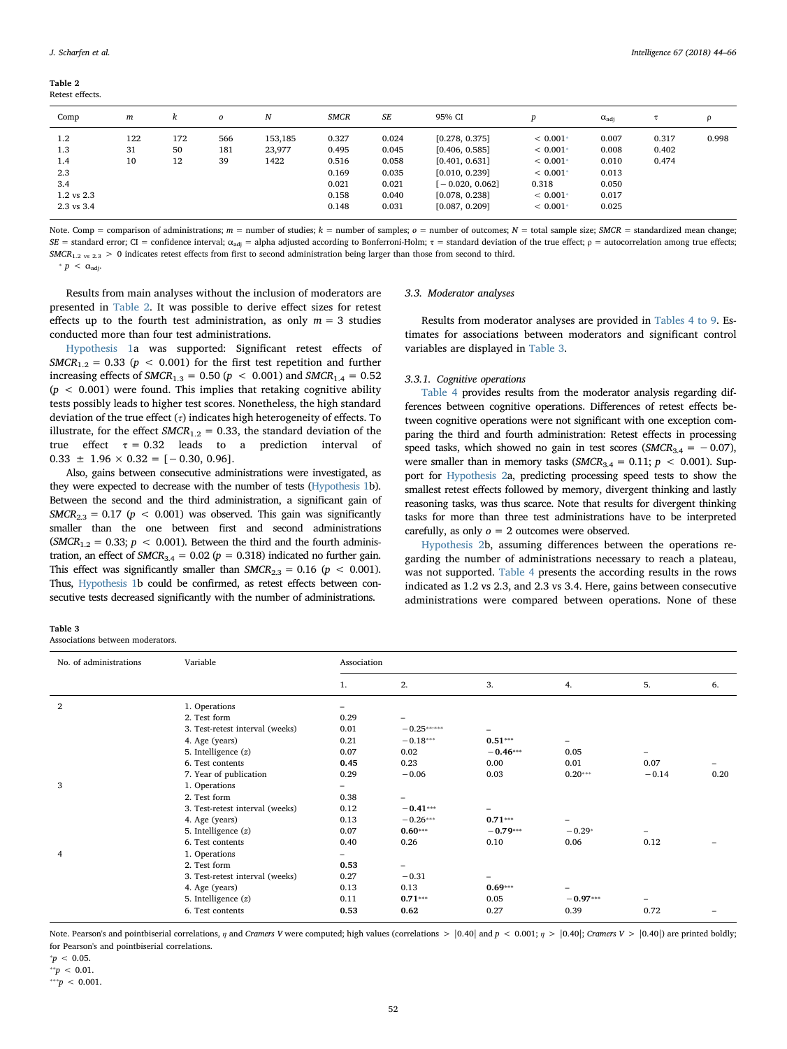**Table 2**
Retest effects.

| Comp | $m$ | $k$ | $o$ | $N$ | $SMCR$ | $SE$ | 95% CI | $p$ | $\alpha_{adj}$ | $\tau$ | $\rho$ |
|---|---|---|---|---|---|---|---|---|---|---|---|
| 1.2 | 122 | 172 | 566 | 153,185 | 0.327 | 0.024 | [0.278, 0.375] | < 0.001* | 0.007 | 0.317 | 0.998 |
| 1.3 | 31 | 50 | 181 | 23,977 | 0.495 | 0.045 | [0.406, 0.585] | < 0.001* | 0.008 | 0.402 | |
| 1.4 | 10 | 12 | 39 | 1422 | 0.516 | 0.058 | [0.401, 0.631] | < 0.001* | 0.010 | 0.474 | |
| 2.3 | | | | | 0.169 | 0.035 | [0.010, 0.239] | < 0.001* | 0.013 | | |
| 3.4 | | | | | 0.021 | 0.021 | [− 0.020, 0.062] | 0.318 | 0.050 | | |
| 1.2 vs 2.3 | | | | | 0.158 | 0.040 | [0.078, 0.238] | < 0.001* | 0.017 | | |
| 2.3 vs 3.4 | | | | | 0.148 | 0.031 | [0.087, 0.209] | < 0.001* | 0.025 | | |

Note. Comp = comparison of administrations; $m$ = number of studies; $k$ = number of samples; $o$ = number of outcomes; $N$ = total sample size; $SMCR$ = standardized mean change; $SE$ = standard error; CI = confidence interval; $\alpha_{adj}$ = alpha adjusted according to Bonferroni-Holm; $\tau$ = standard deviation of the true effect; $\rho$ = autocorrelation among true effects; $SMCR_{1.2 \text{ vs } 2.3} > 0$ indicates retest effects from first to second administration being larger than those from second to third.
* $p < \alpha_{adj}$.

Results from main analyses without the inclusion of moderators are presented in Table 2. It was possible to derive effect sizes for retest effects up to the fourth test administration, as only $m = 3$ studies conducted more than four test administrations.

Hypothesis 1a was supported: Significant retest effects of $SMCR_{1.2} = 0.33$ ($p < 0.001$) for the first test repetition and further increasing effects of $SMCR_{1.3} = 0.50$ ($p < 0.001$) and $SMCR_{1.4} = 0.52$ ($p < 0.001$) were found. This implies that retaking cognitive ability tests possibly leads to higher test scores. Nonetheless, the high standard deviation of the true effect ($\tau$) indicates high heterogeneity of effects. To illustrate, for the effect $SMCR_{1.2} = 0.33$, the standard deviation of the true effect $\tau = 0.32$ leads to a prediction interval of $0.33 \pm 1.96 \times 0.32 = [-0.30, 0.96]$.

Also, gains between consecutive administrations were investigated, as they were expected to decrease with the number of tests (Hypothesis 1b). Between the second and the third administration, a significant gain of $SMCR_{2.3} = 0.17$ ($p < 0.001$) was observed. This gain was significantly smaller than the one between first and second administrations ($SMCR_{1.2} = 0.33$; $p < 0.001$). Between the third and the fourth administration, an effect of $SMCR_{3.4} = 0.02$ ($p = 0.318$) indicated no further gain. This effect was significantly smaller than $SMCR_{2.3} = 0.16$ ($p < 0.001$). Thus, Hypothesis 1b could be confirmed, as retest effects between consecutive tests decreased significantly with the number of administrations.

### 3.3. Moderator analyses

Results from moderator analyses are provided in Tables 4 to 9. Estimates for associations between moderators and significant control variables are displayed in Table 3.

#### 3.3.1. Cognitive operations

Table 4 provides results from the moderator analysis regarding differences between cognitive operations. Differences of retest effects between cognitive operations were not significant with one exception comparing the third and fourth administration: Retest effects in processing speed tasks, which showed no gain in test scores ($SMCR_{3.4} = -0.07$), were smaller than in memory tasks ($SMCR_{3.4} = 0.11$; $p < 0.001$). Support for Hypothesis 2a, predicting processing speed tests to show the smallest retest effects followed by memory, divergent thinking and lastly reasoning tasks, was thus scarce. Note that results for divergent thinking tasks for more than three test administrations have to be interpreted carefully, as only $o = 2$ outcomes were observed.

Hypothesis 2b, assuming differences between the operations regarding the number of administrations necessary to reach a plateau, was not supported. Table 4 presents the according results in the rows indicated as 1.2 vs 2.3, and 2.3 vs 3.4. Here, gains between consecutive administrations were compared between operations. None of these

**Table 3**
Associations between moderators.

| No. of administrations | Variable | Association | | | | | |
|---|---|---|---|---|---|---|---|
| | | 1. | 2. | 3. | 4. | 5. | 6. |
| 2 | 1. Operations | – | | | | | |
| | 2. Test form | 0.29 | – | | | | |
| | 3. Test-retest interval (weeks) | 0.01 | −0.25*** | – | | | |
| | 4. Age (years) | 0.21 | −0.18*** | **0.51*** | – | | |
| | 5. Intelligence ($z$) | 0.07 | 0.02 | **−0.46*** | 0.05 | – | |
| | 6. Test contents | **0.45** | 0.23 | 0.00 | 0.01 | 0.07 | – |
| | 7. Year of publication | 0.29 | −0.06 | 0.03 | 0.20*** | −0.14 | 0.20 |
| 3 | 1. Operations | – | | | | | |
| | 2. Test form | 0.38 | – | | | | |
| | 3. Test-retest interval (weeks) | 0.12 | **−0.41*** | – | | | |
| | 4. Age (years) | 0.13 | −0.26*** | **0.71*** | – | | |
| | 5. Intelligence ($z$) | 0.07 | **0.60*** | **−0.79*** | −0.29* | – | |
| | 6. Test contents | 0.40 | 0.26 | 0.10 | 0.06 | 0.12 | – |
| 4 | 1. Operations | – | | | | | |
| | 2. Test form | **0.53** | – | | | | |
| | 3. Test-retest interval (weeks) | 0.27 | −0.31 | – | | | |
| | 4. Age (years) | 0.13 | 0.13 | **0.69*** | – | | |
| | 5. Intelligence ($z$) | 0.11 | **0.71*** | 0.05 | **−0.97*** | – | |
| | 6. Test contents | **0.53** | **0.62** | 0.27 | 0.39 | 0.72 | – |

Note. Pearson's and pointbiserial correlations, $\eta$ and *Cramers V* were computed; high values (correlations > |0.40| and $p < 0.001$; $\eta$ > |0.40|; *Cramers V* > |0.40|) are printed boldly; for Pearson's and pointbiserial correlations.
*$p < 0.05$.
**$p < 0.01$.
***$p < 0.001$.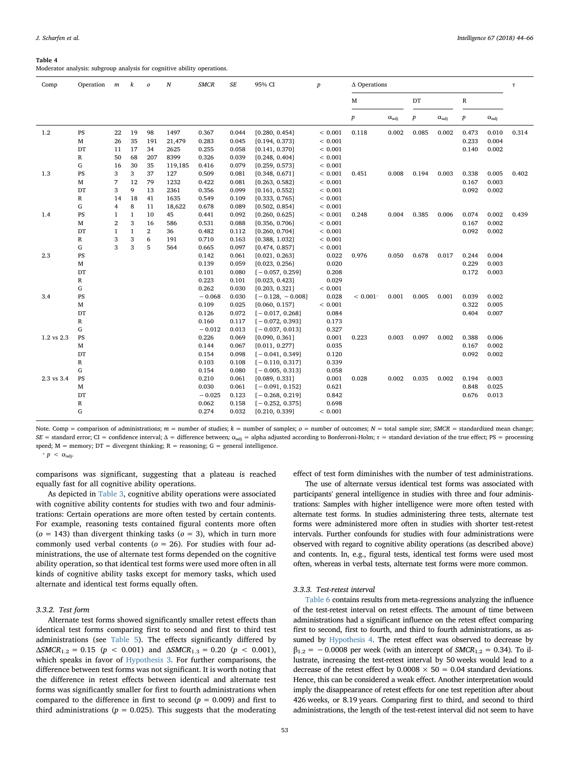**Table 4**
Moderator analysis: subgroup analysis for cognitive ability operations.

| Comp | Operation | *m* | *k* | *o* | *N* | *SMCR* | *SE* | 95% CI | *p* | Δ Operations | | | | | | τ |
|---|---|---|---|---|---|---|---|---|---|---|---|---|---|---|---|---|
| | | | | | | | | | | M | | DT | | R | | |
| | | | | | | | | | | *p* | $\alpha_{adj}$ | *p* | $\alpha_{adj}$ | *p* | $\alpha_{adj}$ | |
| 1.2 | PS | 22 | 19 | 98 | 1497 | 0.367 | 0.044 | [0.280, 0.454] | < 0.001 | 0.118 | 0.002 | 0.085 | 0.002 | 0.473 | 0.010 | 0.314 |
| | M | 26 | 35 | 191 | 21,479 | 0.283 | 0.045 | [0.194, 0.373] | < 0.001 | | | | | 0.233 | 0.004 | |
| | DT | 11 | 17 | 34 | 2625 | 0.255 | 0.058 | [0.141, 0.370] | < 0.001 | | | | | 0.140 | 0.002 | |
| | R | 50 | 68 | 207 | 8399 | 0.326 | 0.039 | [0.248, 0.404] | < 0.001 | | | | | | | |
| | G | 16 | 30 | 35 | 119,185 | 0.416 | 0.079 | [0.259, 0.573] | < 0.001 | | | | | | | |
| 1.3 | PS | 3 | 3 | 37 | 127 | 0.509 | 0.081 | [0.348, 0.671] | < 0.001 | 0.451 | 0.008 | 0.194 | 0.003 | 0.338 | 0.005 | 0.402 |
| | M | 7 | 12 | 79 | 1232 | 0.422 | 0.081 | [0.263, 0.582] | < 0.001 | | | | | 0.167 | 0.003 | |
| | DT | 3 | 9 | 13 | 2361 | 0.356 | 0.099 | [0.161, 0.552] | < 0.001 | | | | | 0.092 | 0.002 | |
| | R | 14 | 18 | 41 | 1635 | 0.549 | 0.109 | [0.333, 0.765] | < 0.001 | | | | | | | |
| | G | 4 | 8 | 11 | 18,622 | 0.678 | 0.089 | [0.502, 0.854] | < 0.001 | | | | | | | |
| 1.4 | PS | 1 | 1 | 10 | 45 | 0.441 | 0.092 | [0.260, 0.625] | < 0.001 | 0.248 | 0.004 | 0.385 | 0.006 | 0.074 | 0.002 | 0.439 |
| | M | 2 | 3 | 16 | 586 | 0.531 | 0.088 | [0.356, 0.706] | < 0.001 | | | | | 0.167 | 0.002 | |
| | DT | 1 | 1 | 2 | 36 | 0.482 | 0.112 | [0.260, 0.704] | < 0.001 | | | | | 0.092 | 0.002 | |
| | R | 3 | 3 | 6 | 191 | 0.710 | 0.163 | [0.388, 1.032] | < 0.001 | | | | | | | |
| | G | 3 | 3 | 5 | 564 | 0.665 | 0.097 | [0.474, 0.857] | < 0.001 | | | | | | | |
| 2.3 | PS | | | | | 0.142 | 0.061 | [0.021, 0.263] | 0.022 | 0.976 | 0.050 | 0.678 | 0.017 | 0.244 | 0.004 | |
| | M | | | | | 0.139 | 0.059 | [0.023, 0.256] | 0.020 | | | | | 0.229 | 0.003 | |
| | DT | | | | | 0.101 | 0.080 | [−0.057, 0.259] | 0.208 | | | | | 0.172 | 0.003 | |
| | R | | | | | 0.223 | 0.101 | [0.023, 0.423] | 0.029 | | | | | | | |
| | G | | | | | 0.262 | 0.030 | [0.203, 0.321] | < 0.001 | | | | | | | |
| 3.4 | PS | | | | | −0.068 | 0.030 | [−0.128, −0.008] | 0.028 | < 0.001* | 0.001 | 0.005 | 0.001 | 0.039 | 0.002 | |
| | M | | | | | 0.109 | 0.025 | [0.060, 0.157] | < 0.001 | | | | | 0.322 | 0.005 | |
| | DT | | | | | 0.126 | 0.072 | [−0.017, 0.268] | 0.084 | | | | | 0.404 | 0.007 | |
| | R | | | | | 0.160 | 0.117 | [−0.072, 0.393] | 0.173 | | | | | | | |
| | G | | | | | −0.012 | 0.013 | [−0.037, 0.013] | 0.327 | | | | | | | |
| 1.2 vs 2.3 | PS | | | | | 0.226 | 0.069 | [0.090, 0.361] | 0.001 | 0.223 | 0.003 | 0.097 | 0.002 | 0.388 | 0.006 | |
| | M | | | | | 0.144 | 0.067 | [0.011, 0.277] | 0.035 | | | | | 0.167 | 0.002 | |
| | DT | | | | | 0.154 | 0.098 | [−0.041, 0.349] | 0.120 | | | | | 0.092 | 0.002 | |
| | R | | | | | 0.103 | 0.108 | [−0.110, 0.317] | 0.339 | | | | | | | |
| | G | | | | | 0.154 | 0.080 | [−0.005, 0.313] | 0.058 | | | | | | | |
| 2.3 vs 3.4 | PS | | | | | 0.210 | 0.061 | [0.089, 0.331] | 0.001 | 0.028 | 0.002 | 0.035 | 0.002 | 0.194 | 0.003 | |
| | M | | | | | 0.030 | 0.061 | [−0.091, 0.152] | 0.621 | | | | | 0.848 | 0.025 | |
| | DT | | | | | −0.025 | 0.123 | [−0.268, 0.219] | 0.842 | | | | | 0.676 | 0.013 | |
| | R | | | | | 0.062 | 0.158 | [−0.252, 0.375] | 0.698 | | | | | | | |
| | G | | | | | 0.274 | 0.032 | [0.210, 0.339] | < 0.001 | | | | | | | |

Note. Comp = comparison of administrations; *m* = number of studies; *k* = number of samples; *o* = number of outcomes; *N* = total sample size; *SMCR* = standardized mean change; *SE* = standard error; CI = confidence interval; Δ = difference between; $\alpha_{adj}$ = alpha adjusted according to Bonferroni-Holm; τ = standard deviation of the true effect; PS = processing speed; M = memory; DT = divergent thinking; R = reasoning; G = general intelligence.

\* $p < \alpha_{adj}$.

comparisons was significant, suggesting that a plateau is reached equally fast for all cognitive ability operations.

As depicted in Table 3, cognitive ability operations were associated with cognitive ability contents for studies with two and four administrations: Certain operations are more often tested by certain contents. For example, reasoning tests contained figural contents more often ($o = 143$) than divergent thinking tasks ($o = 3$), which in turn more commonly used verbal contents ($o = 26$). For studies with four administrations, the use of alternate test forms depended on the cognitive ability operation, so that identical test forms were used more often in all kinds of cognitive ability tasks except for memory tasks, which used alternate and identical test forms equally often.

#### 3.3.2. Test form

Alternate test forms showed significantly smaller retest effects than identical test forms comparing first to second and first to third test administrations (see Table 5). The effects significantly differed by $\Delta SMCR_{1.2} = 0.15$ ($p < 0.001$) and $\Delta SMCR_{1.3} = 0.20$ ($p < 0.001$), which speaks in favor of Hypothesis 3. For further comparisons, the difference between test forms was not significant. It is worth noting that the difference in retest effects between identical and alternate test forms was significantly smaller for first to fourth administrations when compared to the difference in first to second ($p = 0.009$) and first to third administrations ($p = 0.025$). This suggests that the moderating effect of test form diminishes with the number of test administrations.

The use of alternate versus identical test forms was associated with participants' general intelligence in studies with three and four administrations: Samples with higher intelligence were more often tested with alternate test forms. In studies administering three tests, alternate test forms were administered more often in studies with shorter test-retest intervals. Further confounds for studies with four administrations were observed with regard to cognitive ability operations (as described above) and contents. In, e.g., figural tests, identical test forms were used most often, whereas in verbal tests, alternate test forms were more common.

#### 3.3.3. Test-retest interval

Table 6 contains results from meta-regressions analyzing the influence of the test-retest interval on retest effects. The amount of time between administrations had a significant influence on the retest effect comparing first to second, first to fourth, and third to fourth administrations, as assumed by Hypothesis 4. The retest effect was observed to decrease by $\beta_{1.2} = -0.0008$ per week (with an intercept of $SMCR_{1.2} = 0.34$). To illustrate, increasing the test-retest interval by 50 weeks would lead to a decrease of the retest effect by $0.0008 \times 50 = 0.04$ standard deviations. Hence, this can be considered a weak effect. Another interpretation would imply the disappearance of retest effects for one test repetition after about 426 weeks, or 8.19 years. Comparing first to third, and second to third administrations, the length of the test-retest interval did not seem to have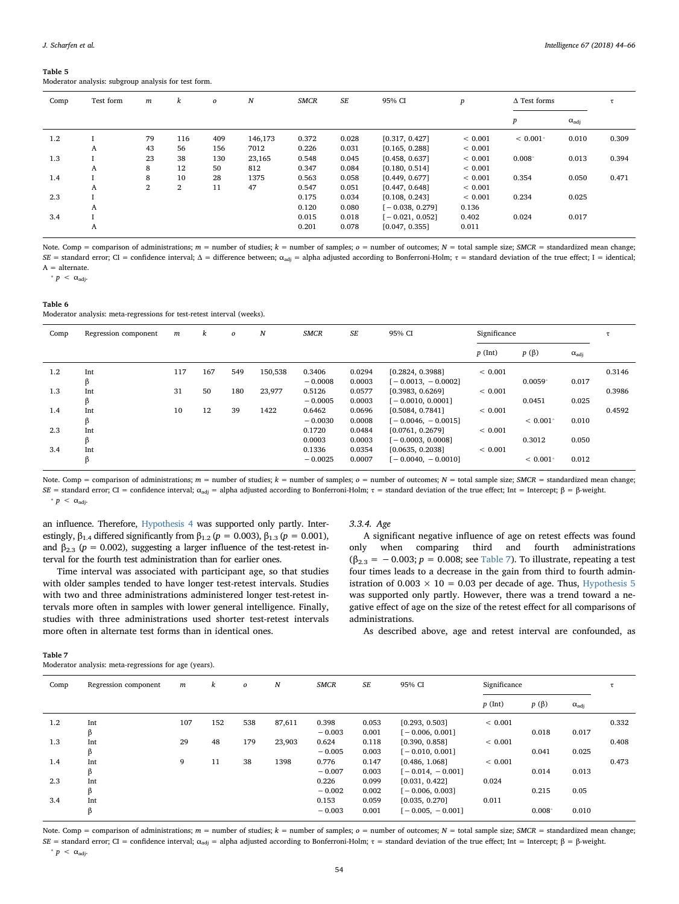**Table 5**
Moderator analysis: subgroup analysis for test form.

| Comp | Test form | *m* | *k* | *o* | *N* | *SMCR* | *SE* | 95% CI | *p* | Δ Test forms | | τ |
|---|---|---|---|---|---|---|---|---|---|---|---|---|
| | | | | | | | | | | *p* | $\alpha_{adj}$ | |
| 1.2 | I | 79 | 116 | 409 | 146,173 | 0.372 | 0.028 | [0.317, 0.427] | < 0.001 | < 0.001* | 0.010 | 0.309 |
| | A | 43 | 56 | 156 | 7012 | 0.226 | 0.031 | [0.165, 0.288] | < 0.001 | | | |
| 1.3 | I | 23 | 38 | 130 | 23,165 | 0.548 | 0.045 | [0.458, 0.637] | < 0.001 | 0.008* | 0.013 | 0.394 |
| | A | 8 | 12 | 50 | 812 | 0.347 | 0.084 | [0.180, 0.514] | < 0.001 | | | |
| 1.4 | I | 8 | 10 | 28 | 1375 | 0.563 | 0.058 | [0.449, 0.677] | < 0.001 | 0.354 | 0.050 | 0.471 |
| | A | 2 | 2 | 11 | 47 | 0.547 | 0.051 | [0.447, 0.648] | < 0.001 | | | |
| 2.3 | I | | | | | 0.175 | 0.034 | [0.108, 0.243] | < 0.001 | 0.234 | 0.025 | |
| | A | | | | | 0.120 | 0.080 | [−0.038, 0.279] | 0.136 | | | |
| 3.4 | I | | | | | 0.015 | 0.018 | [−0.021, 0.052] | 0.402 | 0.024 | 0.017 | |
| | A | | | | | 0.201 | 0.078 | [0.047, 0.355] | 0.011 | | | |

Note. Comp = comparison of administrations; *m* = number of studies; *k* = number of samples; *o* = number of outcomes; *N* = total sample size; *SMCR* = standardized mean change; *SE* = standard error; CI = confidence interval; Δ = difference between; $\alpha_{adj}$ = alpha adjusted according to Bonferroni-Holm; τ = standard deviation of the true effect; I = identical; A = alternate.
* $p < \alpha_{adj}$.

**Table 6**
Moderator analysis: meta-regressions for test-retest interval (weeks).

| Comp | Regression component | *m* | *k* | *o* | *N* | *SMCR* | *SE* | 95% CI | Significance | | | τ |
|---|---|---|---|---|---|---|---|---|---|---|---|---|
| | | | | | | | | | *p* (Int) | *p* (β) | $\alpha_{adj}$ | |
| 1.2 | Int | 117 | 167 | 549 | 150,538 | 0.3406 | 0.0294 | [0.2824, 0.3988] | < 0.001 | | | 0.3146 |
| | β | | | | | −0.0008 | 0.0003 | [−0.0013, −0.0002] | | 0.0059* | 0.017 | |
| 1.3 | Int | 31 | 50 | 180 | 23,977 | 0.5126 | 0.0577 | [0.3983, 0.6269] | < 0.001 | | | 0.3986 |
| | β | | | | | −0.0005 | 0.0003 | [−0.0010, 0.0001] | | 0.0451 | 0.025 | |
| 1.4 | Int | 10 | 12 | 39 | 1422 | 0.6462 | 0.0696 | [0.5084, 0.7841] | < 0.001 | | | 0.4592 |
| | β | | | | | −0.0030 | 0.0008 | [−0.0046, −0.0015] | | < 0.001* | 0.010 | |
| 2.3 | Int | | | | | 0.1720 | 0.0484 | [0.0761, 0.2679] | < 0.001 | | | |
| | β | | | | | 0.0003 | 0.0003 | [−0.0003, 0.0008] | | 0.3012 | 0.050 | |
| 3.4 | Int | | | | | 0.1336 | 0.0354 | [0.0635, 0.2038] | < 0.001 | | | |
| | β | | | | | −0.0025 | 0.0007 | [−0.0040, −0.0010] | | < 0.001* | 0.012 | |

Note. Comp = comparison of administrations; *m* = number of studies; *k* = number of samples; *o* = number of outcomes; *N* = total sample size; *SMCR* = standardized mean change; *SE* = standard error; CI = confidence interval; $\alpha_{adj}$ = alpha adjusted according to Bonferroni-Holm; τ = standard deviation of the true effect; Int = Intercept; β = β-weight.
* $p < \alpha_{adj}$.

an influence. Therefore, Hypothesis 4 was supported only partly. Interestingly, $\beta_{1.4}$ differed significantly from $\beta_{1.2}$ ($p = 0.003$), $\beta_{1.3}$ ($p = 0.001$), and $\beta_{2.3}$ ($p = 0.002$), suggesting a larger influence of the test-retest interval for the fourth test administration than for earlier ones.

Time interval was associated with participant age, so that studies with older samples tended to have longer test-retest intervals. Studies with two and three administrations administered longer test-retest intervals more often in samples with lower general intelligence. Finally, studies with three administrations used shorter test-retest intervals more often in alternate test forms than in identical ones.

### 3.3.4. Age

A significant negative influence of age on retest effects was found only when comparing third and fourth administrations ($\beta_{2.3} = -0.003$; $p = 0.008$; see Table 7). To illustrate, repeating a test four times leads to a decrease in the gain from third to fourth administration of $0.003 \times 10 = 0.03$ per decade of age. Thus, Hypothesis 5 was supported only partly. However, there was a trend toward a negative effect of age on the size of the retest effect for all comparisons of administrations.

As described above, age and retest interval are confounded, as

**Table 7**
Moderator analysis: meta-regressions for age (years).

| Comp | Regression component | *m* | *k* | *o* | *N* | *SMCR* | *SE* | 95% CI | Significance | | | τ |
|---|---|---|---|---|---|---|---|---|---|---|---|---|
| | | | | | | | | | *p* (Int) | *p* (β) | $\alpha_{adj}$ | |
| 1.2 | Int | 107 | 152 | 538 | 87,611 | 0.398 | 0.053 | [0.293, 0.503] | < 0.001 | | | 0.332 |
| | β | | | | | −0.003 | 0.001 | [−0.006, 0.001] | | 0.018 | 0.017 | |
| 1.3 | Int | 29 | 48 | 179 | 23,903 | 0.624 | 0.118 | [0.390, 0.858] | < 0.001 | | | 0.408 |
| | β | | | | | −0.005 | 0.003 | [−0.010, 0.001] | | 0.041 | 0.025 | |
| 1.4 | Int | 9 | 11 | 38 | 1398 | 0.776 | 0.147 | [0.486, 1.068] | < 0.001 | | | 0.473 |
| | β | | | | | −0.007 | 0.003 | [−0.014, −0.001] | | 0.014 | 0.013 | |
| 2.3 | Int | | | | | 0.226 | 0.099 | [0.031, 0.422] | 0.024 | | | |
| | β | | | | | −0.002 | 0.002 | [−0.006, 0.003] | | 0.215 | 0.05 | |
| 3.4 | Int | | | | | 0.153 | 0.059 | [0.035, 0.270] | 0.011 | | | |
| | β | | | | | −0.003 | 0.001 | [−0.005, −0.001] | | 0.008* | 0.010 | |

Note. Comp = comparison of administrations; *m* = number of studies; *k* = number of samples; *o* = number of outcomes; *N* = total sample size; *SMCR* = standardized mean change; *SE* = standard error; CI = confidence interval; $\alpha_{adj}$ = alpha adjusted according to Bonferroni-Holm; τ = standard deviation of the true effect; Int = Intercept; β = β-weight.
* $p < \alpha_{adj}$.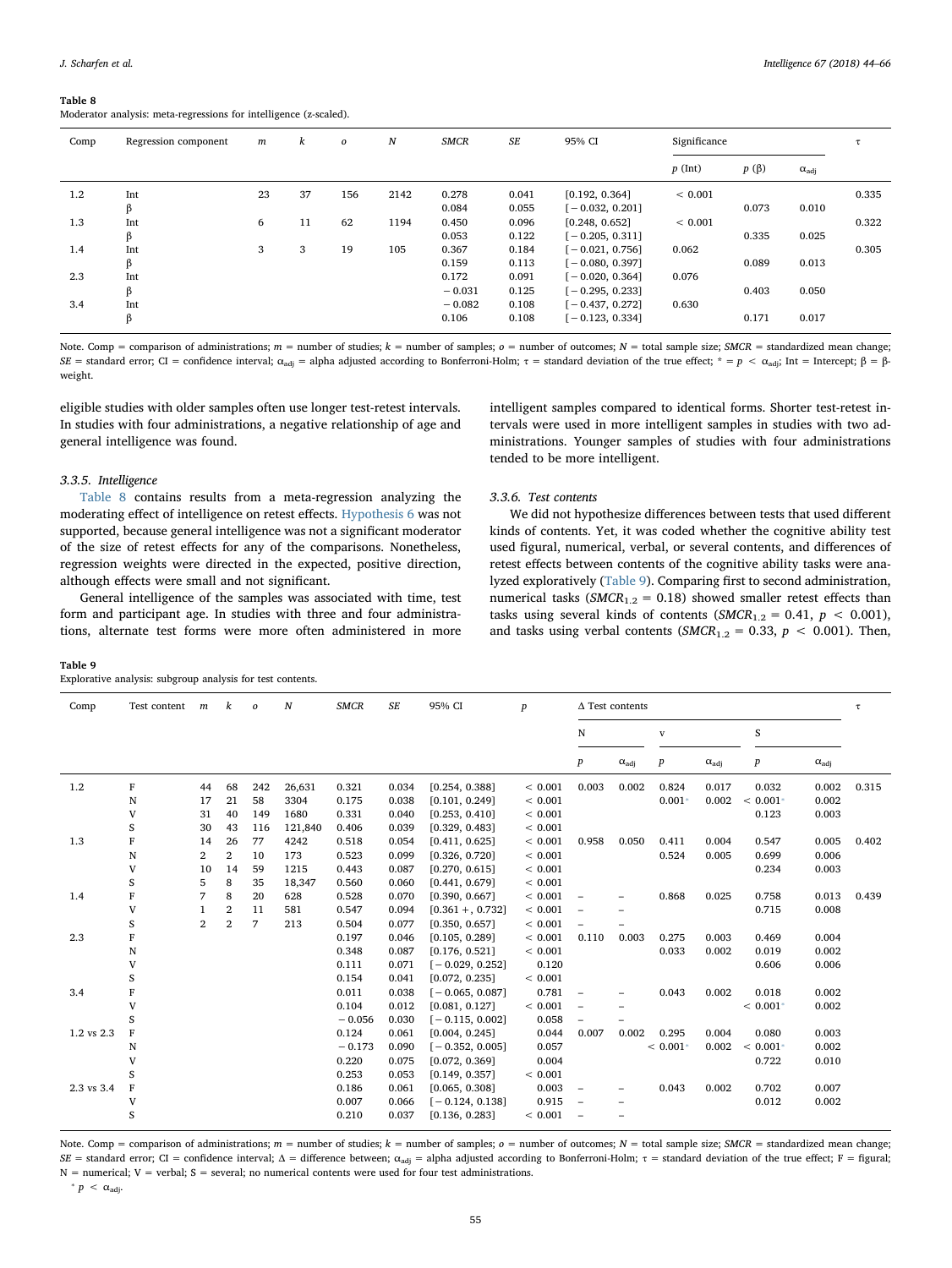**Table 8**
Moderator analysis: meta-regressions for intelligence (z-scaled).

| Comp | Regression component | *m* | *k* | *o* | *N* | *SMCR* | *SE* | 95% CI | Significance | | | τ |
|---|---|---|---|---|---|---|---|---|---|---|---|---|
| | | | | | | | | | *p* (Int) | *p* (β) | $\alpha_{adj}$ | |
| 1.2 | Int | 23 | 37 | 156 | 2142 | 0.278 | 0.041 | [0.192, 0.364] | < 0.001 | | | 0.335 |
| | β | | | | | 0.084 | 0.055 | [−0.032, 0.201] | | 0.073 | 0.010 | |
| 1.3 | Int | 6 | 11 | 62 | 1194 | 0.450 | 0.096 | [0.248, 0.652] | < 0.001 | | | 0.322 |
| | β | | | | | 0.053 | 0.122 | [−0.205, 0.311] | | 0.335 | 0.025 | |
| 1.4 | Int | 3 | 3 | 19 | 105 | 0.367 | 0.184 | [−0.021, 0.756] | 0.062 | | | 0.305 |
| | β | | | | | 0.159 | 0.113 | [−0.080, 0.397] | | 0.089 | 0.013 | |
| 2.3 | Int | | | | | 0.172 | 0.091 | [−0.020, 0.364] | 0.076 | | | |
| | β | | | | | −0.031 | 0.125 | [−0.295, 0.233] | | 0.403 | 0.050 | |
| 3.4 | Int | | | | | −0.082 | 0.108 | [−0.437, 0.272] | 0.630 | | | |
| | β | | | | | 0.106 | 0.108 | [−0.123, 0.334] | | 0.171 | 0.017 | |

Note. Comp = comparison of administrations; *m* = number of studies; *k* = number of samples; *o* = number of outcomes; *N* = total sample size; *SMCR* = standardized mean change; *SE* = standard error; CI = confidence interval; $\alpha_{adj}$ = alpha adjusted according to Bonferroni-Holm; τ = standard deviation of the true effect; * = $p < \alpha_{adj}$; Int = Intercept; β = β-weight.

eligible studies with older samples often use longer test-retest intervals. In studies with four administrations, a negative relationship of age and general intelligence was found.

### 3.3.5. Intelligence

Table 8 contains results from a meta-regression analyzing the moderating effect of intelligence on retest effects. Hypothesis 6 was not supported, because general intelligence was not a significant moderator of the size of retest effects for any of the comparisons. Nonetheless, regression weights were directed in the expected, positive direction, although effects were small and not significant.

General intelligence of the samples was associated with time, test form and participant age. In studies with three and four administrations, alternate test forms were more often administered in more intelligent samples compared to identical forms. Shorter test-retest intervals were used in more intelligent samples in studies with two administrations. Younger samples of studies with four administrations tended to be more intelligent.

### 3.3.6. Test contents

We did not hypothesize differences between tests that used different kinds of contents. Yet, it was coded whether the cognitive ability test used figural, numerical, verbal, or several contents, and differences of retest effects between contents of the cognitive ability tasks were analyzed exploratively (Table 9). Comparing first to second administration, numerical tasks ($SMCR_{1.2}$ = 0.18) showed smaller retest effects than tasks using several kinds of contents ($SMCR_{1.2}$ = 0.41, $p < 0.001$), and tasks using verbal contents ($SMCR_{1.2}$ = 0.33, $p < 0.001$). Then,

**Table 9**
Explorative analysis: subgroup analysis for test contents.

| Comp | Test content | *m* | *k* | *o* | *N* | *SMCR* | *SE* | 95% CI | *p* | Δ Test contents | | | | | | τ |
|---|---|---|---|---|---|---|---|---|---|---|---|---|---|---|---|---|
| | | | | | | | | | | N | | V | | S | | |
| | | | | | | | | | | *p* | $\alpha_{adj}$ | *p* | $\alpha_{adj}$ | *p* | $\alpha_{adj}$ | |
| 1.2 | F | 44 | 68 | 242 | 26,631 | 0.321 | 0.034 | [0.254, 0.388] | < 0.001 | 0.003 | 0.002 | 0.824 | 0.017 | 0.032 | 0.002 | 0.315 |
| | N | 17 | 21 | 58 | 3304 | 0.175 | 0.038 | [0.101, 0.249] | < 0.001 | | | 0.001* | 0.002 | < 0.001* | 0.002 | |
| | V | 31 | 40 | 149 | 1680 | 0.331 | 0.040 | [0.253, 0.410] | < 0.001 | | | | | 0.123 | 0.003 | |
| | S | 30 | 43 | 116 | 121,840 | 0.406 | 0.039 | [0.329, 0.483] | < 0.001 | | | | | | | |
| 1.3 | F | 14 | 26 | 77 | 4242 | 0.518 | 0.054 | [0.411, 0.625] | < 0.001 | 0.958 | 0.050 | 0.411 | 0.004 | 0.547 | 0.005 | 0.402 |
| | N | 2 | 2 | 10 | 173 | 0.523 | 0.099 | [0.326, 0.720] | < 0.001 | | | 0.524 | 0.005 | 0.699 | 0.006 | |
| | V | 10 | 14 | 59 | 1215 | 0.443 | 0.087 | [0.270, 0.615] | < 0.001 | | | | | 0.234 | 0.003 | |
| | S | 5 | 8 | 35 | 18,347 | 0.560 | 0.060 | [0.441, 0.679] | < 0.001 | | | | | | | |
| 1.4 | F | 7 | 8 | 20 | 628 | 0.528 | 0.070 | [0.390, 0.667] | < 0.001 | – | – | 0.868 | 0.025 | 0.758 | 0.013 | 0.439 |
| | V | 1 | 2 | 11 | 581 | 0.547 | 0.094 | [0.361 +, 0.732] | < 0.001 | – | – | | | 0.715 | 0.008 | |
| | S | 2 | 2 | 7 | 213 | 0.504 | 0.077 | [0.350, 0.657] | < 0.001 | – | – | | | | | |
| 2.3 | F | | | | | 0.197 | 0.046 | [0.105, 0.289] | < 0.001 | 0.110 | 0.003 | 0.275 | 0.003 | 0.469 | 0.004 | |
| | N | | | | | 0.348 | 0.087 | [0.176, 0.521] | < 0.001 | | | 0.033 | 0.002 | 0.019 | 0.002 | |
| | V | | | | | 0.111 | 0.071 | [−0.029, 0.252] | 0.120 | | | | | 0.606 | 0.006 | |
| | S | | | | | 0.154 | 0.041 | [0.072, 0.235] | < 0.001 | | | | | | | |
| 3.4 | F | | | | | 0.011 | 0.038 | [−0.065, 0.087] | 0.781 | – | – | 0.043 | 0.002 | 0.018 | 0.002 | |
| | V | | | | | 0.104 | 0.012 | [0.081, 0.127] | < 0.001 | – | – | | | < 0.001* | 0.002 | |
| | S | | | | | −0.056 | 0.030 | [−0.115, 0.002] | 0.058 | – | – | | | | | |
| 1.2 vs 2.3 | F | | | | | 0.124 | 0.061 | [0.004, 0.245] | 0.044 | 0.007 | 0.002 | 0.295 | 0.004 | 0.080 | 0.003 | |
| | N | | | | | −0.173 | 0.090 | [−0.352, 0.005] | 0.057 | | | < 0.001* | 0.002 | < 0.001* | 0.002 | |
| | V | | | | | 0.220 | 0.075 | [0.072, 0.369] | 0.004 | | | | | 0.722 | 0.010 | |
| | S | | | | | 0.253 | 0.053 | [0.149, 0.357] | < 0.001 | | | | | | | |
| 2.3 vs 3.4 | F | | | | | 0.186 | 0.061 | [0.065, 0.308] | 0.003 | – | – | 0.043 | 0.002 | 0.702 | 0.007 | |
| | V | | | | | 0.007 | 0.066 | [−0.124, 0.138] | 0.915 | – | – | | | 0.012 | 0.002 | |
| | S | | | | | 0.210 | 0.037 | [0.136, 0.283] | < 0.001 | – | – | | | | | |

Note. Comp = comparison of administrations; *m* = number of studies; *k* = number of samples; *o* = number of outcomes; *N* = total sample size; *SMCR* = standardized mean change; *SE* = standard error; CI = confidence interval; Δ = difference between; $\alpha_{adj}$ = alpha adjusted according to Bonferroni-Holm; τ = standard deviation of the true effect; F = figural; N = numerical; V = verbal; S = several; no numerical contents were used for four test administrations.

* $p < \alpha_{adj}$.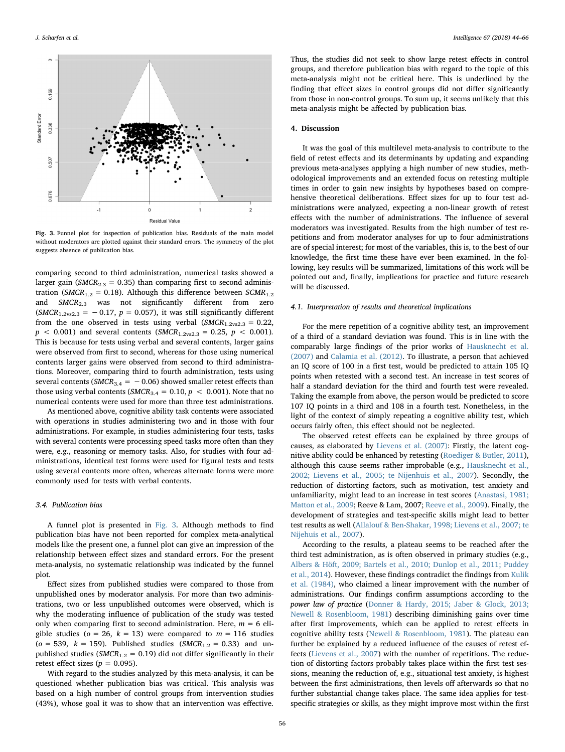Fig. 3. Funnel plot for inspection of publication bias. Residuals of the main model without moderators are plotted against their standard errors. The symmetry of the plot suggests absence of publication bias.

comparing second to third administration, numerical tasks showed a larger gain ($SMCR_{2.3} = 0.35$) than comparing first to second administration ($SMCR_{1.2} = 0.18$). Although this difference between $SCMR_{1.2}$ and $SMCR_{2.3}$ was not significantly different from zero ($SMCR_{1.2vs2.3} = -0.17$, $p = 0.057$), it was still significantly different from the one observed in tests using verbal ($SMCR_{1.2vs2.3} = 0.22$, $p < 0.001$) and several contents ($SMCR_{1.2vs2.3} = 0.25$, $p < 0.001$). This is because for tests using verbal and several contents, larger gains were observed from first to second, whereas for those using numerical contents larger gains were observed from second to third administration. Moreover, comparing third to fourth administration, tests using several contents ($SMCR_{3.4} = -0.06$) showed smaller retest effects than those using verbal contents ($SMCR_{3.4} = 0.10, p < 0.001$). Note that no numerical contents were used for more than three test administrations.

As mentioned above, cognitive ability task contents were associated with operations in studies administering two and in those with four administrations. For example, in studies administering four tests, tasks with several contents were processing speed tasks more often than they were, e.g., reasoning or memory tasks. Also, for studies with four administrations, identical test forms were used for figural tests and tests using several contents more often, whereas alternate forms were more commonly used for tests with verbal contents.

### 3.4. Publication bias

A funnel plot is presented in Fig. 3. Although methods to find publication bias have not been reported for complex meta-analytical models like the present one, a funnel plot can give an impression of the relationship between effect sizes and standard errors. For the present meta-analysis, no systematic relationship was indicated by the funnel plot.

Effect sizes from published studies were compared to those from unpublished ones by moderator analysis. For more than two administrations, two or less unpublished outcomes were observed, which is why the moderating influence of publication of the study was tested only when comparing first to second administration. Here, $m = 6$ eligible studies ($o = 26$, $k = 13$) were compared to $m = 116$ studies ($o = 539$, $k = 159$). Published studies ($SMCR_{1.2} = 0.33$) and unpublished studies ($SMCR_{1.2} = 0.19$) did not differ significantly in their retest effect sizes ($p = 0.095$).

With regard to the studies analyzed by this meta-analysis, it can be questioned whether publication bias was critical. This analysis was based on a high number of control groups from intervention studies (43%), whose goal it was to show that an intervention was effective. Thus, the studies did not seek to show large retest effects in control groups, and therefore publication bias with regard to the topic of this meta-analysis might not be critical here. This is underlined by the finding that effect sizes in control groups did not differ significantly from those in non-control groups. To sum up, it seems unlikely that this meta-analysis might be affected by publication bias.

## 4. Discussion

It was the goal of this multilevel meta-analysis to contribute to the field of retest effects and its determinants by updating and expanding previous meta-analyses applying a high number of new studies, methodological improvements and an extended focus on retesting multiple times in order to gain new insights by hypotheses based on comprehensive theoretical deliberations. Effect sizes for up to four test administrations were analyzed, expecting a non-linear growth of retest effects with the number of administrations. The influence of several moderators was investigated. Results from the high number of test repetitions and from moderator analyses for up to four administrations are of special interest; for most of the variables, this is, to the best of our knowledge, the first time these have ever been examined. In the following, key results will be summarized, limitations of this work will be pointed out and, finally, implications for practice and future research will be discussed.

### 4.1. Interpretation of results and theoretical implications

For the mere repetition of a cognitive ability test, an improvement of a third of a standard deviation was found. This is in line with the comparably large findings of the prior works of Hausknecht et al. (2007) and Calamia et al. (2012). To illustrate, a person that achieved an IQ score of 100 in a first test, would be predicted to attain 105 IQ points when retested with a second test. An increase in test scores of half a standard deviation for the third and fourth test were revealed. Taking the example from above, the person would be predicted to score 107 IQ points in a third and 108 in a fourth test. Nonetheless, in the light of the context of simply repeating a cognitive ability test, which occurs fairly often, this effect should not be neglected.

The observed retest effects can be explained by three groups of causes, as elaborated by Lievens et al. (2007): Firstly, the latent cognitive ability could be enhanced by retesting (Roediger & Butler, 2011), although this cause seems rather improbable (e.g., Hausknecht et al., 2002; Lievens et al., 2005; te Nijenhuis et al., 2007). Secondly, the reduction of distorting factors, such as motivation, test anxiety and unfamiliarity, might lead to an increase in test scores (Anastasi, 1981; Matton et al., 2009; Reeve & Lam, 2007; Reeve et al., 2009). Finally, the development of strategies and test-specific skills might lead to better test results as well (Allalouf & Ben-Shakar, 1998; Lievens et al., 2007; te Nijehuis et al., 2007).

According to the results, a plateau seems to be reached after the third test administration, as is often observed in primary studies (e.g., Albers & Höft, 2009; Bartels et al., 2010; Dunlop et al., 2011; Puddey et al., 2014). However, these findings contradict the findings from Kulik et al. (1984), who claimed a linear improvement with the number of administrations. Our findings confirm assumptions according to the *power law of practice* (Donner & Hardy, 2015; Jaber & Glock, 2013; Newell & Rosenbloom, 1981) describing diminishing gains over time after first improvements, which can be applied to retest effects in cognitive ability tests (Newell & Rosenbloom, 1981). The plateau can further be explained by a reduced influence of the causes of retest effects (Lievens et al., 2007) with the number of repetitions. The reduction of distorting factors probably takes place within the first test sessions, meaning the reduction of, e.g., situational test anxiety, is highest between the first administrations, then levels off afterwards so that no further substantial change takes place. The same idea applies for test-specific strategies or skills, as they might improve most within the first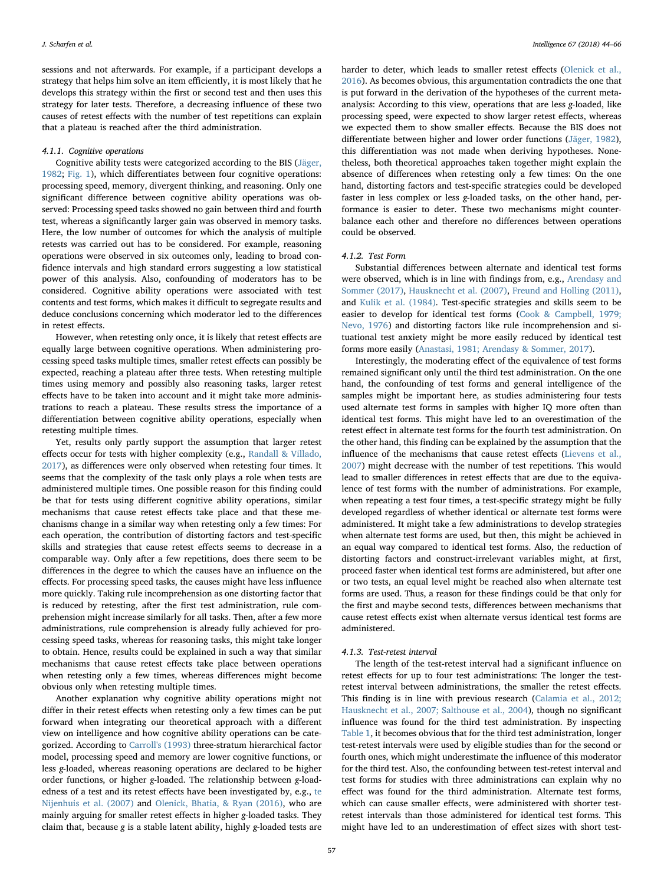sessions and not afterwards. For example, if a participant develops a strategy that helps him solve an item efficiently, it is most likely that he develops this strategy within the first or second test and then uses this strategy for later tests. Therefore, a decreasing influence of these two causes of retest effects with the number of test repetitions can explain that a plateau is reached after the third administration.

#### 4.1.1. Cognitive operations

Cognitive ability tests were categorized according to the BIS (Jäger, 1982; Fig. 1), which differentiates between four cognitive operations: processing speed, memory, divergent thinking, and reasoning. Only one significant difference between cognitive ability operations was observed: Processing speed tasks showed no gain between third and fourth test, whereas a significantly larger gain was observed in memory tasks. Here, the low number of outcomes for which the analysis of multiple retests was carried out has to be considered. For example, reasoning operations were observed in six outcomes only, leading to broad confidence intervals and high standard errors suggesting a low statistical power of this analysis. Also, confounding of moderators has to be considered. Cognitive ability operations were associated with test contents and test forms, which makes it difficult to segregate results and deduce conclusions concerning which moderator led to the differences in retest effects.

However, when retesting only once, it is likely that retest effects are equally large between cognitive operations. When administering processing speed tasks multiple times, smaller retest effects can possibly be expected, reaching a plateau after three tests. When retesting multiple times using memory and possibly also reasoning tasks, larger retest effects have to be taken into account and it might take more administrations to reach a plateau. These results stress the importance of a differentiation between cognitive ability operations, especially when retesting multiple times.

Yet, results only partly support the assumption that larger retest effects occur for tests with higher complexity (e.g., Randall & Villado, 2017), as differences were only observed when retesting four times. It seems that the complexity of the task only plays a role when tests are administered multiple times. One possible reason for this finding could be that for tests using different cognitive ability operations, similar mechanisms that cause retest effects take place and that these mechanisms change in a similar way when retesting only a few times: For each operation, the contribution of distorting factors and test-specific skills and strategies that cause retest effects seems to decrease in a comparable way. Only after a few repetitions, does there seem to be differences in the degree to which the causes have an influence on the effects. For processing speed tasks, the causes might have less influence more quickly. Taking rule incomprehension as one distorting factor that is reduced by retesting, after the first test administration, rule comprehension might increase similarly for all tasks. Then, after a few more administrations, rule comprehension is already fully achieved for processing speed tasks, whereas for reasoning tasks, this might take longer to obtain. Hence, results could be explained in such a way that similar mechanisms that cause retest effects take place between operations when retesting only a few times, whereas differences might become obvious only when retesting multiple times.

Another explanation why cognitive ability operations might not differ in their retest effects when retesting only a few times can be put forward when integrating our theoretical approach with a different view on intelligence and how cognitive ability operations can be categorized. According to Carroll's (1993) three-stratum hierarchical factor model, processing speed and memory are lower cognitive functions, or less *g*-loaded, whereas reasoning operations are declared to be higher order functions, or higher *g*-loaded. The relationship between *g*-loadedness of a test and its retest effects have been investigated by, e.g., te Nijenhuis et al. (2007) and Olenick, Bhatia, & Ryan (2016), who are mainly arguing for smaller retest effects in higher *g*-loaded tasks. They claim that, because *g* is a stable latent ability, highly *g*-loaded tests are harder to deter, which leads to smaller retest effects (Olenick et al., 2016). As becomes obvious, this argumentation contradicts the one that is put forward in the derivation of the hypotheses of the current meta-analysis: According to this view, operations that are less *g*-loaded, like processing speed, were expected to show larger retest effects, whereas we expected them to show smaller effects. Because the BIS does not differentiate between higher and lower order functions (Jäger, 1982), this differentiation was not made when deriving hypotheses. Nonetheless, both theoretical approaches taken together might explain the absence of differences when retesting only a few times: On the one hand, distorting factors and test-specific strategies could be developed faster in less complex or less *g*-loaded tasks, on the other hand, performance is easier to deter. These two mechanisms might counterbalance each other and therefore no differences between operations could be observed.

#### 4.1.2. Test Form

Substantial differences between alternate and identical test forms were observed, which is in line with findings from, e.g., Arendasy and Sommer (2017), Hausknecht et al. (2007), Freund and Holling (2011), and Kulik et al. (1984). Test-specific strategies and skills seem to be easier to develop for identical test forms (Cook & Campbell, 1979; Nevo, 1976) and distorting factors like rule incomprehension and situational test anxiety might be more easily reduced by identical test forms more easily (Anastasi, 1981; Arendasy & Sommer, 2017).

Interestingly, the moderating effect of the equivalence of test forms remained significant only until the third test administration. On the one hand, the confounding of test forms and general intelligence of the samples might be important here, as studies administering four tests used alternate test forms in samples with higher IQ more often than identical test forms. This might have led to an overestimation of the retest effect in alternate test forms for the fourth test administration. On the other hand, this finding can be explained by the assumption that the influence of the mechanisms that cause retest effects (Lievens et al., 2007) might decrease with the number of test repetitions. This would lead to smaller differences in retest effects that are due to the equivalence of test forms with the number of administrations. For example, when repeating a test four times, a test-specific strategy might be fully developed regardless of whether identical or alternate test forms were administered. It might take a few administrations to develop strategies when alternate test forms are used, but then, this might be achieved in an equal way compared to identical test forms. Also, the reduction of distorting factors and construct-irrelevant variables might, at first, proceed faster when identical test forms are administered, but after one or two tests, an equal level might be reached also when alternate test forms are used. Thus, a reason for these findings could be that only for the first and maybe second tests, differences between mechanisms that cause retest effects exist when alternate versus identical test forms are administered.

#### 4.1.3. Test-retest interval

The length of the test-retest interval had a significant influence on retest effects for up to four test administrations: The longer the test-retest interval between administrations, the smaller the retest effects. This finding is in line with previous research (Calamia et al., 2012; Hausknecht et al., 2007; Salthouse et al., 2004), though no significant influence was found for the third test administration. By inspecting Table 1, it becomes obvious that for the third test administration, longer test-retest intervals were used by eligible studies than for the second or fourth ones, which might underestimate the influence of this moderator for the third test. Also, the confounding between test-retest interval and test forms for studies with three administrations can explain why no effect was found for the third administration. Alternate test forms, which can cause smaller effects, were administered with shorter test-retest intervals than those administered for identical test forms. This might have led to an underestimation of effect sizes with short test-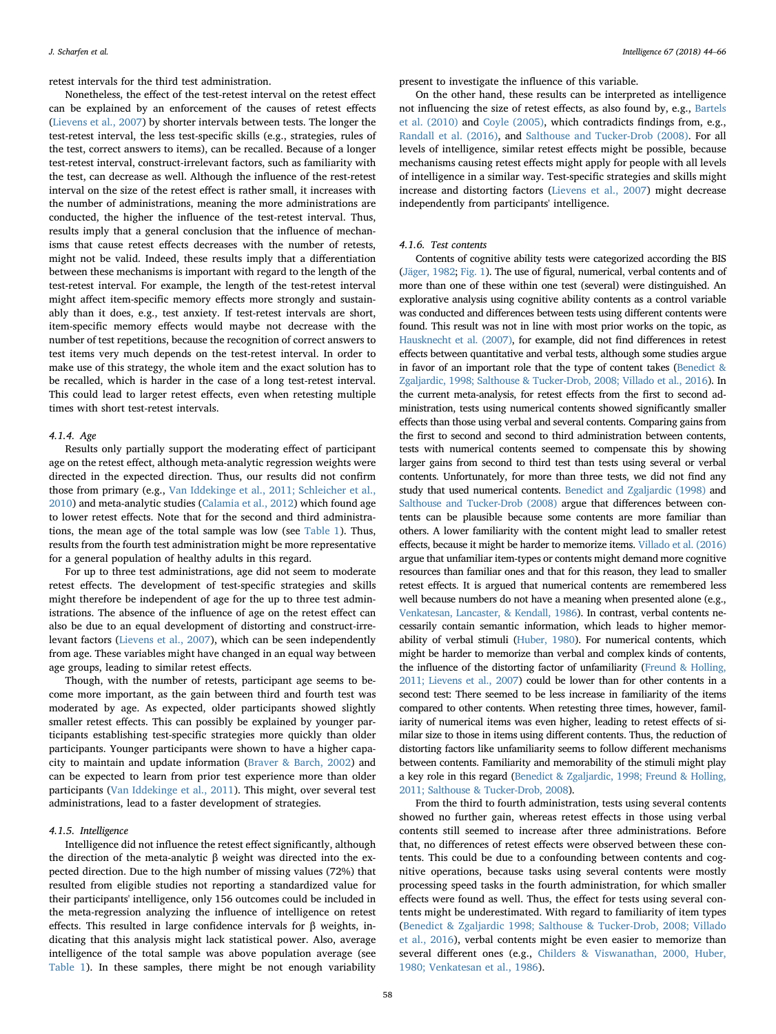retest intervals for the third test administration.

Nonetheless, the effect of the test-retest interval on the retest effect can be explained by an enforcement of the causes of retest effects (Lievens et al., 2007) by shorter intervals between tests. The longer the test-retest interval, the less test-specific skills (e.g., strategies, rules of the test, correct answers to items), can be recalled. Because of a longer test-retest interval, construct-irrelevant factors, such as familiarity with the test, can decrease as well. Although the influence of the rest-retest interval on the size of the retest effect is rather small, it increases with the number of administrations, meaning the more administrations are conducted, the higher the influence of the test-retest interval. Thus, results imply that a general conclusion that the influence of mechanisms that cause retest effects decreases with the number of retests, might not be valid. Indeed, these results imply that a differentiation between these mechanisms is important with regard to the length of the test-retest interval. For example, the length of the test-retest interval might affect item-specific memory effects more strongly and sustainably than it does, e.g., test anxiety. If test-retest intervals are short, item-specific memory effects would maybe not decrease with the number of test repetitions, because the recognition of correct answers to test items very much depends on the test-retest interval. In order to make use of this strategy, the whole item and the exact solution has to be recalled, which is harder in the case of a long test-retest interval. This could lead to larger retest effects, even when retesting multiple times with short test-retest intervals.

#### 4.1.4. Age

Results only partially support the moderating effect of participant age on the retest effect, although meta-analytic regression weights were directed in the expected direction. Thus, our results did not confirm those from primary (e.g., Van Iddekinge et al., 2011; Schleicher et al., 2010) and meta-analytic studies (Calamia et al., 2012) which found age to lower retest effects. Note that for the second and third administrations, the mean age of the total sample was low (see Table 1). Thus, results from the fourth test administration might be more representative for a general population of healthy adults in this regard.

For up to three test administrations, age did not seem to moderate retest effects. The development of test-specific strategies and skills might therefore be independent of age for the up to three test administrations. The absence of the influence of age on the retest effect can also be due to an equal development of distorting and construct-irrelevant factors (Lievens et al., 2007), which can be seen independently from age. These variables might have changed in an equal way between age groups, leading to similar retest effects.

Though, with the number of retests, participant age seems to become more important, as the gain between third and fourth test was moderated by age. As expected, older participants showed slightly smaller retest effects. This can possibly be explained by younger participants establishing test-specific strategies more quickly than older participants. Younger participants were shown to have a higher capacity to maintain and update information (Braver & Barch, 2002) and can be expected to learn from prior test experience more than older participants (Van Iddekinge et al., 2011). This might, over several test administrations, lead to a faster development of strategies.

#### 4.1.5. Intelligence

Intelligence did not influence the retest effect significantly, although the direction of the meta-analytic β weight was directed into the expected direction. Due to the high number of missing values (72%) that resulted from eligible studies not reporting a standardized value for their participants' intelligence, only 156 outcomes could be included in the meta-regression analyzing the influence of intelligence on retest effects. This resulted in large confidence intervals for β weights, indicating that this analysis might lack statistical power. Also, average intelligence of the total sample was above population average (see Table 1). In these samples, there might be not enough variability present to investigate the influence of this variable.

On the other hand, these results can be interpreted as intelligence not influencing the size of retest effects, as also found by, e.g., Bartels et al. (2010) and Coyle (2005), which contradicts findings from, e.g., Randall et al. (2016), and Salthouse and Tucker-Drob (2008). For all levels of intelligence, similar retest effects might be possible, because mechanisms causing retest effects might apply for people with all levels of intelligence in a similar way. Test-specific strategies and skills might increase and distorting factors (Lievens et al., 2007) might decrease independently from participants' intelligence.

#### 4.1.6. Test contents

Contents of cognitive ability tests were categorized according the BIS (Jäger, 1982; Fig. 1). The use of figural, numerical, verbal contents and of more than one of these within one test (several) were distinguished. An explorative analysis using cognitive ability contents as a control variable was conducted and differences between tests using different contents were found. This result was not in line with most prior works on the topic, as Hausknecht et al. (2007), for example, did not find differences in retest effects between quantitative and verbal tests, although some studies argue in favor of an important role that the type of content takes (Benedict & Zgaljardic, 1998; Salthouse & Tucker-Drob, 2008; Villado et al., 2016). In the current meta-analysis, for retest effects from the first to second administration, tests using numerical contents showed significantly smaller effects than those using verbal and several contents. Comparing gains from the first to second and second to third administration between contents, tests with numerical contents seemed to compensate this by showing larger gains from second to third test than tests using several or verbal contents. Unfortunately, for more than three tests, we did not find any study that used numerical contents. Benedict and Zgaljardic (1998) and Salthouse and Tucker-Drob (2008) argue that differences between contents can be plausible because some contents are more familiar than others. A lower familiarity with the content might lead to smaller retest effects, because it might be harder to memorize items. Villado et al. (2016) argue that unfamiliar item-types or contents might demand more cognitive resources than familiar ones and that for this reason, they lead to smaller retest effects. It is argued that numerical contents are remembered less well because numbers do not have a meaning when presented alone (e.g., Venkatesan, Lancaster, & Kendall, 1986). In contrast, verbal contents necessarily contain semantic information, which leads to higher memorability of verbal stimuli (Huber, 1980). For numerical contents, which might be harder to memorize than verbal and complex kinds of contents, the influence of the distorting factor of unfamiliarity (Freund & Holling, 2011; Lievens et al., 2007) could be lower than for other contents in a second test: There seemed to be less increase in familiarity of the items compared to other contents. When retesting three times, however, familiarity of numerical items was even higher, leading to retest effects of similar size to those in items using different contents. Thus, the reduction of distorting factors like unfamiliarity seems to follow different mechanisms between contents. Familiarity and memorability of the stimuli might play a key role in this regard (Benedict & Zgaljardic, 1998; Freund & Holling, 2011; Salthouse & Tucker-Drob, 2008).

From the third to fourth administration, tests using several contents showed no further gain, whereas retest effects in those using verbal contents still seemed to increase after three administrations. Before that, no differences of retest effects were observed between these contents. This could be due to a confounding between contents and cognitive operations, because tasks using several contents were mostly processing speed tasks in the fourth administration, for which smaller effects were found as well. Thus, the effect for tests using several contents might be underestimated. With regard to familiarity of item types (Benedict & Zgaljardic 1998; Salthouse & Tucker-Drob, 2008; Villado et al., 2016), verbal contents might be even easier to memorize than several different ones (e.g., Childers & Viswanathan, 2000, Huber, 1980; Venkatesan et al., 1986).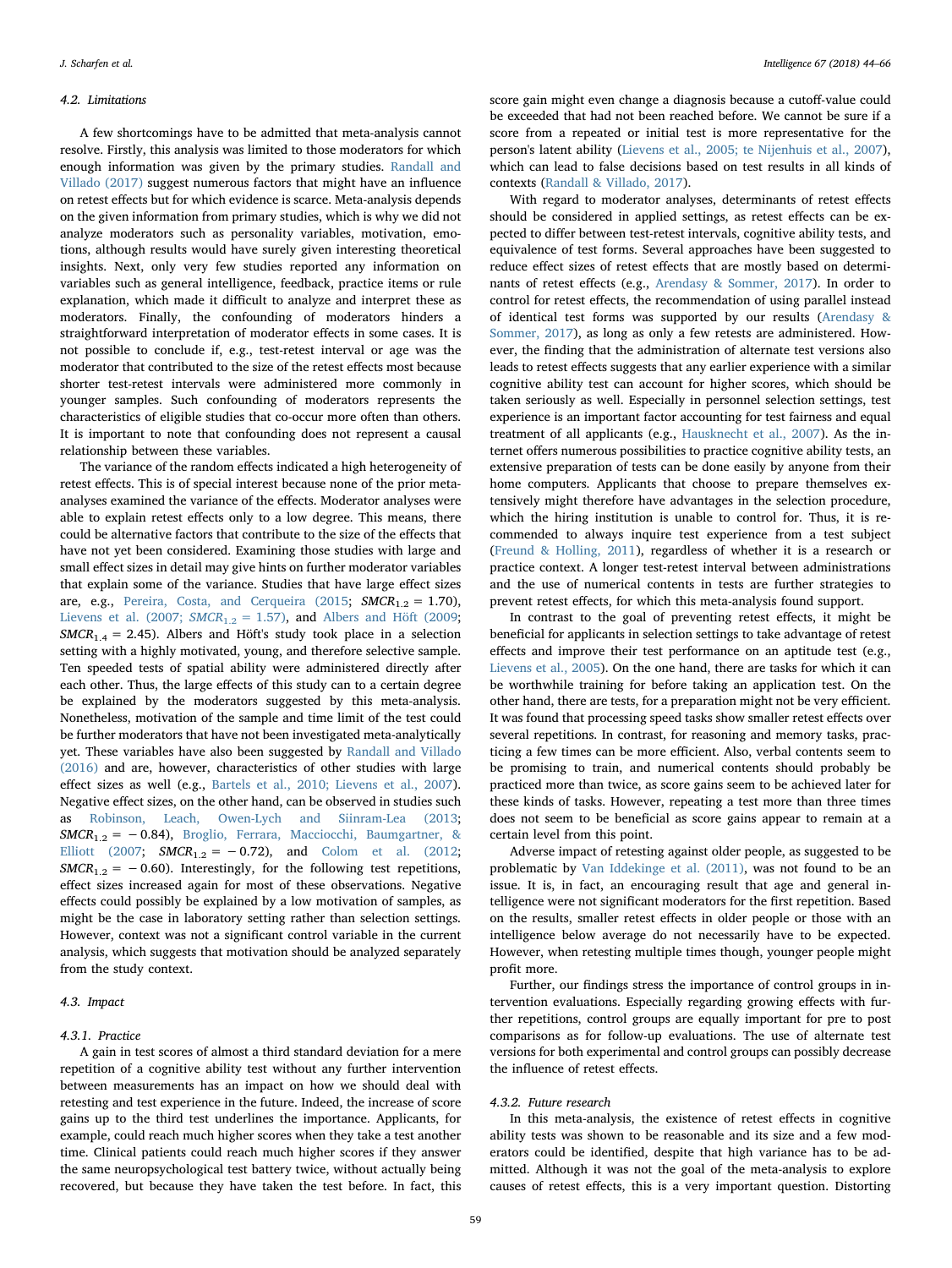### 4.2. Limitations

A few shortcomings have to be admitted that meta-analysis cannot resolve. Firstly, this analysis was limited to those moderators for which enough information was given by the primary studies. Randall and Villado (2017) suggest numerous factors that might have an influence on retest effects but for which evidence is scarce. Meta-analysis depends on the given information from primary studies, which is why we did not analyze moderators such as personality variables, motivation, emotions, although results would have surely given interesting theoretical insights. Next, only very few studies reported any information on variables such as general intelligence, feedback, practice items or rule explanation, which made it difficult to analyze and interpret these as moderators. Finally, the confounding of moderators hinders a straightforward interpretation of moderator effects in some cases. It is not possible to conclude if, e.g., test-retest interval or age was the moderator that contributed to the size of the retest effects most because shorter test-retest intervals were administered more commonly in younger samples. Such confounding of moderators represents the characteristics of eligible studies that co-occur more often than others. It is important to note that confounding does not represent a causal relationship between these variables.

The variance of the random effects indicated a high heterogeneity of retest effects. This is of special interest because none of the prior meta-analyses examined the variance of the effects. Moderator analyses were able to explain retest effects only to a low degree. This means, there could be alternative factors that contribute to the size of the effects that have not yet been considered. Examining those studies with large and small effect sizes in detail may give hints on further moderator variables that explain some of the variance. Studies that have large effect sizes are, e.g., Pereira, Costa, and Cerqueira (2015; $SMCR_{1.2} = 1.70$), Lievens et al. (2007; $SMCR_{1.2} = 1.57$), and Albers and Höft (2009; $SMCR_{1.4} = 2.45$). Albers and Höft's study took place in a selection setting with a highly motivated, young, and therefore selective sample. Ten speeded tests of spatial ability were administered directly after each other. Thus, the large effects of this study can to a certain degree be explained by the moderators suggested by this meta-analysis. Nonetheless, motivation of the sample and time limit of the test could be further moderators that have not been investigated meta-analytically yet. These variables have also been suggested by Randall and Villado (2016) and are, however, characteristics of other studies with large effect sizes as well (e.g., Bartels et al., 2010; Lievens et al., 2007). Negative effect sizes, on the other hand, can be observed in studies such as Robinson, Leach, Owen-Lynch and Siinram-Lea (2013; $SMCR_{1.2} = -0.84$), Broglio, Ferrara, Macciocchi, Baumgartner, & Elliott (2007; $SMCR_{1.2} = -0.72$), and Colom et al. (2012; $SMCR_{1.2} = -0.60$). Interestingly, for the following test repetitions, effect sizes increased again for most of these observations. Negative effects could possibly be explained by a low motivation of samples, as might be the case in laboratory setting rather than selection settings. However, context was not a significant control variable in the current analysis, which suggests that motivation should be analyzed separately from the study context.

### 4.3. Impact

#### 4.3.1. Practice

A gain in test scores of almost a third standard deviation for a mere repetition of a cognitive ability test without any further intervention between measurements has an impact on how we should deal with retesting and test experience in the future. Indeed, the increase of score gains up to the third test underlines the importance. Applicants, for example, could reach much higher scores when they take a test another time. Clinical patients could reach much higher scores if they answer the same neuropsychological test battery twice, without actually being recovered, but because they have taken the test before. In fact, this score gain might even change a diagnosis because a cutoff-value could be exceeded that had not been reached before. We cannot be sure if a score from a repeated or initial test is more representative for the person's latent ability (Lievens et al., 2005; te Nijenhuis et al., 2007), which can lead to false decisions based on test results in all kinds of contexts (Randall & Villado, 2017).

With regard to moderator analyses, determinants of retest effects should be considered in applied settings, as retest effects can be expected to differ between test-retest intervals, cognitive ability tests, and equivalence of test forms. Several approaches have been suggested to reduce effect sizes of retest effects that are mostly based on determinants of retest effects (e.g., Arendasy & Sommer, 2017). In order to control for retest effects, the recommendation of using parallel instead of identical test forms was supported by our results (Arendasy & Sommer, 2017), as long as only a few retests are administered. However, the finding that the administration of alternate test versions also leads to retest effects suggests that any earlier experience with a similar cognitive ability test can account for higher scores, which should be taken seriously as well. Especially in personnel selection settings, test experience is an important factor accounting for test fairness and equal treatment of all applicants (e.g., Hausknecht et al., 2007). As the internet offers numerous possibilities to practice cognitive ability tests, an extensive preparation of tests can be done easily by anyone from their home computers. Applicants that choose to prepare themselves extensively might therefore have advantages in the selection procedure, which the hiring institution is unable to control for. Thus, it is recommended to always inquire test experience from a test subject (Freund & Holling, 2011), regardless of whether it is a research or practice context. A longer test-retest interval between administrations and the use of numerical contents in tests are further strategies to prevent retest effects, for which this meta-analysis found support.

In contrast to the goal of preventing retest effects, it might be beneficial for applicants in selection settings to take advantage of retest effects and improve their test performance on an aptitude test (e.g., Lievens et al., 2005). On the one hand, there are tasks for which it can be worthwhile training for before taking an application test. On the other hand, there are tests, for a preparation might not be very efficient. It was found that processing speed tasks show smaller retest effects over several repetitions. In contrast, for reasoning and memory tasks, practicing a few times can be more efficient. Also, verbal contents seem to be promising to train, and numerical contents should probably be practiced more than twice, as score gains seem to be achieved later for these kinds of tasks. However, repeating a test more than three times does not seem to be beneficial as score gains appear to remain at a certain level from this point.

Adverse impact of retesting against older people, as suggested to be problematic by Van Iddekinge et al. (2011), was not found to be an issue. It is, in fact, an encouraging result that age and general intelligence were not significant moderators for the first repetition. Based on the results, smaller retest effects in older people or those with an intelligence below average do not necessarily have to be expected. However, when retesting multiple times though, younger people might profit more.

Further, our findings stress the importance of control groups in intervention evaluations. Especially regarding growing effects with further repetitions, control groups are equally important for pre to post comparisons as for follow-up evaluations. The use of alternate test versions for both experimental and control groups can possibly decrease the influence of retest effects.

#### 4.3.2. Future research

In this meta-analysis, the existence of retest effects in cognitive ability tests was shown to be reasonable and its size and a few moderators could be identified, despite that high variance has to be admitted. Although it was not the goal of the meta-analysis to explore causes of retest effects, this is a very important question. Distorting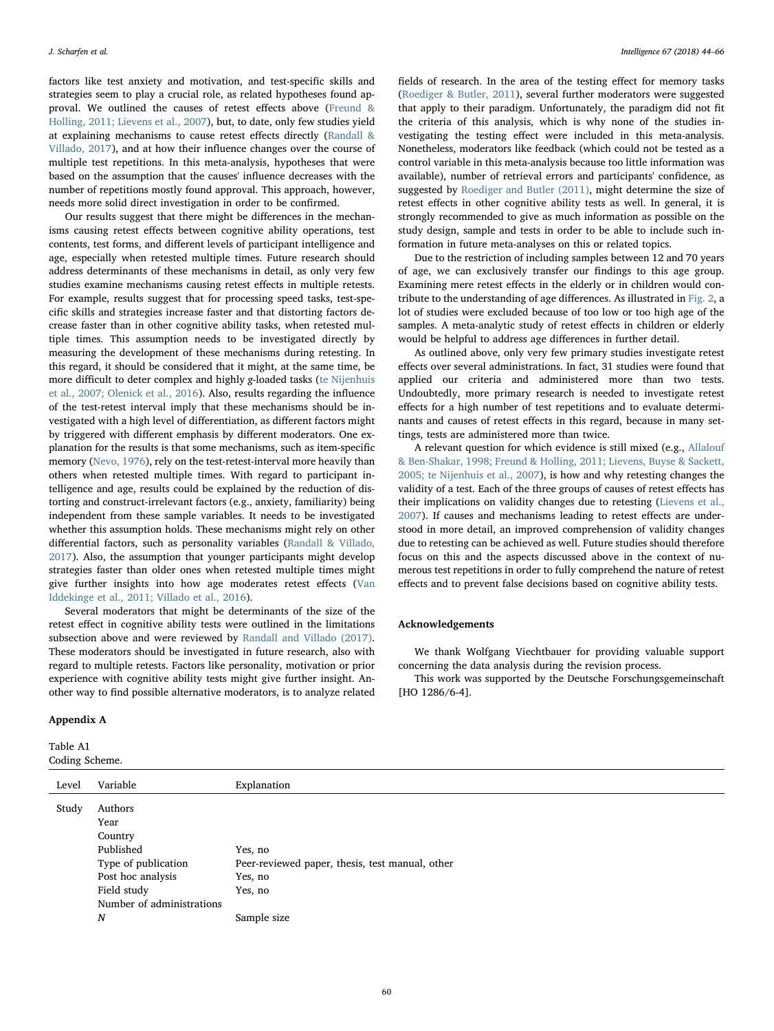factors like test anxiety and motivation, and test-specific skills and strategies seem to play a crucial role, as related hypotheses found approval. We outlined the causes of retest effects above (Freund & Holling, 2011; Lievens et al., 2007), but, to date, only few studies yield at explaining mechanisms to cause retest effects directly (Randall & Villado, 2017), and at how their influence changes over the course of multiple test repetitions. In this meta-analysis, hypotheses that were based on the assumption that the causes' influence decreases with the number of repetitions mostly found approval. This approach, however, needs more solid direct investigation in order to be confirmed.

Our results suggest that there might be differences in the mechanisms causing retest effects between cognitive ability operations, test contents, test forms, and different levels of participant intelligence and age, especially when retested multiple times. Future research should address determinants of these mechanisms in detail, as only very few studies examine mechanisms causing retest effects in multiple retests. For example, results suggest that for processing speed tasks, test-specific skills and strategies increase faster and that distorting factors decrease faster than in other cognitive ability tasks, when retested multiple times. This assumption needs to be investigated directly by measuring the development of these mechanisms during retesting. In this regard, it should be considered that it might, at the same time, be more difficult to deter complex and highly *g*-loaded tasks (te Nijenhuis et al., 2007; Olenick et al., 2016). Also, results regarding the influence of the test-retest interval imply that these mechanisms should be investigated with a high level of differentiation, as different factors might by triggered with different emphasis by different moderators. One explanation for the results is that some mechanisms, such as item-specific memory (Nevo, 1976), rely on the test-retest-interval more heavily than others when retested multiple times. With regard to participant intelligence and age, results could be explained by the reduction of distorting and construct-irrelevant factors (e.g., anxiety, familiarity) being independent from these sample variables. It needs to be investigated whether this assumption holds. These mechanisms might rely on other differential factors, such as personality variables (Randall & Villado, 2017). Also, the assumption that younger participants might develop strategies faster than older ones when retested multiple times might give further insights into how age moderates retest effects (Van Iddekinge et al., 2011; Villado et al., 2016).

Several moderators that might be determinants of the size of the retest effect in cognitive ability tests were outlined in the limitations subsection above and were reviewed by Randall and Villado (2017). These moderators should be investigated in future research, also with regard to multiple retests. Factors like personality, motivation or prior experience with cognitive ability tests might give further insight. Another way to find possible alternative moderators, is to analyze related fields of research. In the area of the testing effect for memory tasks (Roediger & Butler, 2011), several further moderators were suggested that apply to their paradigm. Unfortunately, the paradigm did not fit the criteria of this analysis, which is why none of the studies investigating the testing effect were included in this meta-analysis. Nonetheless, moderators like feedback (which could not be tested as a control variable in this meta-analysis because too little information was available), number of retrieval errors and participants' confidence, as suggested by Roediger and Butler (2011), might determine the size of retest effects in other cognitive ability tests as well. In general, it is strongly recommended to give as much information as possible on the study design, sample and tests in order to be able to include such information in future meta-analyses on this or related topics.

Due to the restriction of including samples between 12 and 70 years of age, we can exclusively transfer our findings to this age group. Examining mere retest effects in the elderly or in children would contribute to the understanding of age differences. As illustrated in Fig. 2, a lot of studies were excluded because of too low or too high age of the samples. A meta-analytic study of retest effects in children or elderly would be helpful to address age differences in further detail.

As outlined above, only very few primary studies investigate retest effects over several administrations. In fact, 31 studies were found that applied our criteria and administered more than two tests. Undoubtedly, more primary research is needed to investigate retest effects for a high number of test repetitions and to evaluate determinants and causes of retest effects in this regard, because in many settings, tests are administered more than twice.

A relevant question for which evidence is still mixed (e.g., Allalouf & Ben-Shakar, 1998; Freund & Holling, 2011; Lievens, Buyse & Sackett, 2005; te Nijenhuis et al., 2007), is how and why retesting changes the validity of a test. Each of the three groups of causes of retest effects has their implications on validity changes due to retesting (Lievens et al., 2007). If causes and mechanisms leading to retest effects are understood in more detail, an improved comprehension of validity changes due to retesting can be achieved as well. Future studies should therefore focus on this and the aspects discussed above in the context of numerous test repetitions in order to fully comprehend the nature of retest effects and to prevent false decisions based on cognitive ability tests.

## Acknowledgements

We thank Wolfgang Viechtbauer for providing valuable support concerning the data analysis during the revision process.

This work was supported by the Deutsche Forschungsgemeinschaft [HO 1286/6-4].

## Appendix A

Table A1
Coding Scheme.

| Level | Variable | Explanation |
|---|---|---|
| Study | Authors | |
| | Year | |
| | Country | |
| | Published | Yes, no |
| | Type of publication | Peer-reviewed paper, thesis, test manual, other |
| | Post hoc analysis | Yes, no |
| | Field study | Yes, no |
| | Number of administrations | |
| | *N* | Sample size |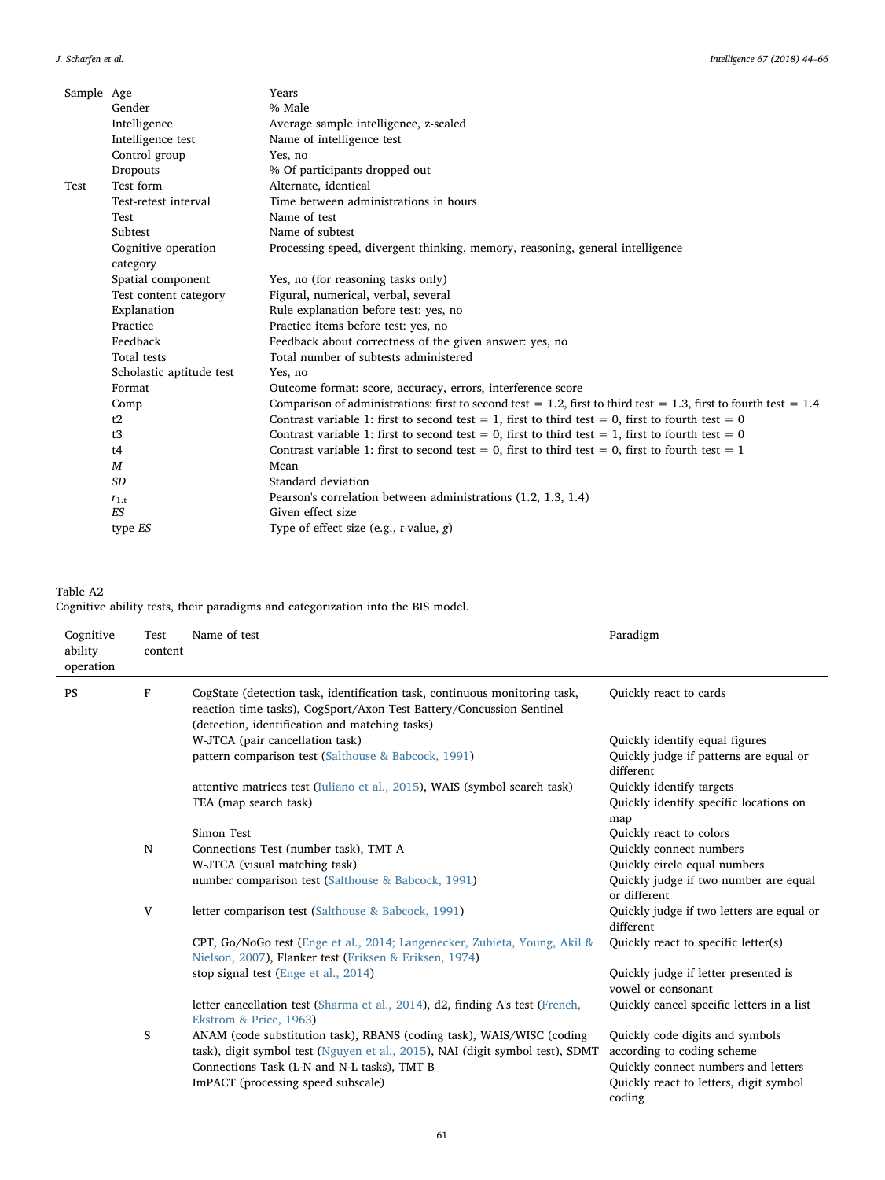| | | |
|---|---|---|
| Sample | Age | Years |
| | Gender | % Male |
| | Intelligence | Average sample intelligence, z-scaled |
| | Intelligence test | Name of intelligence test |
| | Control group | Yes, no |
| | Dropouts | % Of participants dropped out |
| Test | Test form | Alternate, identical |
| | Test-retest interval | Time between administrations in hours |
| | Test | Name of test |
| | Subtest | Name of subtest |
| | Cognitive operation category | Processing speed, divergent thinking, memory, reasoning, general intelligence |
| | Spatial component | Yes, no (for reasoning tasks only) |
| | Test content category | Figural, numerical, verbal, several |
| | Explanation | Rule explanation before test: yes, no |
| | Practice | Practice items before test: yes, no |
| | Feedback | Feedback about correctness of the given answer: yes, no |
| | Total tests | Total number of subtests administered |
| | Scholastic aptitude test | Yes, no |
| | Format | Outcome format: score, accuracy, errors, interference score |
| | Comp | Comparison of administrations: first to second test = 1.2, first to third test = 1.3, first to fourth test = 1.4 |
| | t2 | Contrast variable 1: first to second test = 1, first to third test = 0, first to fourth test = 0 |
| | t3 | Contrast variable 1: first to second test = 0, first to third test = 1, first to fourth test = 0 |
| | t4 | Contrast variable 1: first to second test = 0, first to third test = 0, first to fourth test = 1 |
| | *M* | Mean |
| | *SD* | Standard deviation |
| | $r_{1.t}$ | Pearson's correlation between administrations (1.2, 1.3, 1.4) |
| | *ES* | Given effect size |
| | type *ES* | Type of effect size (e.g., *t*-value, *g*) |

Table A2
Cognitive ability tests, their paradigms and categorization into the BIS model.

| Cognitive ability operation | Test content | Name of test | Paradigm |
|---|---|---|---|
| PS | F | CogState (detection task, identification task, continuous monitoring task, reaction time tasks), CogSport/Axon Test Battery/Concussion Sentinel (detection, identification and matching tasks) | Quickly react to cards |
| | | W-JTCA (pair cancellation task) | Quickly identify equal figures |
| | | pattern comparison test (Salthouse & Babcock, 1991) | Quickly judge if patterns are equal or different |
| | | attentive matrices test (Iuliano et al., 2015), WAIS (symbol search task) | Quickly identify targets |
| | | TEA (map search task) | Quickly identify specific locations on map |
| | | Simon Test | Quickly react to colors |
| | N | Connections Test (number task), TMT A | Quickly connect numbers |
| | | W-JTCA (visual matching task) | Quickly circle equal numbers |
| | | number comparison test (Salthouse & Babcock, 1991) | Quickly judge if two number are equal or different |
| | V | letter comparison test (Salthouse & Babcock, 1991) | Quickly judge if two letters are equal or different |
| | | CPT, Go/NoGo test (Enge et al., 2014; Langenecker, Zubieta, Young, Akil & Nielson, 2007), Flanker test (Eriksen & Eriksen, 1974) | Quickly react to specific letter(s) |
| | | stop signal test (Enge et al., 2014) | Quickly judge if letter presented is vowel or consonant |
| | | letter cancellation test (Sharma et al., 2014), d2, finding A's test (French, Ekstrom & Price, 1963) | Quickly cancel specific letters in a list |
| | S | ANAM (code substitution task), RBANS (coding task), WAIS/WISC (coding task), digit symbol test (Nguyen et al., 2015), NAI (digit symbol test), SDMT | Quickly code digits and symbols according to coding scheme |
| | | Connections Task (L-N and N-L tasks), TMT B | Quickly connect numbers and letters |
| | | ImPACT (processing speed subscale) | Quickly react to letters, digit symbol coding |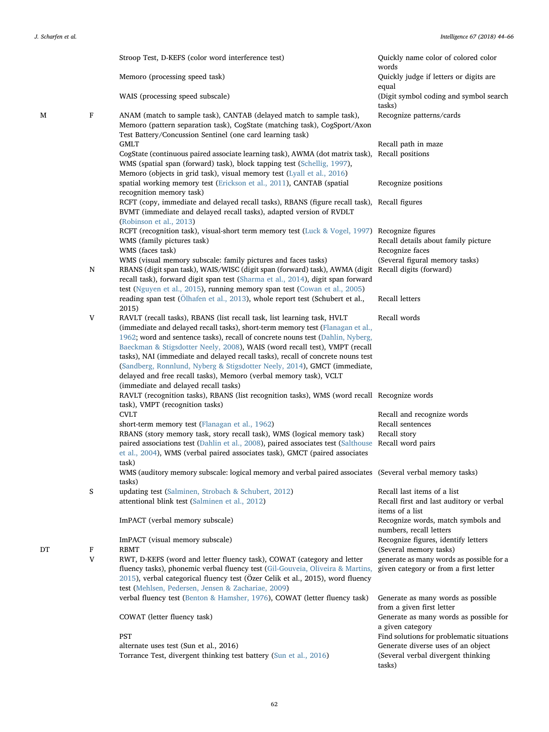| | | | |
|---|---|---|---|
| | | Stroop Test, D-KEFS (color word interference test) | Quickly name color of colored color words |
| | | Memoro (processing speed task) | Quickly judge if letters or digits are equal |
| | | WAIS (processing speed subscale) | (Digit symbol coding and symbol search tasks) |
| M | F | ANAM (match to sample task), CANTAB (delayed match to sample task), Memoro (pattern separation task), CogState (matching task), CogSport/Axon Test Battery/Concussion Sentinel (one card learning task) | Recognize patterns/cards |
| | | GMLT | Recall path in maze |
| | | CogState (continuous paired associate learning task), AWMA (dot matrix task), WMS (spatial span (forward) task), block tapping test (Schellig, 1997), Memoro (objects in grid task), visual memory test (Lyall et al., 2016) | Recall positions |
| | | spatial working memory test (Erickson et al., 2011), CANTAB (spatial recognition memory task) | Recognize positions |
| | | RCFT (copy, immediate and delayed recall tasks), RBANS (figure recall task), BVMT (immediate and delayed recall tasks), adapted version of RVDLT (Robinson et al., 2013) | Recall figures |
| | | RCFT (recognition task), visual-short term memory test (Luck & Vogel, 1997) | Recognize figures |
| | | WMS (family pictures task) | Recall details about family picture |
| | | WMS (faces task) | Recognize faces |
| | | WMS (visual memory subscale: family pictures and faces tasks) | (Several figural memory tasks) |
| | N | RBANS (digit span task), WAIS/WISC (digit span (forward) task), AWMA (digit recall task), forward digit span test (Sharma et al., 2014), digit span forward test (Nguyen et al., 2015), running memory span test (Cowan et al., 2005) | Recall digits (forward) |
| | | reading span test (Ölhafen et al., 2013), whole report test (Schubert et al., 2015) | Recall letters |
| | V | RAVLT (recall tasks), RBANS (list recall task, list learning task, HVLT (immediate and delayed recall tasks), short-term memory test (Flanagan et al., 1962; word and sentence tasks), recall of concrete nouns test (Dahlin, Nyberg, Baeckman & Stigsdotter Neely, 2008), WAIS (word recall test), VMPT (recall tasks), NAI (immediate and delayed recall tasks), recall of concrete nouns test (Sandberg, Ronnlund, Nyberg & Stigsdotter Neely, 2014), GMCT (immediate, delayed and free recall tasks), Memoro (verbal memory task), VCLT (immediate and delayed recall tasks) | Recall words |
| | | RAVLT (recognition tasks), RBANS (list recognition tasks), WMS (word recall task), VMPT (recognition tasks) | Recognize words |
| | | CVLT | Recall and recognize words |
| | | short-term memory test (Flanagan et al., 1962) | Recall sentences |
| | | RBANS (story memory task, story recall task), WMS (logical memory task) | Recall story |
| | | paired associations test (Dahlin et al., 2008), paired associates test (Salthouse et al., 2004), WMS (verbal paired associates task), GMCT (paired associates task) | Recall word pairs |
| | | WMS (auditory memory subscale: logical memory and verbal paired associates tasks) | (Several verbal memory tasks) |
| | S | updating test (Salminen, Strobach & Schubert, 2012) | Recall last items of a list |
| | | attentional blink test (Salminen et al., 2012) | Recall first and last auditory or verbal items of a list |
| | | ImPACT (verbal memory subscale) | Recognize words, match symbols and numbers, recall letters |
| | | ImPACT (visual memory subscale) | Recognize figures, identify letters |
| DT | F | RBMT | (Several memory tasks) |
| | V | RWT, D-KEFS (word and letter fluency task), COWAT (category and letter fluency tasks), phonemic verbal fluency test (Gil-Gouveia, Oliveira & Martins, 2015), verbal categorical fluency test (Özer Celik et al., 2015), word fluency test (Mehlsen, Pedersen, Jensen & Zachariae, 2009) | generate as many words as possible for a given category or from a first letter |
| | | verbal fluency test (Benton & Hamsher, 1976), COWAT (letter fluency task) | Generate as many words as possible from a given first letter |
| | | COWAT (letter fluency task) | Generate as many words as possible for a given category |
| | | PST | Find solutions for problematic situations |
| | | alternate uses test (Sun et al., 2016) | Generate diverse uses of an object |
| | | Torrance Test, divergent thinking test battery (Sun et al., 2016) | (Several verbal divergent thinking tasks) |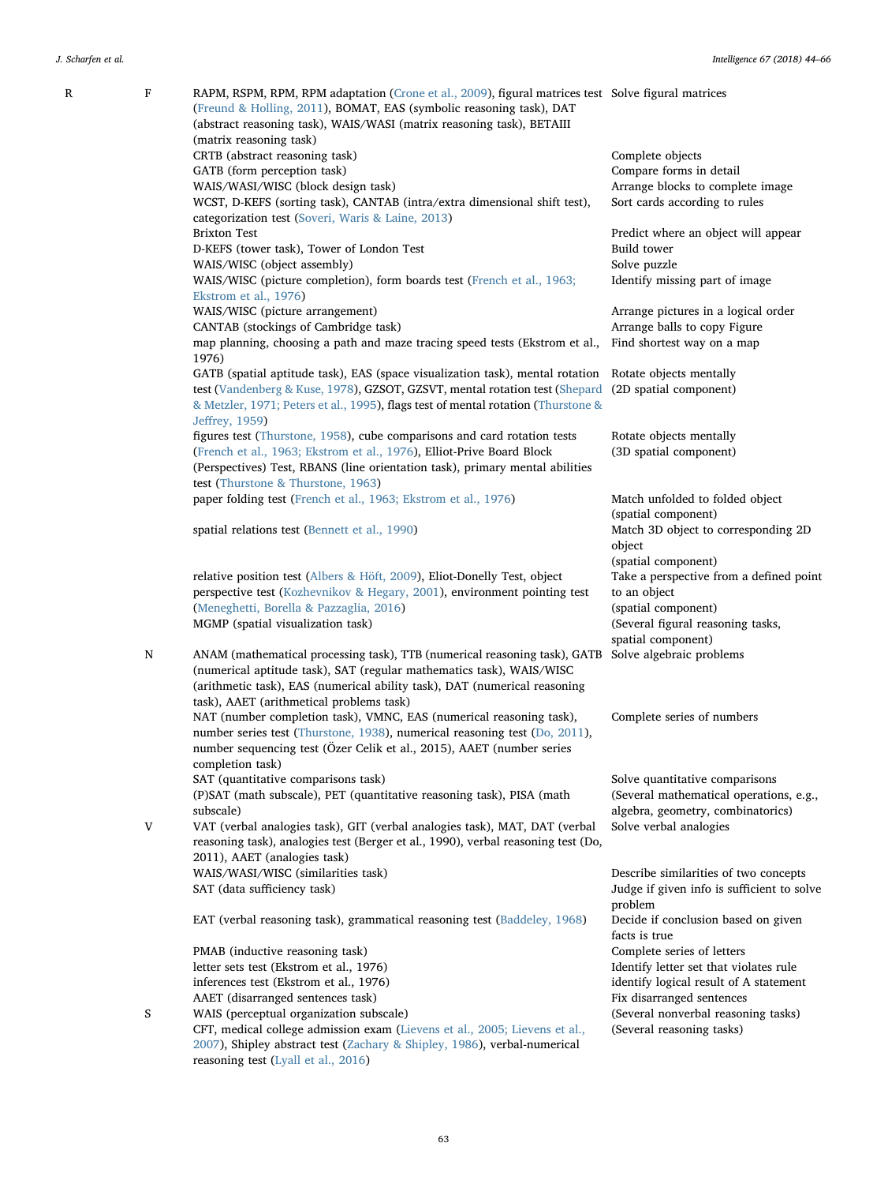| | | | |
|---|---|---|---|
| R | F | RAPM, RSPM, RPM, RPM adaptation (Crone et al., 2009), figural matrices test (Freund & Holling, 2011), BOMAT, EAS (symbolic reasoning task), DAT (abstract reasoning task), WAIS/WASI (matrix reasoning task), BETAIII (matrix reasoning task) | Solve figural matrices |
| | | CRTB (abstract reasoning task) | Complete objects |
| | | GATB (form perception task) | Compare forms in detail |
| | | WAIS/WASI/WISC (block design task) | Arrange blocks to complete image |
| | | WCST, D-KEFS (sorting task), CANTAB (intra/extra dimensional shift test), categorization test (Soveri, Waris & Laine, 2013) | Sort cards according to rules |
| | | Brixton Test | Predict where an object will appear |
| | | D-KEFS (tower task), Tower of London Test | Build tower |
| | | WAIS/WISC (object assembly) | Solve puzzle |
| | | WAIS/WISC (picture completion), form boards test (French et al., 1963; Ekstrom et al., 1976) | Identify missing part of image |
| | | WAIS/WISC (picture arrangement) | Arrange pictures in a logical order |
| | | CANTAB (stockings of Cambridge task) | Arrange balls to copy Figure |
| | | map planning, choosing a path and maze tracing speed tests (Ekstrom et al., 1976) | Find shortest way on a map |
| | | GATB (spatial aptitude task), EAS (space visualization task), mental rotation test (Vandenberg & Kuse, 1978), GZSOT, GZSVT, mental rotation test (Shepard & Metzler, 1971; Peters et al., 1995), flags test of mental rotation (Thurstone & Jeffrey, 1959) | Rotate objects mentally (2D spatial component) |
| | | figures test (Thurstone, 1958), cube comparisons and card rotation tests (French et al., 1963; Ekstrom et al., 1976), Elliot-Prive Board Block (Perspectives) Test, RBANS (line orientation task), primary mental abilities test (Thurstone & Thurstone, 1963) | Rotate objects mentally (3D spatial component) |
| | | paper folding test (French et al., 1963; Ekstrom et al., 1976) | Match unfolded to folded object (spatial component) |
| | | spatial relations test (Bennett et al., 1990) | Match 3D object to corresponding 2D object (spatial component) |
| | | relative position test (Albers & Höft, 2009), Eliot-Donelly Test, object perspective test (Kozhevnikov & Hegary, 2001), environment pointing test (Meneghetti, Borella & Pazzaglia, 2016) | Take a perspective from a defined point to an object (spatial component) |
| | | MGMP (spatial visualization task) | (Several figural reasoning tasks, spatial component) |
| | N | ANAM (mathematical processing task), TTB (numerical reasoning task), GATB (numerical aptitude task), SAT (regular mathematics task), WAIS/WISC (arithmetic task), EAS (numerical ability task), DAT (numerical reasoning task), AAET (arithmetical problems task) | Solve algebraic problems |
| | | NAT (number completion task), VMNC, EAS (numerical reasoning task), number series test (Thurstone, 1938), numerical reasoning test (Do, 2011), number sequencing test (Özer Celik et al., 2015), AAET (number series completion task) | Complete series of numbers |
| | | SAT (quantitative comparisons task) | Solve quantitative comparisons |
| | | (P)SAT (math subscale), PET (quantitative reasoning task), PISA (math subscale) | (Several mathematical operations, e.g., algebra, geometry, combinatorics) |
| | V | VAT (verbal analogies task), GIT (verbal analogies task), MAT, DAT (verbal reasoning task), analogies test (Berger et al., 1990), verbal reasoning test (Do, 2011), AAET (analogies task) | Solve verbal analogies |
| | | WAIS/WASI/WISC (similarities task) | Describe similarities of two concepts |
| | | SAT (data sufficiency task) | Judge if given info is sufficient to solve problem |
| | | EAT (verbal reasoning task), grammatical reasoning test (Baddeley, 1968) | Decide if conclusion based on given facts is true |
| | | PMAB (inductive reasoning task) | Complete series of letters |
| | | letter sets test (Ekstrom et al., 1976) | Identify letter set that violates rule |
| | | inferences test (Ekstrom et al., 1976) | identify logical result of A statement |
| | | AAET (disarranged sentences task) | Fix disarranged sentences |
| | S | WAIS (perceptual organization subscale) | (Several nonverbal reasoning tasks) |
| | | CFT, medical college admission exam (Lievens et al., 2005; Lievens et al., 2007), Shipley abstract test (Zachary & Shipley, 1986), verbal-numerical reasoning test (Lyall et al., 2016) | (Several reasoning tasks) |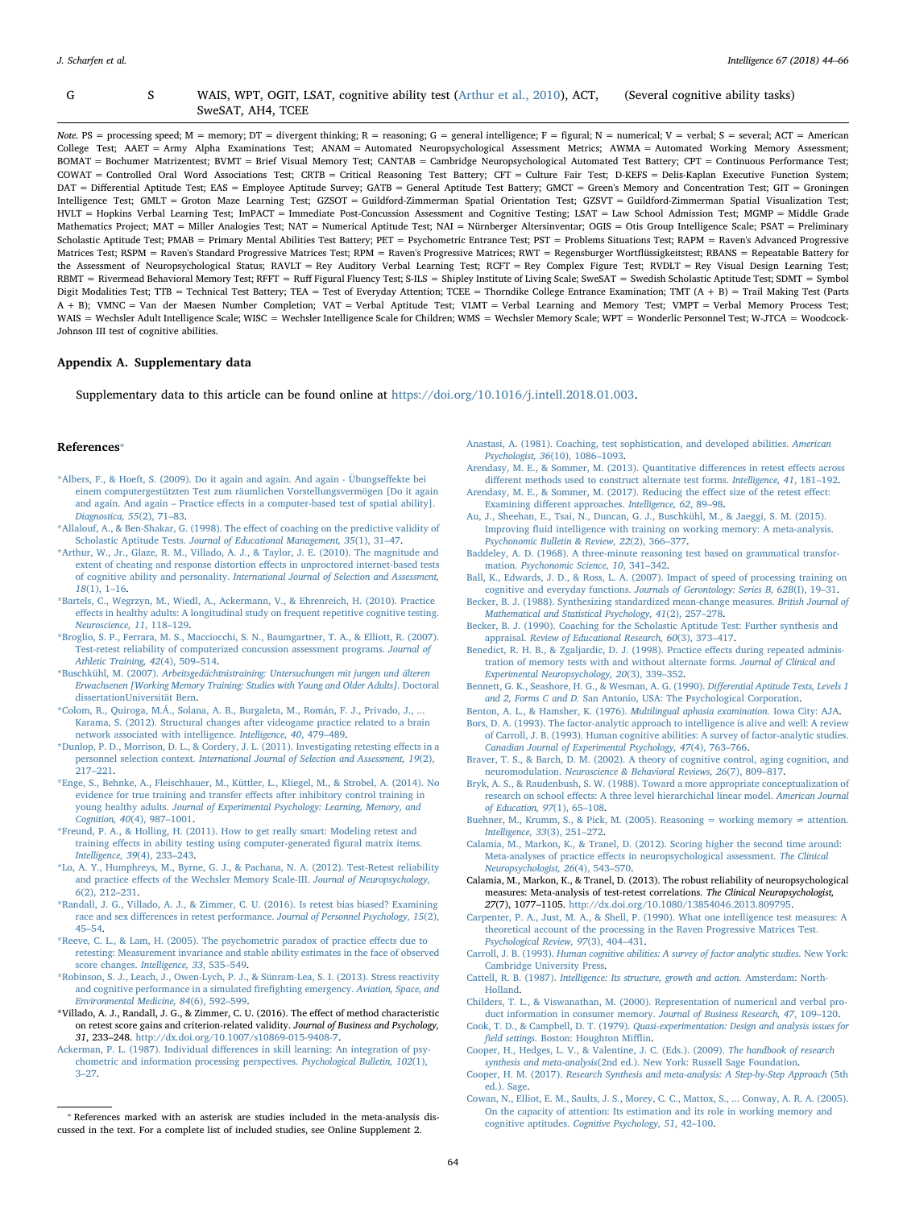| G | S | WAIS, WPT, OGIT, LSAT, cognitive ability test (Arthur et al., 2010), ACT, SweSAT, AH4, TCEE | (Several cognitive ability tasks) |
|---|---|---|---|

*Note.* PS = processing speed; M = memory; DT = divergent thinking; R = reasoning; G = general intelligence; F = figural; N = numerical; V = verbal; S = several; ACT = American College Test; AAET = Army Alpha Examinations Test; ANAM = Automated Neuropsychological Assessment Metrics; AWMA = Automated Working Memory Assessment; BOMAT = Bochumer Matrizentest; BVMT = Brief Visual Memory Test; CANTAB = Cambridge Neuropsychological Automated Test Battery; CPT = Continuous Performance Test; COWAT = Controlled Oral Word Associations Test; CRTB = Critical Reasoning Test Battery; CFT = Culture Fair Test; D-KEFS = Delis-Kaplan Executive Function System; DAT = Differential Aptitude Test; EAS = Employee Aptitude Survey; GATB = General Aptitude Test Battery; GMCT = Green's Memory and Concentration Test; GIT = Groningen Intelligence Test; GMLT = Groton Maze Learning Test; GZSOT = Guildford-Zimmerman Spatial Orientation Test; GZSVT = Guildford-Zimmerman Spatial Visualization Test; HVLT = Hopkins Verbal Learning Test; ImPACT = Immediate Post-Concussion Assessment and Cognitive Testing; LSAT = Law School Admission Test; MGMP = Middle Grade Mathematics Project; MAT = Miller Analogies Test; NAT = Numerical Aptitude Test; NAI = Nürnberger Altersinventar; OGIS = Otis Group Intelligence Scale; PSAT = Preliminary Scholastic Aptitude Test; PMAB = Primary Mental Abilities Test Battery; PET = Psychometric Entrance Test; PST = Problems Situations Test; RAPM = Raven's Advanced Progressive Matrices Test; RSPM = Raven's Standard Progressive Matrices Test; RPM = Raven's Progressive Matrices; RWT = Regensburger Wortflüssigkeitstest; RBANS = Repeatable Battery for the Assessment of Neuropsychological Status; RAVLT = Rey Auditory Verbal Learning Test; RCFT = Rey Complex Figure Test; RVDLT = Rey Visual Design Learning Test; RBMT = Rivermead Behavioral Memory Test; RFFT = Ruff Figural Fluency Test; S-ILS = Shipley Institute of Living Scale; SweSAT = Swedish Scholastic Aptitude Test; SDMT = Symbol Digit Modalities Test; TTB = Technical Test Battery; TEA = Test of Everyday Attention; TCEE = Thorndike College Entrance Examination; TMT (A + B) = Trail Making Test (Parts A + B); VMNC = Van der Maesen Number Completion; VAT = Verbal Aptitude Test; VLMT = Verbal Learning and Memory Test; VMPT = Verbal Memory Process Test; WAIS = Wechsler Adult Intelligence Scale; WISC = Wechsler Intelligence Scale for Children; WMS = Wechsler Memory Scale; WPT = Wonderlic Personnel Test; W-JTCA = Woodcock-Johnson III test of cognitive abilities.

## Appendix A. Supplementary data

Supplementary data to this article can be found online at https://doi.org/10.1016/j.intell.2018.01.003.

## References*

*Albers, F., & Hoeft, S. (2009). Do it again and again. And again - Übungseffekte bei einem computergestützten Test zum räumlichen Vorstellungsvermögen [Do it again and again. And again – Practice effects in a computer-based test of spatial ability]. *Diagnostica, 55*(2), 71–83.

*Allalouf, A., & Ben-Shakar, G. (1998). The effect of coaching on the predictive validity of Scholastic Aptitude Tests. *Journal of Educational Management, 35*(1), 31–47.

*Arthur, W., Jr., Glaze, R. M., Villado, A. J., & Taylor, J. E. (2010). The magnitude and extent of cheating and response distortion effects in unproctored internet-based tests of cognitive ability and personality. *International Journal of Selection and Assessment, 18*(1), 1–16.

*Bartels, C., Wegrzyn, M., Wiedl, A., Ackermann, V., & Ehrenreich, H. (2010). Practice effects in healthy adults: A longitudinal study on frequent repetitive cognitive testing. *Neuroscience, 11*, 118–129.

*Broglio, S. P., Ferrara, M. S., Macciocchi, S. N., Baumgartner, T. A., & Elliott, R. (2007). Test-retest reliability of computerized concussion assessment programs. *Journal of Athletic Training, 42*(4), 509–514.

*Buschkühl, M. (2007). *Arbeitsgedächtnistraining: Untersuchungen mit jungen und älteren Erwachsenen [Working Memory Training: Studies with Young and Older Adults]*. Doctoral dissertationUniversität Bern.

*Colom, R., Quiroga, M.Á., Solana, A. B., Burgaleta, M., Román, F. J., Privado, J., ... Karama, S. (2012). Structural changes after videogame practice related to a brain network associated with intelligence. *Intelligence, 40*, 479–489.

*Dunlop, P. D., Morrison, D. L., & Cordery, J. L. (2011). Investigating retesting effects in a personnel selection context. *International Journal of Selection and Assessment, 19*(2), 217–221.

*Enge, S., Behnke, A., Fleischhauer, M., Küttler, L., Kliegel, M., & Strobel, A. (2014). No evidence for true training and transfer effects after inhibitory control training in young healthy adults. *Journal of Experimental Psychology: Learning, Memory, and Cognition, 40*(4), 987–1001.

*Freund, P. A., & Holling, H. (2011). How to get really smart: Modeling retest and training effects in ability testing using computer-generated figural matrix items. *Intelligence, 39*(4), 233–243.

*Lo, A. Y., Humphreys, M., Byrne, G. J., & Pachana, N. A. (2012). Test-Retest reliability and practice effects of the Wechsler Memory Scale-III. *Journal of Neuropsychology, 6*(2), 212–231.

*Randall, J. G., Villado, A. J., & Zimmer, C. U. (2016). Is retest bias biased? Examining race and sex differences in retest performance. *Journal of Personnel Psychology, 15*(2), 45–54.

*Reeve, C. L., & Lam, H. (2005). The psychometric paradox of practice effects due to retesting: Measurement invariance and stable ability estimates in the face of observed score changes. *Intelligence, 33*, 535–549.

*Robinson, S. J., Leach, J., Owen-Lych, P. J., & Sünram-Lea, S. I. (2013). Stress reactivity and cognitive performance in a simulated firefighting emergency. *Aviation, Space, and Environmental Medicine, 84*(6), 592–599.

*Villado, A. J., Randall, J. G., & Zimmer, C. U. (2016). The effect of method characteristic on retest score gains and criterion-related validity. *Journal of Business and Psychology, 31*, 233–248. http://dx.doi.org/10.1007/s10869-015-9408-7.

Ackerman, P. L. (1987). Individual differences in skill learning: An integration of psychometric and information processing perspectives. *Psychological Bulletin, 102*(1), 3–27.

Anastasi, A. (1981). Coaching, test sophistication, and developed abilities. *American Psychologist, 36*(10), 1086–1093.

Arendasy, M. E., & Sommer, M. (2013). Quantitative differences in retest effects across different methods used to construct alternate test forms. *Intelligence, 41*, 181–192.

Arendasy, M. E., & Sommer, M. (2017). Reducing the effect size of the retest effect: Examining different approaches. *Intelligence, 62*, 89–98.

Au, J., Sheehan, E., Tsai, N., Duncan, G. J., Buschkühl, M., & Jaeggi, S. M. (2015). Improving fluid intelligence with training on working memory: A meta-analysis. *Psychonomic Bulletin & Review, 22*(2), 366–377.

Baddeley, A. D. (1968). A three-minute reasoning test based on grammatical transformation. *Psychonomic Science, 10*, 341–342.

Ball, K., Edwards, J. D., & Ross, L. A. (2007). Impact of speed of processing training on cognitive and everyday functions. *Journals of Gerontology: Series B, 62B*(I), 19–31.

Becker, B. J. (1988). Synthesizing standardized mean-change measures. *British Journal of Mathematical and Statistical Psychology, 41*(2), 257–278.

Becker, B. J. (1990). Coaching for the Scholastic Aptitude Test: Further synthesis and appraisal. *Review of Educational Research, 60*(3), 373–417.

Benedict, R. H. B., & Zgaljardic, D. J. (1998). Practice effects during repeated administration of memory tests with and without alternate forms. *Journal of Clinical and Experimental Neuropsychology, 20*(3), 339–352.

Bennett, G. K., Seashore, H. G., & Wesman, A. G. (1990). *Differential Aptitude Tests, Levels 1 and 2, Forms C and D.* San Antonio, USA: The Psychological Corporation.

Benton, A. L., & Hamsher, K. (1976). *Multilingual aphasia examination.* Iowa City: AJA.

Bors, D. A. (1993). The factor-analytic approach to intelligence is alive and well: A review of Carroll, J. B. (1993). Human cognitive abilities: A survey of factor-analytic studies. *Canadian Journal of Experimental Psychology, 47*(4), 763–766.

Braver, T. S., & Barch, D. M. (2002). A theory of cognitive control, aging cognition, and neuromodulation. *Neuroscience & Behavioral Reviews, 26*(7), 809–817.

Bryk, A. S., & Raudenbush, S. W. (1988). Toward a more appropriate conceptualization of research on school effects: A three level hierarchichal linear model. *American Journal of Education, 97*(1), 65–108.

Buehner, M., Krumm, S., & Pick, M. (2005). Reasoning = working memory ≠ attention. *Intelligence, 33*(3), 251–272.

Calamia, M., Markon, K., & Tranel, D. (2012). Scoring higher the second time around: Meta-analyses of practice effects in neuropsychological assessment. *The Clinical Neuropsychologist, 26*(4), 543–570.

Calamia, M., Markon, K., & Tranel, D. (2013). The robust reliability of neuropsychological measures: Meta-analysis of test-retest correlations. *The Clinical Neuropsychologist, 27*(7), 1077–1105. http://dx.doi.org/10.1080/13854046.2013.809795.

Carpenter, P. A., Just, M. A., & Shell, P. (1990). What one intelligence test measures: A theoretical account of the processing in the Raven Progressive Matrices Test. *Psychological Review, 97*(3), 404–431.

Carroll, J. B. (1993). *Human cognitive abilities: A survey of factor analytic studies.* New York: Cambridge University Press.

Cattell, R. B. (1987). *Intelligence: Its structure, growth and action.* Amsterdam: North-Holland.

Childers, T. L., & Viswanathan, M. (2000). Representation of numerical and verbal product information in consumer memory. *Journal of Business Research, 47*, 109–120.

Cook, T. D., & Campbell, D. T. (1979). *Quasi-experimentation: Design and analysis issues for field settings.* Boston: Houghton Mifflin.

Cooper, H., Hedges, L. V., & Valentine, J. C. (Eds.). (2009). *The handbook of research synthesis and meta-analysis*(2nd ed.). New York: Russell Sage Foundation.

Cooper, H. M. (2017). *Research Synthesis and meta-analysis: A Step-by-Step Approach* (5th ed.). Sage.

Cowan, N., Elliot, E. M., Saults, J. S., Morey, C. C., Mattox, S., ... Conway, A. R. A. (2005). On the capacity of attention: Its estimation and its role in working memory and cognitive aptitudes. *Cognitive Psychology, 51*, 42–100.

* References marked with an asterisk are studies included in the meta-analysis discussed in the text. For a complete list of included studies, see Online Supplement 2.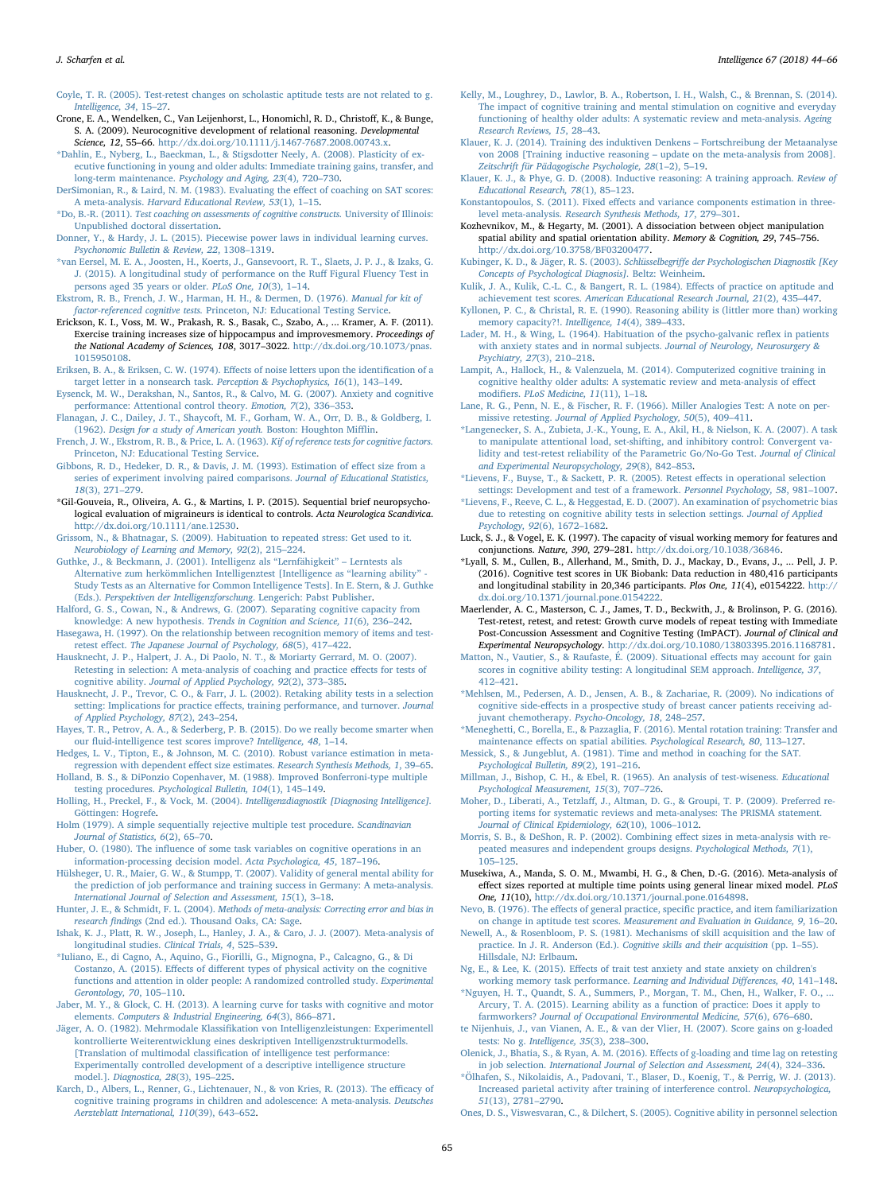Coyle, T. R. (2005). Test-retest changes on scholastic aptitude tests are not related to g. *Intelligence, 34*, 15–27.

Crone, E. A., Wendelken, C., Van Leijenhorst, L., Honomichl, R. D., Christoff, K., & Bunge, S. A. (2009). Neurocognitive development of relational reasoning. *Developmental Science, 12*, 55–66. http://dx.doi.org/10.1111/j.1467-7687.2008.00743.x.

*Dahlin, E., Nyberg, L., Baeckman, L., & Stigsdotter Neely, A. (2008). Plasticity of executive functioning in young and older adults: Immediate training gains, transfer, and long-term maintenance. *Psychology and Aging, 23*(4), 720–730.

DerSimonian, R., & Laird, N. M. (1983). Evaluating the effect of coaching on SAT scores: A meta-analysis. *Harvard Educational Review, 53*(1), 1–15.

*Do, B.-R. (2011). *Test coaching on assessments of cognitive constructs.* University of Illinois: Unpublished doctoral dissertation.

Donner, Y., & Hardy, J. L. (2015). Piecewise power laws in individual learning curves. *Psychonomic Bulletin & Review, 22*, 1308–1319.

*van Eersel, M. E. A., Joosten, H., Koerts, J., Gansevoort, R. T., Slaets, J. P. J., & Izaks, G. J. (2015). A longitudinal study of performance on the Ruff Figural Fluency Test in persons aged 35 years or older. *PLoS One, 10*(3), 1–14.

Ekstrom, R. B., French, J. W., Harman, H. H., & Dermen, D. (1976). *Manual for kit of factor-referenced cognitive tests.* Princeton, NJ: Educational Testing Service.

Erickson, K. I., Voss, M. W., Prakash, R. S., Basak, C., Szabo, A., ... Kramer, A. F. (2011). Exercise training increases size of hippocampus and improves memory. *Proceedings of the National Academy of Sciences, 108*, 3017–3022. http://dx.doi.org/10.1073/pnas.1015950108.

Eriksen, B. A., & Eriksen, C. W. (1974). Effects of noise letters upon the identification of a target letter in a nonsearch task. *Perception & Psychophysics, 16*(1), 143–149.

Eysenck, M. W., Derakshan, N., Santos, R., & Calvo, M. G. (2007). Anxiety and cognitive performance: Attentional control theory. *Emotion, 7*(2), 336–353.

Flanagan, J. C., Dailey, J. T., Shaycoft, M. F., Gorham, W. A., Orr, D. B., & Goldberg, I. (1962). *Design for a study of American youth.* Boston: Houghton Mifflin.

French, J. W., Ekstrom, R. B., & Price, L. A. (1963). *Kif of reference tests for cognitive factors.* Princeton, NJ: Educational Testing Service.

Gibbons, R. D., Hedeker, D. R., & Davis, J. M. (1993). Estimation of effect size from a series of experiment involving paired comparisons. *Journal of Educational Statistics, 18*(3), 271–279.

*Gil-Gouveia, R., Oliveira, A. G., & Martins, I. P. (2015). Sequential brief neuropsychological evaluation of migraineurs is identical to controls. *Acta Neurologica Scandinavica.* http://dx.doi.org/10.1111/ane.12530.

Grissom, N., & Bhatnagar, S. (2009). Habituation to repeated stress: Get used to it. *Neurobiology of Learning and Memory, 92*(2), 215–224.

Guthke, J., & Beckmann, J. (2001). Intelligenz als "Lernfähigkeit" – Lerntests als Alternative zum herkömmlichen Intelligenztest [Intelligence as "learning ability" - Study Tests as an Alternative for Common Intelligence Tests]. In E. Stern, & J. Guthke (Eds.). *Perspektiven der Intelligenzforschung.* Lengerich: Pabst Publisher.

Halford, G. S., Cowan, N., & Andrews, G. (2007). Separating cognitive capacity from knowledge: A new hypothesis. *Trends in Cognition and Science, 11*(6), 236–242.

Hasegawa, H. (1997). On the relationship between recognition memory of items and test-retest effect. *The Japanese Journal of Psychology, 68*(5), 417–422.

Hausknecht, J. P., Halpert, J. A., Di Paolo, N. T., & Moriarty Gerrard, M. O. (2007). Retesting in selection: A meta-analysis of coaching and practice effects for tests of cognitive ability. *Journal of Applied Psychology, 92*(2), 373–385.

Hausknecht, J. P., Trevor, C. O., & Farr, J. L. (2002). Retaking ability tests in a selection setting: Implications for practice effects, training performance, and turnover. *Journal of Applied Psychology, 87*(2), 243–254.

Hayes, T. R., Petrov, A. A., & Sederberg, P. B. (2015). Do we really become smarter when our fluid-intelligence test scores improve? *Intelligence, 48*, 1–14.

Hedges, L. V., Tipton, E., & Johnson, M. C. (2010). Robust variance estimation in meta-regression with dependent effect size estimates. *Research Synthesis Methods, 1*, 39–65.

Holland, B. S., & DiPonzio Copenhaver, M. (1988). Improved Bonferroni-type multiple testing procedures. *Psychological Bulletin, 104*(1), 145–149.

Holling, H., Preckel, F., & Vock, M. (2004). *Intelligenzdiagnostik [Diagnosing Intelligence].* Göttingen: Hogrefe.

Holm (1979). A simple sequentially rejective multiple test procedure. *Scandinavian Journal of Statistics, 6*(2), 65–70.

Huber, O. (1980). The influence of some task variables on cognitive operations in an information-processing decision model. *Acta Psychologica, 45*, 187–196.

Hülsheger, U. R., Maier, G. W., & Stumpp, T. (2007). Validity of general mental ability for the prediction of job performance and training success in Germany: A meta-analysis. *International Journal of Selection and Assessment, 15*(1), 3–18.

Hunter, J. E., & Schmidt, F. L. (2004). *Methods of meta-analysis: Correcting error and bias in research findings* (2nd ed.). Thousand Oaks, CA: Sage.

Ishak, K. J., Platt, R. W., Joseph, L., Hanley, J. A., & Caro, J. J. (2007). Meta-analysis of longitudinal studies. *Clinical Trials, 4*, 525–539.

*Iuliano, E., di Cagno, A., Aquino, G., Fiorilli, G., Mignogna, P., Calcagno, G., & Di Costanzo, A. (2015). Effects of different types of physical activity on the cognitive functions and attention in older people: A randomized controlled study. *Experimental Gerontology, 70*, 105–110.

Jaber, M. Y., & Glock, C. H. (2013). A learning curve for tasks with cognitive and motor elements. *Computers & Industrial Engineering, 64*(3), 866–871.

Jäger, A. O. (1982). Mehrmodale Klassifikation von Intelligenzleistungen: Experimentell kontrollierte Weiterentwicklung eines deskriptiven Intelligenzstrukturmodells. [Translation of multimodal classification of intelligence test performance: Experimentally controlled development of a descriptive intelligence structure model.]. *Diagnostica, 28*(3), 195–225.

Karch, D., Albers, L., Renner, G., Lichtenauer, N., & von Kries, R. (2013). The efficacy of cognitive training programs in children and adolescence: A meta-analysis. *Deutsches Aerzteblatt International, 110*(39), 643–652.

Kelly, M., Loughrey, D., Lawlor, B. A., Robertson, I. H., Walsh, C., & Brennan, S. (2014). The impact of cognitive training and mental stimulation on cognitive and everyday functioning of healthy older adults: A systematic review and meta-analysis. *Ageing Research Reviews, 15*, 28–43.

Klauer, K. J. (2014). Training des induktiven Denkens – Fortschreibung der Metaanalyse von 2008 [Training inductive reasoning – update on the meta-analysis from 2008]. *Zeitschrift für Pädagogische Psychologie, 28*(1–2), 5–19.

Klauer, K. J., & Phye, G. D. (2008). Inductive reasoning: A training approach. *Review of Educational Research, 78*(1), 85–123.

Konstantopoulos, S. (2011). Fixed effects and variance components estimation in three-level meta-analysis. *Research Synthesis Methods, 17*, 279–301.

Kozhevnikov, M., & Hegarty, M. (2001). A dissociation between object manipulation spatial ability and spatial orientation ability. *Memory & Cognition, 29*, 745–756. http://dx.doi.org/10.3758/BF03200477.

Kubinger, K. D., & Jäger, R. S. (2003). *Schlüsselbegriffe der Psychologischen Diagnostik [Key Concepts of Psychological Diagnosis].* Beltz: Weinheim.

Kulik, J. A., Kulik, C.-L. C., & Bangert, R. L. (1984). Effects of practice on aptitude and achievement test scores. *American Educational Research Journal, 21*(2), 435–447.

Kyllonen, P. C., & Christal, R. E. (1990). Reasoning ability is (little more than) working memory capacity?!. *Intelligence, 14*(4), 389–433.

Lader, M. H., & Wing, L. (1964). Habituation of the psycho-galvanic reflex in patients with anxiety states and in normal subjects. *Journal of Neurology, Neurosurgery & Psychiatry, 27*(3), 210–218.

Lampit, A., Hallock, H., & Valenzuela, M. (2014). Computerized cognitive training in cognitive healthy older adults: A systematic review and meta-analysis of effect modifiers. *PLoS Medicine, 11*(11), 1–18.

Lane, R. G., Penn, N. E., & Fischer, R. F. (1966). Miller Analogies Test: A note on permissive retesting. *Journal of Applied Psychology, 50*(5), 409–411.

*Langenecker, S. A., Zubieta, J.-K., Young, E. A., Akil, H., & Nielson, K. A. (2007). A task to manipulate attentional load, set-shifting, and inhibitory control: Convergent validity and test-retest reliability of the Parametric Go/No-Go Test. *Journal of Clinical and Experimental Neuropsychology, 29*(8), 842–853.

*Lievens, F., Buyse, T., & Sackett, P. R. (2005). Retest effects in operational selection settings: Development and test of a framework. *Personnel Psychology, 58*, 981–1007.

*Lievens, F., Reeve, C. L., & Heggestad, E. D. (2007). An examination of psychometric bias due to retesting on cognitive ability tests in selection settings. *Journal of Applied Psychology, 92*(6), 1672–1682.

Luck, S. J., & Vogel, E. K. (1997). The capacity of visual working memory for features and conjunctions. *Nature, 390*, 279–281. http://dx.doi.org/10.1038/36846.

*Lyall, S. M., Cullen, B., Allerhand, M., Smith, D. J., Mackay, D., Evans, J., ... Pell, J. P. (2016). Cognitive test scores in UK Biobank: Data reduction in 480,416 participants and longitudinal stability in 20,346 participants. *Plos One, 11*(4), e0154222. http://dx.doi.org/10.1371/journal.pone.0154222.

Maerlender, A. C., Masterson, C. J., James, T. D., Beckwith, J., & Brolinson, P. G. (2016). Test-retest, retest, and retest: Growth curve models of repeat testing with Immediate Post-Concussion Assessment and Cognitive Testing (ImPACT). *Journal of Clinical and Experimental Neuropsychology.* http://dx.doi.org/10.1080/13803395.2016.1168781.

Matton, N., Vautier, S., & Raufaste, É. (2009). Situational effects may account for gain scores in cognitive ability testing: A longitudinal SEM approach. *Intelligence, 37*, 412–421.

*Mehlsen, M., Pedersen, A. D., Jensen, A. B., & Zachariae, R. (2009). No indications of cognitive side-effects in a prospective study of breast cancer patients receiving adjuvant chemotherapy. *Psycho-Oncology, 18*, 248–257.

*Meneghetti, C., Borella, E., & Pazzaglia, F. (2016). Mental rotation training: Transfer and maintenance effects on spatial abilities. *Psychological Research, 80*, 113–127.

Messick, S., & Jungeblut, A. (1981). Time and method in coaching for the SAT. *Psychological Bulletin, 89*(2), 191–216.

Millman, J., Bishop, C. H., & Ebel, R. (1965). An analysis of test-wiseness. *Educational Psychological Measurement, 15*(3), 707–726.

Moher, D., Liberati, A., Tetzlaff, J., Altman, D. G., & Groupi, T. P. (2009). Preferred reporting items for systematic reviews and meta-analyses: The PRISMA statement. *Journal of Clinical Epidemiology, 62*(10), 1006–1012.

Morris, S. B., & DeShon, R. P. (2002). Combining effect sizes in meta-analysis with repeated measures and independent groups designs. *Psychological Methods, 7*(1), 105–125.

Musekiwa, A., Manda, S. O. M., Mwambi, H. G., & Chen, D.-G. (2016). Meta-analysis of effect sizes reported at multiple time points using general linear mixed model. *PLoS One, 11*(10), http://dx.doi.org/10.1371/journal.pone.0164898.

Nevo, B. (1976). The effects of general practice, specific practice, and item familiarization on change in aptitude test scores. *Measurement and Evaluation in Guidance, 9*, 16–20.

Newell, A., & Rosenbloom, P. S. (1981). Mechanisms of skill acquisition and the law of practice. In J. R. Anderson (Ed.). *Cognitive skills and their acquisition* (pp. 1–55). Hillsdale, NJ: Erlbaum.

Ng, E., & Lee, K. (2015). Effects of trait test anxiety and state anxiety on children's working memory task performance. *Learning and Individual Differences, 40*, 141–148.

*Nguyen, H. T., Quandt, S. A., Summers, P., Morgan, T. M., Chen, H., Walker, F. O., ... Arcury, T. A. (2015). Learning ability as a function of practice: Does it apply to farmworkers? *Journal of Occupational Environmental Medicine, 57*(6), 676–680.

te Nijenhuis, J., van Vianen, A. E., & van der Vlier, H. (2007). Score gains on g-loaded tests: No g. *Intelligence, 35*(3), 238–300.

Olenick, J., Bhatia, S., & Ryan, A. M. (2016). Effects of g-loading and time lag on retesting in job selection. *International Journal of Selection and Assessment, 24*(4), 324–336.

*Ölhafen, S., Nikolaidis, A., Padovani, T., Blaser, D., Koenig, T., & Perrig, W. J. (2013). Increased parietal activity after training of interference control. *Neuropsychologica, 51*(13), 2781–2790.

Ones, D. S., Viswesvaran, C., & Dilchert, S. (2005). Cognitive ability in personnel selection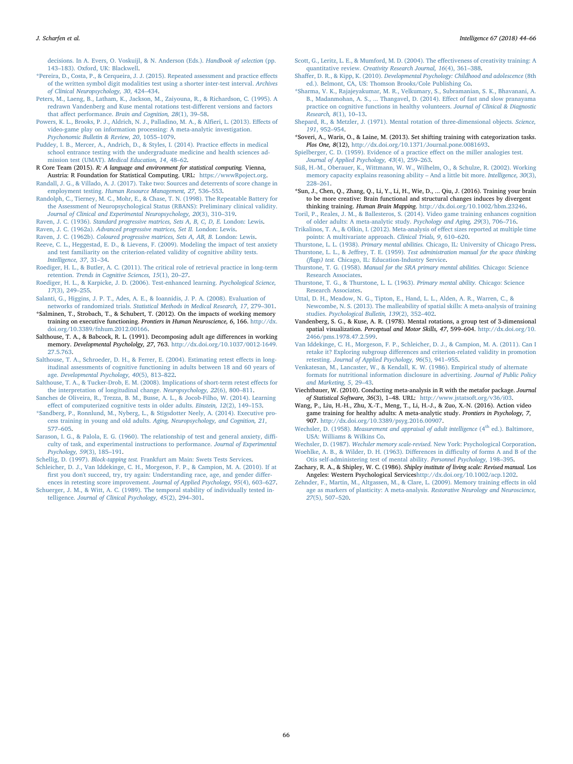decisions. In A. Evers, O. Voskuijl, & N. Anderson (Eds.). *Handbook of selection* (pp. 143–183). Oxford, UK: Blackwell.

*Pereira, D., Costa, P., & Cerqueira, J. J. (2015). Repeated assessment and practice effects of the written symbol digit modalities test using a shorter inter-test interval. *Archives of Clinical Neuropsychology, 30*, 424–434.

Peters, M., Laeng, B., Latham, K., Jackson, M., Zaiyouna, R., & Richardson, C. (1995). A redrawn Vandenberg and Kuse mental rotations test-different versions and factors that affect performance. *Brain and Cognition, 28*(1), 39–58.

Powers, K. L., Brooks, P. J., Aldrich, N. J., Palladino, M. A., & Alfieri, L. (2013). Effects of video-game play on information processing: A meta-analytic investigation. *Psychonomic Bulletin & Review, 20*, 1055–1079.

Puddey, I. B., Mercer, A., Andrich, D., & Styles, I. (2014). Practice effects in medical school entrance testing with the undergraduate medicine and health sciences admission test (UMAT). *Medical Education, 14*, 48–62.

R Core Team (2015). *R: A language and environment for statistical computing.* Vienna, Austria: R Foundation for Statistical Computing. URL: https://wwwRpoject.org.

Randall, J. G., & Villado, A. J. (2017). Take two: Sources and deterrents of score change in employment testing. *Human Resource Management, 27*, 536–553.

Randolph, C., Tierney, M. C., Mohr, E., & Chase, T. N. (1998). The Repeatable Battery for the Assessment of Neuropsychological Status (RBANS): Preliminary clinical validity. *Journal of Clinical and Experimental Neuropsychology, 20*(3), 310–319.

Raven, J. C. (1936). *Standard progressive matrices, Sets A, B, C, D, E.* London: Lewis.

Raven, J. C. (1962a). *Advanced progressive matrices, Set II.* London: Lewis.

Raven, J. C. (1962b). *Coloured progressive matrices, Sets A, AB, B.* London: Lewis.

Reeve, C. L., Heggestad, E. D., & Lievens, F. (2009). Modeling the impact of test anxiety and test familiarity on the criterion-related validity of cognitive ability tests. *Intelligence, 37*, 31–34.

Roediger, H. L., & Butler, A. C. (2011). The critical role of retrieval practice in long-term retention. *Trends in Cognitive Sciences, 15*(1), 20–27.

Roediger, H. L., & Karpicke, J. D. (2006). Test-enhanced learning. *Psychological Science, 17*(3), 249–255.

Salanti, G., Higgins, J. P. T., Ades, A. E., & Ioannidis, J. P. A. (2008). Evaluation of networks of randomized trials. *Statistical Methods in Medical Research, 17*, 279–301.

*Salminen, T., Strobach, T., & Schubert, T. (2012). On the impacts of working memory training on executive functioning. *Frontiers in Human Neuroscience, 6*, 166. http://dx.doi.org/10.3389/fnhum.2012.00166.

Salthouse, T. A., & Babcock, R. L. (1991). Decomposing adult age differences in working memory. *Developmental Psycholology, 27*, 763. http://dx.doi.org/10.1037/0012-1649.27.5.763.

Salthouse, T. A., Schroeder, D. H., & Ferrer, E. (2004). Estimating retest effects in longitudinal assessments of cognitive functioning in adults between 18 and 60 years of age. *Developmental Psychology, 40*(5), 813–822.

Salthouse, T. A., & Tucker-Drob, E. M. (2008). Implications of short-term retest effects for the interpretation of longitudinal change. *Neuropsychology, 22*(6), 800–811.

Sanches de Oliveira, R., Trezza, B. M., Busse, A. L., & Jocob-Filho, W. (2014). Learning effect of computerized cognitive tests in older adults. *Einstein, 12*(2), 149–153.

*Sandberg, P., Ronnlund, M., Nyberg, L., & Stigsdotter Neely, A. (2014). Executive process training in young and old adults. *Aging, Neuropsychology, and Cognition, 21*, 577–605.

Sarason, I. G., & Palola, E. G. (1960). The relationship of test and general anxiety, difficulty of task, and experimental instructions to performance. *Journal of Experimental Psychology, 59*(3), 185–191.

Schellig, D. (1997). *Block-tapping test.* Frankfurt am Main: Swets Tests Services.

Schleicher, D. J., Van Iddekinge, C. H., Morgeson, F. P., & Campion, M. A. (2010). If at first you don't succeed, try, try again: Understanding race, age, and gender differences in retesting score improvement. *Journal of Applied Psychology, 95*(4), 603–627.

Schuerger, J. M., & Witt, A. C. (1989). The temporal stability of individually tested intelligence. *Journal of Clinical Psychology, 45*(2), 294–301.

Scott, G., Leritz, L. E., & Mumford, M. D. (2004). The effectiveness of creativity training: A quantitative review. *Creativity Research Journal, 16*(4), 361–388.

Shaffer, D. R., & Kipp, K. (2010). *Developmental Psychology: Childhood and adolescence* (8th ed.). Belmont, CA, US: Thomson Brooks/Cole Publishing Co.

*Sharma, V. K., Rajajeyakumar, M. R., Velkumary, S., Subramanian, S. K., Bhavanani, A. B., Madanmohan, A. S., ... Thangavel, D. (2014). Effect of fast and slow pranayama practice on cognitive functions in healthy volunteers. *Journal of Clinical & Diagnostic Research, 8*(1), 10–13.

Shepard, R., & Metzler, J. (1971). Mental rotation of three-dimensional objects. *Science, 191*, 952–954.

*Soveri, A., Waris, O., & Laine, M. (2013). Set shifting training with categorization tasks. *Plos One, 8*(12), http://dx.doi.org/10.1371/Journal.pone.0081693.

Spielberger, C. D. (1959). Evidence of a practice effect on the miller analogies test. *Journal of Applied Psychology, 43*(4), 259–263.

Süß, H.-M., Oberauer, K., Wittmann, W. W., Wilhelm, O., & Schulze, R. (2002). Working memory capacity explains reasoning ability – And a little bit more. *Intelligence, 30*(3), 228–261.

*Sun, J., Chen, Q., Zhang, Q., Li, Y., Li, H., Wie, D., ... Qiu, J. (2016). Training your brain to be more creative: Brain functional and structural changes induces by divergent thinking training. *Human Brain Mapping.* http://dx.doi.org/10.1002/hbm.23246.

Toril, P., Reales, J. M., & Ballesteros, S. (2014). Video game training enhances cognition of older adults: A meta-analytic study. *Psychology and Aging, 29*(3), 706–716.

Trikalinos, T. A., & Olkin, I. (2012). Meta-analysis of effect sizes reported at multiple time points: A multivariate approach. *Clinical Trials, 9*, 610–620.

Thurstone, L. L. (1938). *Primary mental abilities.* Chicago, IL: University of Chicago Press.

Thurstone, L. L., & Jeffrey, T. E. (1959). *Test administration manual for the space thinking (flags) test.* Chicago, IL: Education-Industry Service.

Thurstone, T. G. (1958). *Manual for the SRA primary mental abilities.* Chicago: Science Research Associates.

Thurstone, T. G., & Thurstone, L. L. (1963). *Primary mental ability.* Chicago: Science Research Associates.

Uttal, D. H., Meadow, N. G., Tipton, E., Hand, L. L., Alden, A. R., Warren, C., & Newcombe, N. S. (2013). The malleability of spatial skills: A meta-analysis of training studies. *Psychological Bulletin, 139*(2), 352–402.

Vandenberg, S. G., & Kuse, A. R. (1978). Mental rotations, a group test of 3-dimensional spatial visualization. *Perceptual and Motor Skills, 47*, 599–604. http://dx.doi.org/10.2466/pms.1978.47.2.599.

Van Iddekinge, C. H., Morgeson, F. P., Schleicher, D. J., & Campion, M. A. (2011). Can I retake it? Exploring subgroup differences and criterion-related validity in promotion retesting. *Journal of Applied Psychology, 96*(5), 941–955.

Venkatesan, M., Lancaster, W., & Kendall, K. W. (1986). Empirical study of alternate formats for nutritional information disclosure in advertising. *Journal of Public Policy and Marketing, 5*, 29–43.

Viechtbauer, W. (2010). Conducting meta-analysis in R with the metafor package. *Journal of Statistical Software, 36*(3), 1–48. URL: http://www.jstatsoft.org/v36/i03.

Wang, P., Liu, H.-H., Zhu, X.-T., Meng, T., Li, H.-J., & Zuo, X.-N. (2016). Action video game training for healthy adults: A meta-analytic study. *Frontiers in Psychology, 7*, 907. http://dx.doi.org/10.3389/psyg.2016.00907.

Wechsler, D. (1958). *Measurement and appraisal of adult intelligence* (4th ed.). Baltimore, USA: Williams & Wilkins Co.

Wechsler, D. (1987). *Wechsler memory scale-revised.* New York: Psychological Corporation.

Woehlke, A. B., & Wilder, D. H. (1963). Differences in difficulty of forms A and B of the Otis self-administering test of mental ability. *Personnel Psychology,* 198–395.

Zachary, R. A., & Shipley, W. C. (1986). *Shipley institute of living scale: Revised manual.* Los Angeles: Western Psychological Serviceshttp://dx.doi.org/10.1002/acp.1202.

Zehnder, F., Martin, M., Altgassen, M., & Clare, L. (2009). Memory training effects in old age as markers of plasticity: A meta-analysis. *Restorative Neurology and Neuroscience, 27*(5), 507–520.